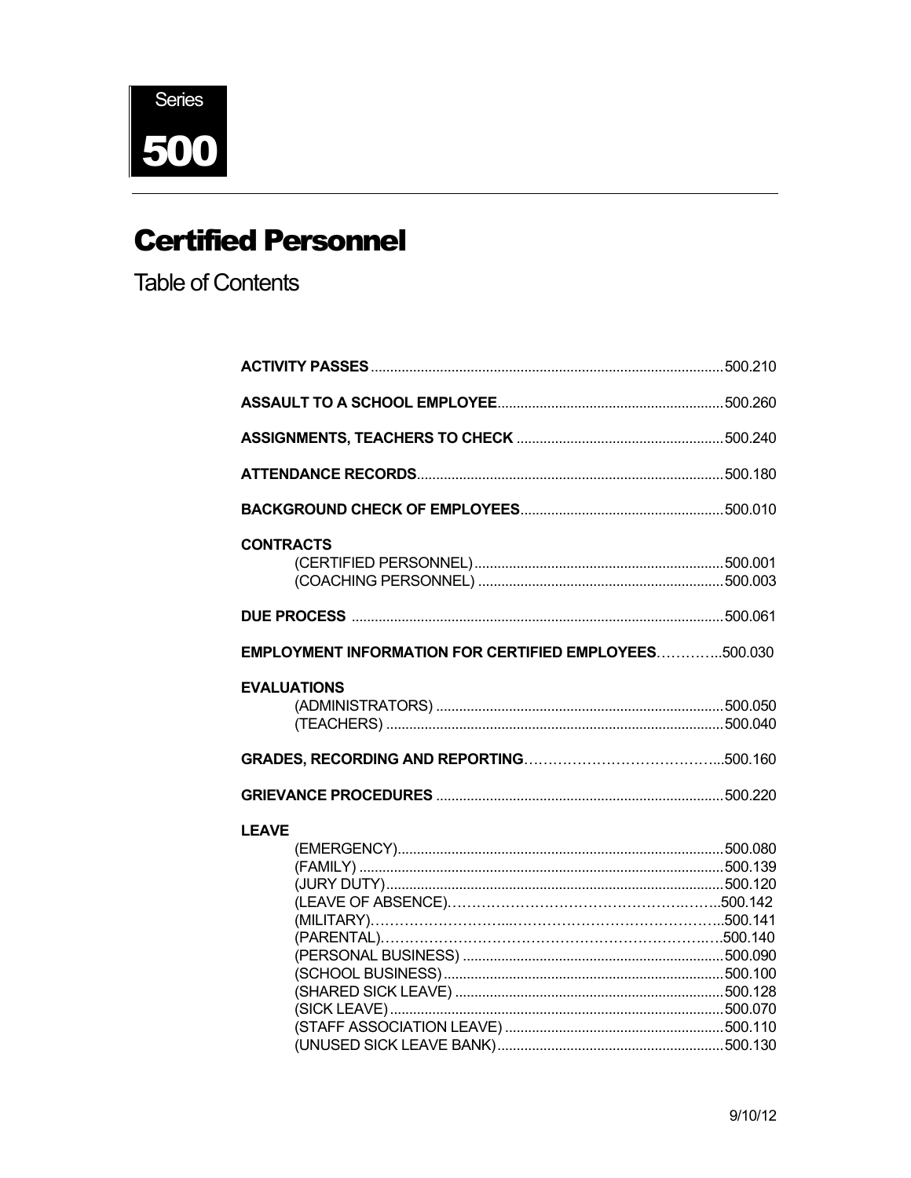Series

# 500

# Certified Personnel

## Table of Contents

| | |
|---|---|
| **ACTIVITY PASSES** | 500.210 |
| **ASSAULT TO A SCHOOL EMPLOYEE** | 500.260 |
| **ASSIGNMENTS, TEACHERS TO CHECK** | 500.240 |
| **ATTENDANCE RECORDS** | 500.180 |
| **BACKGROUND CHECK OF EMPLOYEES** | 500.010 |
| **CONTRACTS** | |
| (CERTIFIED PERSONNEL) | 500.001 |
| (COACHING PERSONNEL) | 500.003 |
| **DUE PROCESS** | 500.061 |
| **EMPLOYMENT INFORMATION FOR CERTIFIED EMPLOYEES** | 500.030 |
| **EVALUATIONS** | |
| (ADMINISTRATORS) | 500.050 |
| (TEACHERS) | 500.040 |
| **GRADES, RECORDING AND REPORTING** | 500.160 |
| **GRIEVANCE PROCEDURES** | 500.220 |
| **LEAVE** | |
| (EMERGENCY) | 500.080 |
| (FAMILY) | 500.139 |
| (JURY DUTY) | 500.120 |
| (LEAVE OF ABSENCE) | 500.142 |
| (MILITARY) | 500.141 |
| (PARENTAL) | 500.140 |
| (PERSONAL BUSINESS) | 500.090 |
| (SCHOOL BUSINESS) | 500.100 |
| (SHARED SICK LEAVE) | 500.128 |
| (SICK LEAVE) | 500.070 |
| (STAFF ASSOCIATION LEAVE) | 500.110 |
| (UNUSED SICK LEAVE BANK) | 500.130 |

9/10/12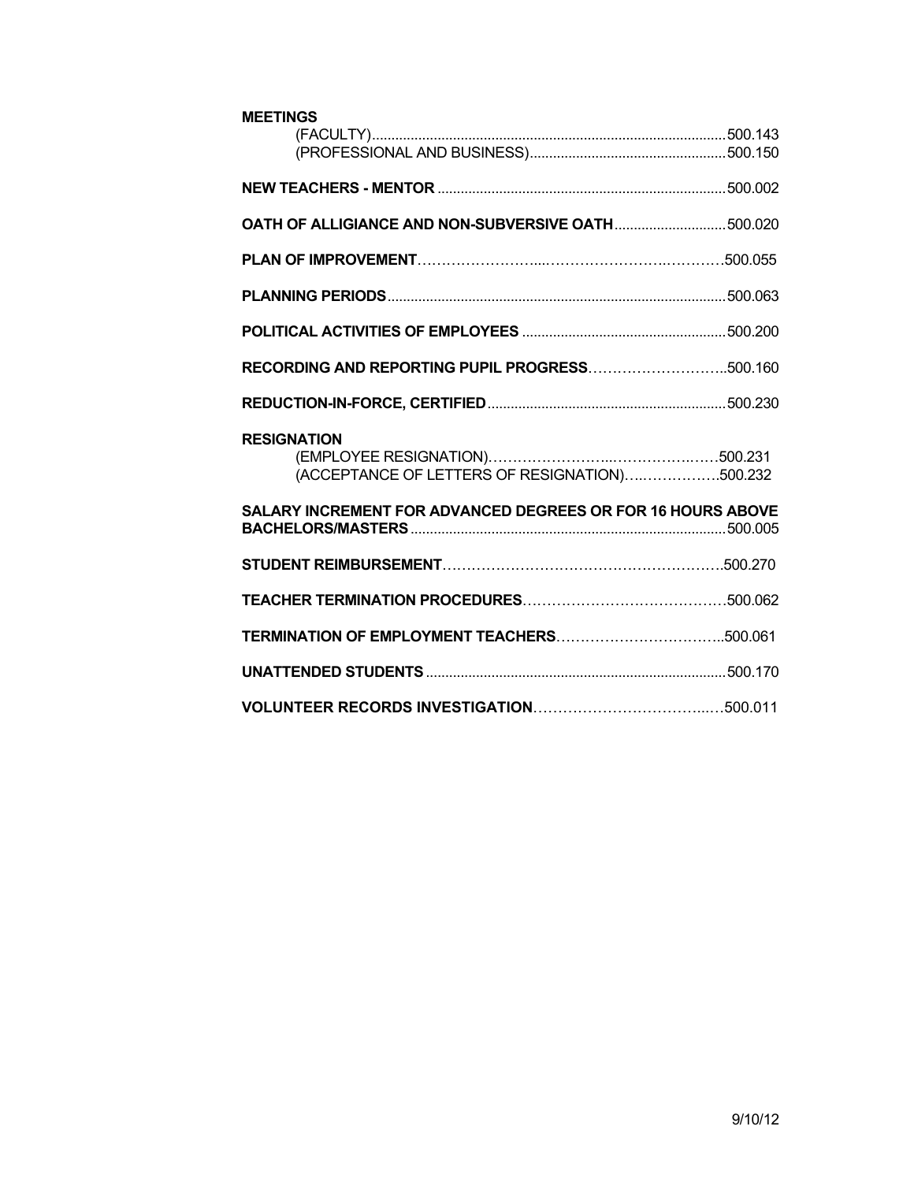**MEETINGS**
(FACULTY)............................................................................................500.143
(PROFESSIONAL AND BUSINESS)..................................................500.150

**NEW TEACHERS - MENTOR** ..........................................................................500.002

**OATH OF ALLIGIANCE AND NON-SUBVERSIVE OATH**.............................500.020

**PLAN OF IMPROVEMENT**……………………...…………………….…………500.055

**PLANNING PERIODS**......................................................................................500.063

**POLITICAL ACTIVITIES OF EMPLOYEES** ....................................................500.200

**RECORDING AND REPORTING PUPIL PROGRESS**………………………..500.160

**REDUCTION-IN-FORCE, CERTIFIED**.............................................................500.230

**RESIGNATION**
(EMPLOYEE RESIGNATION)……………………..…………….……500.231
(ACCEPTANCE OF LETTERS OF RESIGNATION)….…………….500.232

**SALARY INCREMENT FOR ADVANCED DEGREES OR FOR 16 HOURS ABOVE BACHELORS/MASTERS**.................................................................................500.005

**STUDENT REIMBURSEMENT**………………………………………………….500.270

**TEACHER TERMINATION PROCEDURES**……………………………………500.062

**TERMINATION OF EMPLOYMENT TEACHERS**……………………………..500.061

**UNATTENDED STUDENTS**............................................................................500.170

**VOLUNTEER RECORDS INVESTIGATION**………………………………..…500.011

9/10/12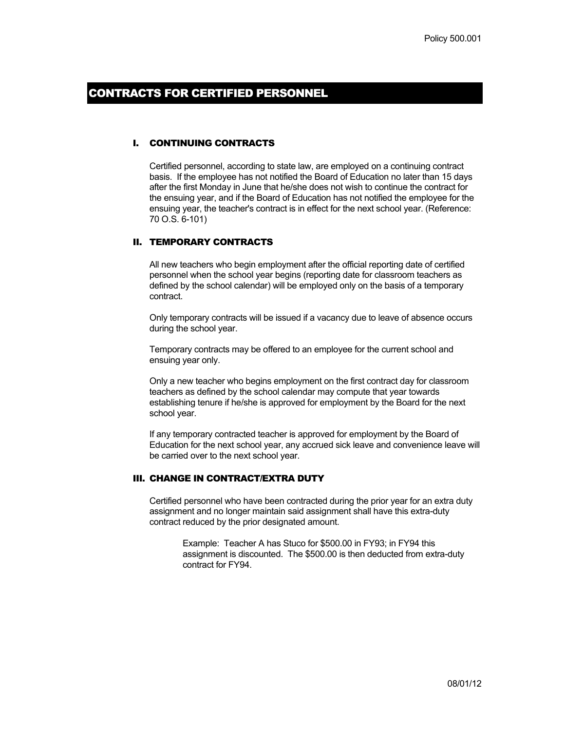# CONTRACTS FOR CERTIFIED PERSONNEL

## I. CONTINUING CONTRACTS

Certified personnel, according to state law, are employed on a continuing contract basis. If the employee has not notified the Board of Education no later than 15 days after the first Monday in June that he/she does not wish to continue the contract for the ensuing year, and if the Board of Education has not notified the employee for the ensuing year, the teacher's contract is in effect for the next school year. (Reference: 70 O.S. 6-101)

## II. TEMPORARY CONTRACTS

All new teachers who begin employment after the official reporting date of certified personnel when the school year begins (reporting date for classroom teachers as defined by the school calendar) will be employed only on the basis of a temporary contract.

Only temporary contracts will be issued if a vacancy due to leave of absence occurs during the school year.

Temporary contracts may be offered to an employee for the current school and ensuing year only.

Only a new teacher who begins employment on the first contract day for classroom teachers as defined by the school calendar may compute that year towards establishing tenure if he/she is approved for employment by the Board for the next school year.

If any temporary contracted teacher is approved for employment by the Board of Education for the next school year, any accrued sick leave and convenience leave will be carried over to the next school year.

## III. CHANGE IN CONTRACT/EXTRA DUTY

Certified personnel who have been contracted during the prior year for an extra duty assignment and no longer maintain said assignment shall have this extra-duty contract reduced by the prior designated amount.

> Example: Teacher A has Stuco for $500.00 in FY93; in FY94 this assignment is discounted. The $500.00 is then deducted from extra-duty contract for FY94.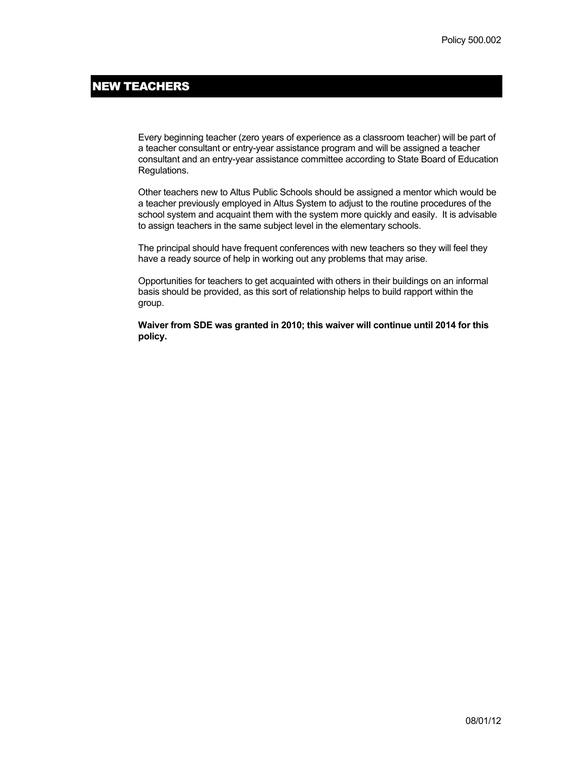Policy 500.002

# NEW TEACHERS

Every beginning teacher (zero years of experience as a classroom teacher) will be part of a teacher consultant or entry-year assistance program and will be assigned a teacher consultant and an entry-year assistance committee according to State Board of Education Regulations.

Other teachers new to Altus Public Schools should be assigned a mentor which would be a teacher previously employed in Altus System to adjust to the routine procedures of the school system and acquaint them with the system more quickly and easily. It is advisable to assign teachers in the same subject level in the elementary schools.

The principal should have frequent conferences with new teachers so they will feel they have a ready source of help in working out any problems that may arise.

Opportunities for teachers to get acquainted with others in their buildings on an informal basis should be provided, as this sort of relationship helps to build rapport within the group.

**Waiver from SDE was granted in 2010; this waiver will continue until 2014 for this policy.**

08/01/12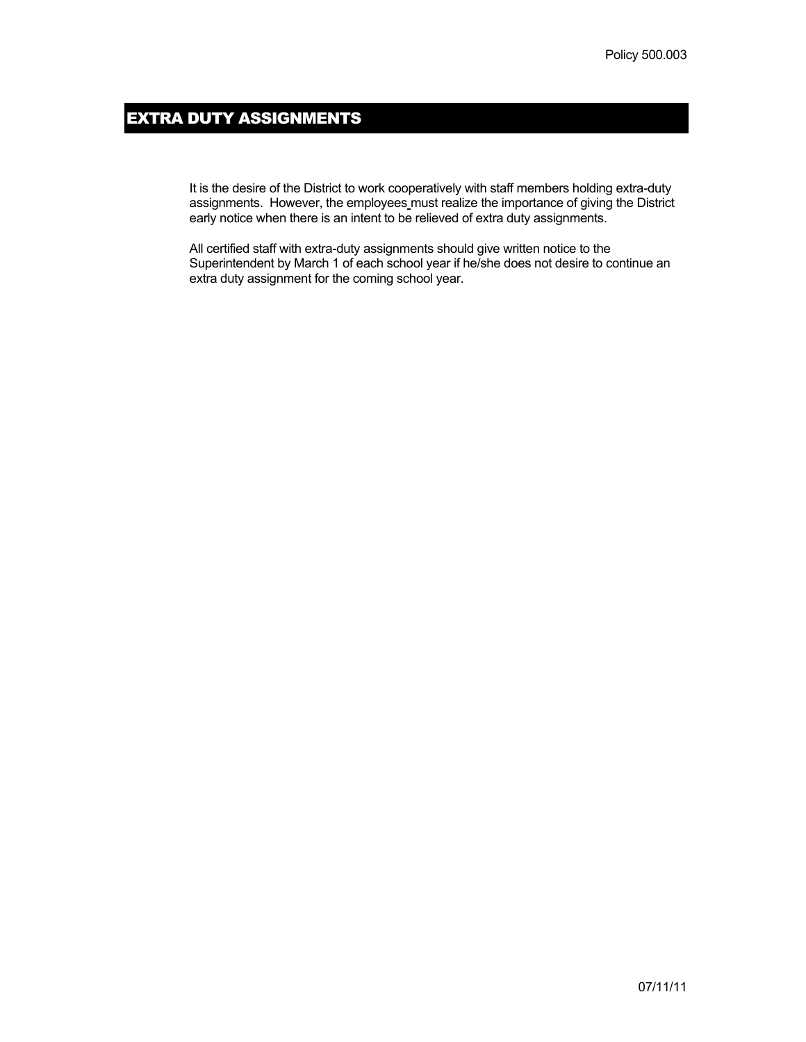Policy 500.003

# EXTRA DUTY ASSIGNMENTS

It is the desire of the District to work cooperatively with staff members holding extra-duty assignments. However, the employees must realize the importance of giving the District early notice when there is an intent to be relieved of extra duty assignments.

All certified staff with extra-duty assignments should give written notice to the Superintendent by March 1 of each school year if he/she does not desire to continue an extra duty assignment for the coming school year.

07/11/11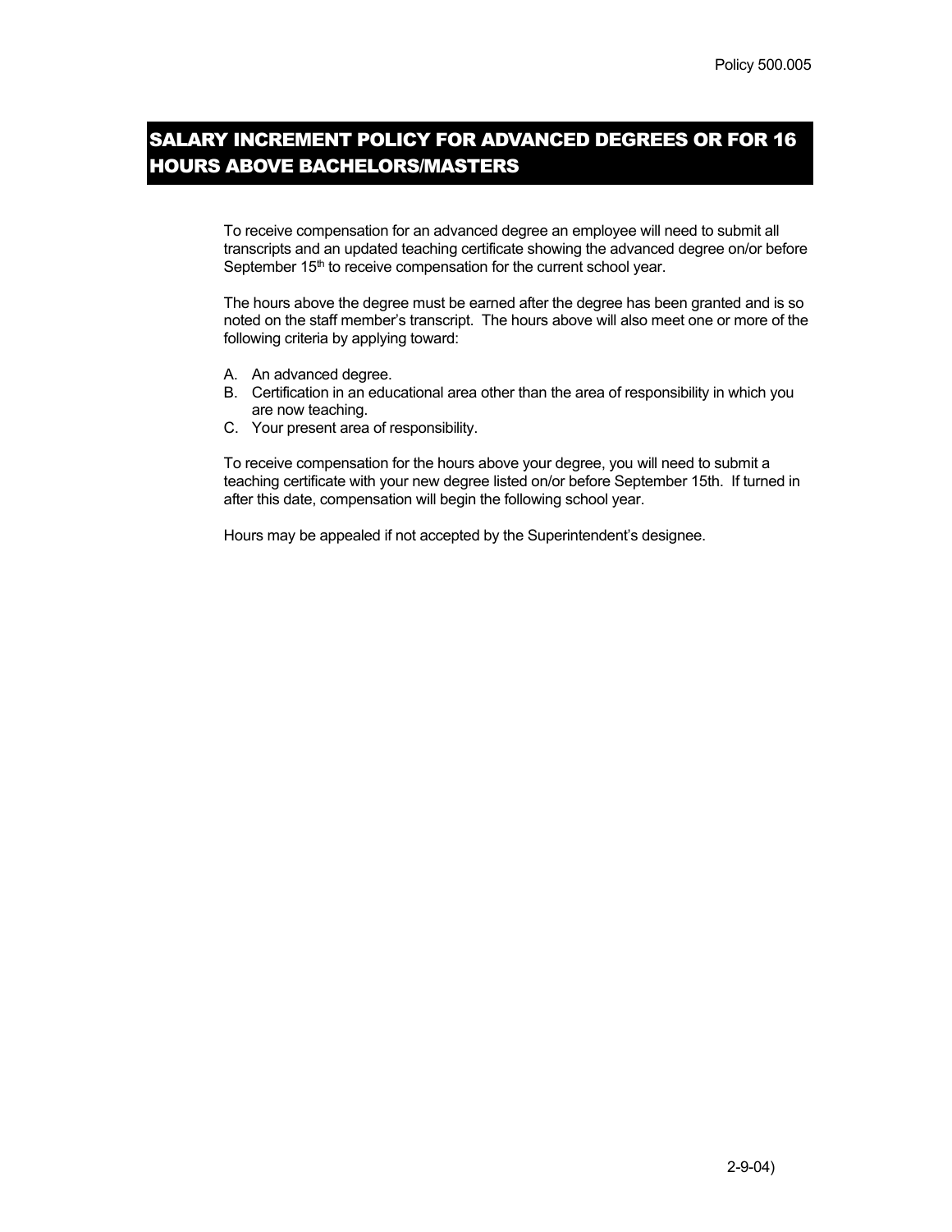# SALARY INCREMENT POLICY FOR ADVANCED DEGREES OR FOR 16 HOURS ABOVE BACHELORS/MASTERS

To receive compensation for an advanced degree an employee will need to submit all transcripts and an updated teaching certificate showing the advanced degree on/or before September 15th to receive compensation for the current school year.

The hours above the degree must be earned after the degree has been granted and is so noted on the staff member's transcript. The hours above will also meet one or more of the following criteria by applying toward:

A. An advanced degree.
B. Certification in an educational area other than the area of responsibility in which you are now teaching.
C. Your present area of responsibility.

To receive compensation for the hours above your degree, you will need to submit a teaching certificate with your new degree listed on/or before September 15th. If turned in after this date, compensation will begin the following school year.

Hours may be appealed if not accepted by the Superintendent's designee.

2-9-04)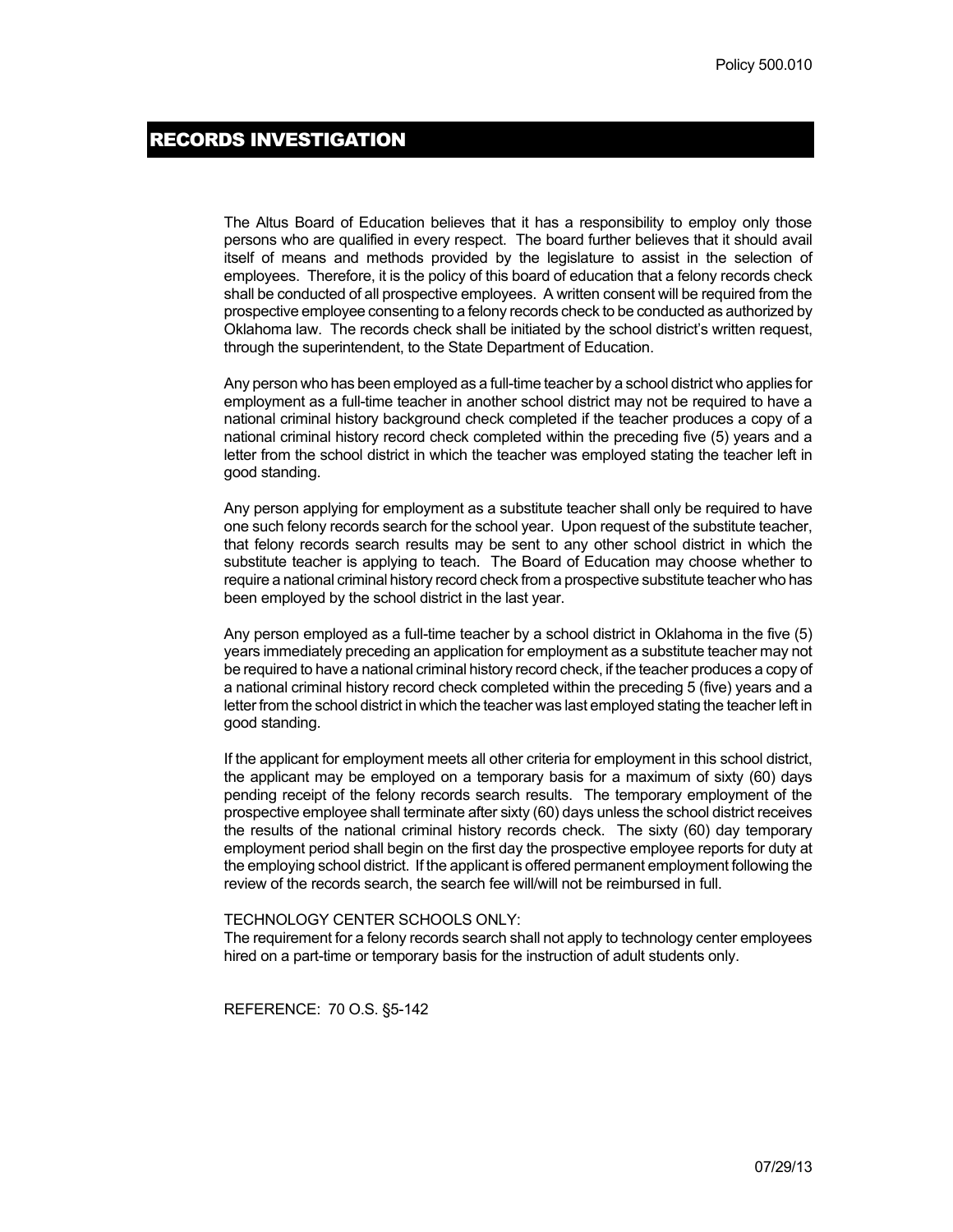# RECORDS INVESTIGATION

The Altus Board of Education believes that it has a responsibility to employ only those persons who are qualified in every respect. The board further believes that it should avail itself of means and methods provided by the legislature to assist in the selection of employees. Therefore, it is the policy of this board of education that a felony records check shall be conducted of all prospective employees. A written consent will be required from the prospective employee consenting to a felony records check to be conducted as authorized by Oklahoma law. The records check shall be initiated by the school district's written request, through the superintendent, to the State Department of Education.

Any person who has been employed as a full-time teacher by a school district who applies for employment as a full-time teacher in another school district may not be required to have a national criminal history background check completed if the teacher produces a copy of a national criminal history record check completed within the preceding five (5) years and a letter from the school district in which the teacher was employed stating the teacher left in good standing.

Any person applying for employment as a substitute teacher shall only be required to have one such felony records search for the school year. Upon request of the substitute teacher, that felony records search results may be sent to any other school district in which the substitute teacher is applying to teach. The Board of Education may choose whether to require a national criminal history record check from a prospective substitute teacher who has been employed by the school district in the last year.

Any person employed as a full-time teacher by a school district in Oklahoma in the five (5) years immediately preceding an application for employment as a substitute teacher may not be required to have a national criminal history record check, if the teacher produces a copy of a national criminal history record check completed within the preceding 5 (five) years and a letter from the school district in which the teacher was last employed stating the teacher left in good standing.

If the applicant for employment meets all other criteria for employment in this school district, the applicant may be employed on a temporary basis for a maximum of sixty (60) days pending receipt of the felony records search results. The temporary employment of the prospective employee shall terminate after sixty (60) days unless the school district receives the results of the national criminal history records check. The sixty (60) day temporary employment period shall begin on the first day the prospective employee reports for duty at the employing school district. If the applicant is offered permanent employment following the review of the records search, the search fee will/will not be reimbursed in full.

TECHNOLOGY CENTER SCHOOLS ONLY:
The requirement for a felony records search shall not apply to technology center employees hired on a part-time or temporary basis for the instruction of adult students only.

REFERENCE: 70 O.S. §5-142

07/29/13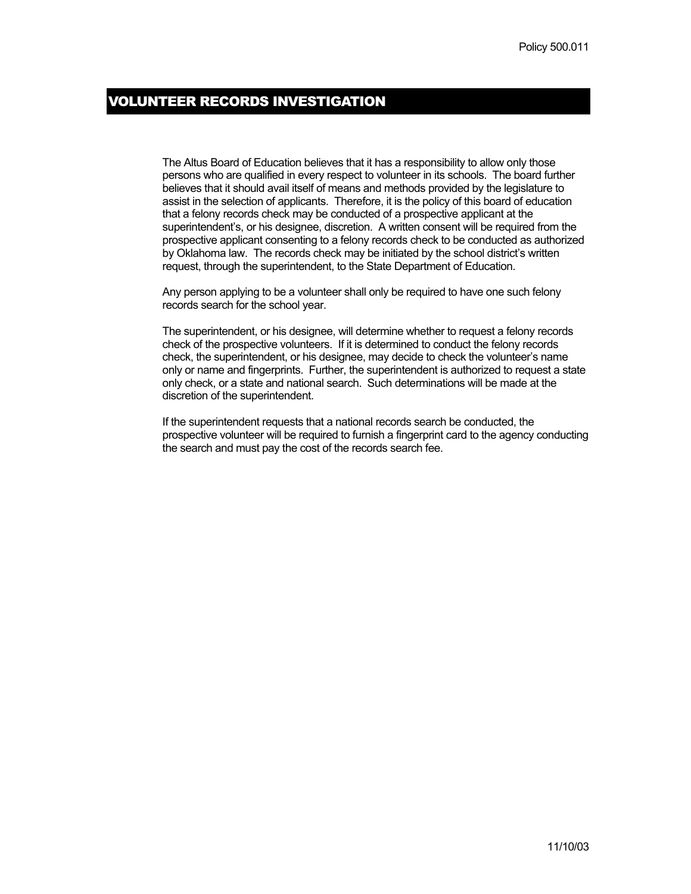Policy 500.011

# VOLUNTEER RECORDS INVESTIGATION

The Altus Board of Education believes that it has a responsibility to allow only those persons who are qualified in every respect to volunteer in its schools. The board further believes that it should avail itself of means and methods provided by the legislature to assist in the selection of applicants. Therefore, it is the policy of this board of education that a felony records check may be conducted of a prospective applicant at the superintendent's, or his designee, discretion. A written consent will be required from the prospective applicant consenting to a felony records check to be conducted as authorized by Oklahoma law. The records check may be initiated by the school district's written request, through the superintendent, to the State Department of Education.

Any person applying to be a volunteer shall only be required to have one such felony records search for the school year.

The superintendent, or his designee, will determine whether to request a felony records check of the prospective volunteers. If it is determined to conduct the felony records check, the superintendent, or his designee, may decide to check the volunteer's name only or name and fingerprints. Further, the superintendent is authorized to request a state only check, or a state and national search. Such determinations will be made at the discretion of the superintendent.

If the superintendent requests that a national records search be conducted, the prospective volunteer will be required to furnish a fingerprint card to the agency conducting the search and must pay the cost of the records search fee.

11/10/03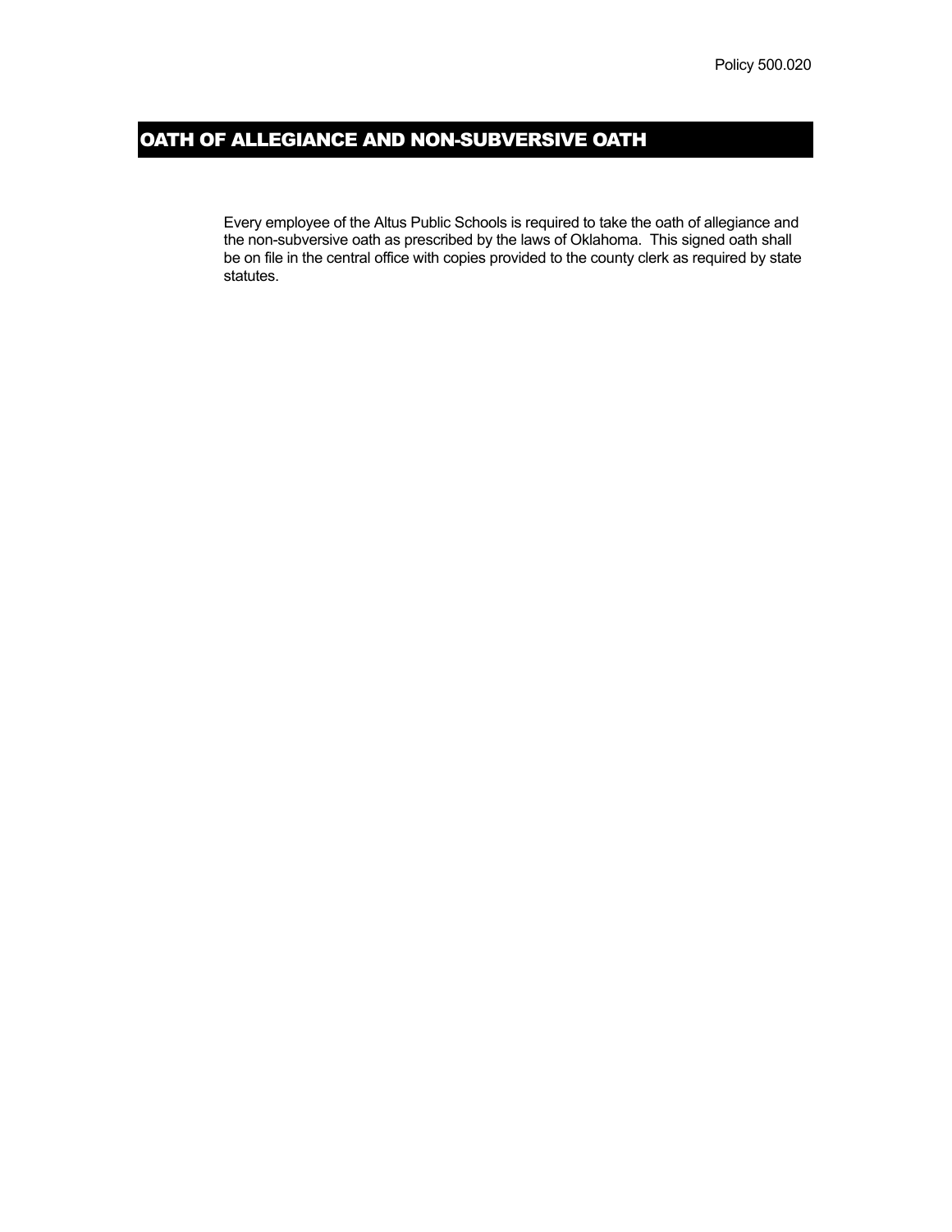Policy 500.020

# OATH OF ALLEGIANCE AND NON-SUBVERSIVE OATH

Every employee of the Altus Public Schools is required to take the oath of allegiance and the non-subversive oath as prescribed by the laws of Oklahoma. This signed oath shall be on file in the central office with copies provided to the county clerk as required by state statutes.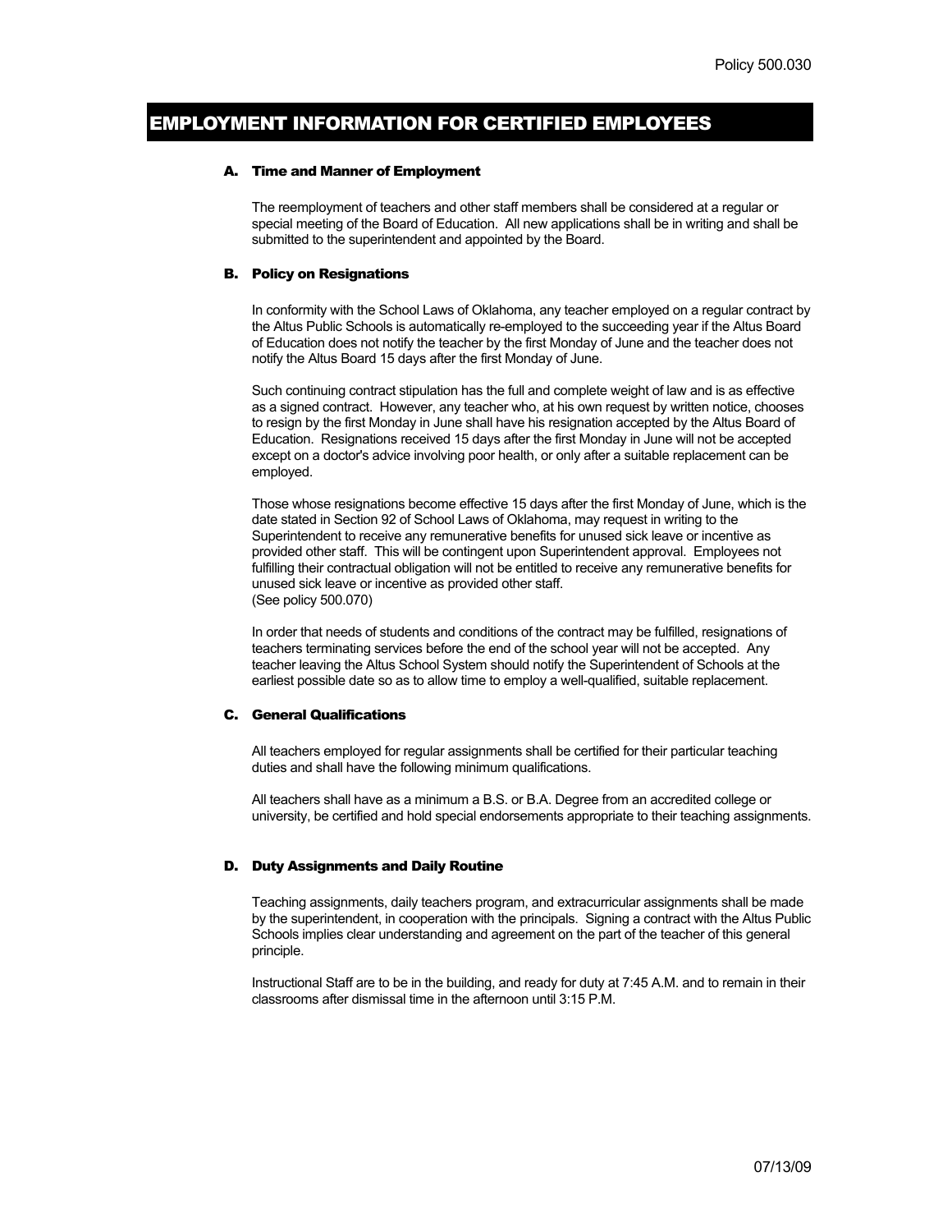Policy 500.030

# EMPLOYMENT INFORMATION FOR CERTIFIED EMPLOYEES

### A. Time and Manner of Employment

The reemployment of teachers and other staff members shall be considered at a regular or special meeting of the Board of Education. All new applications shall be in writing and shall be submitted to the superintendent and appointed by the Board.

### B. Policy on Resignations

In conformity with the School Laws of Oklahoma, any teacher employed on a regular contract by the Altus Public Schools is automatically re-employed to the succeeding year if the Altus Board of Education does not notify the teacher by the first Monday of June and the teacher does not notify the Altus Board 15 days after the first Monday of June.

Such continuing contract stipulation has the full and complete weight of law and is as effective as a signed contract. However, any teacher who, at his own request by written notice, chooses to resign by the first Monday in June shall have his resignation accepted by the Altus Board of Education. Resignations received 15 days after the first Monday in June will not be accepted except on a doctor's advice involving poor health, or only after a suitable replacement can be employed.

Those whose resignations become effective 15 days after the first Monday of June, which is the date stated in Section 92 of School Laws of Oklahoma, may request in writing to the Superintendent to receive any remunerative benefits for unused sick leave or incentive as provided other staff. This will be contingent upon Superintendent approval. Employees not fulfilling their contractual obligation will not be entitled to receive any remunerative benefits for unused sick leave or incentive as provided other staff.
(See policy 500.070)

In order that needs of students and conditions of the contract may be fulfilled, resignations of teachers terminating services before the end of the school year will not be accepted. Any teacher leaving the Altus School System should notify the Superintendent of Schools at the earliest possible date so as to allow time to employ a well-qualified, suitable replacement.

### C. General Qualifications

All teachers employed for regular assignments shall be certified for their particular teaching duties and shall have the following minimum qualifications.

All teachers shall have as a minimum a B.S. or B.A. Degree from an accredited college or university, be certified and hold special endorsements appropriate to their teaching assignments.

### D. Duty Assignments and Daily Routine

Teaching assignments, daily teachers program, and extracurricular assignments shall be made by the superintendent, in cooperation with the principals. Signing a contract with the Altus Public Schools implies clear understanding and agreement on the part of the teacher of this general principle.

Instructional Staff are to be in the building, and ready for duty at 7:45 A.M. and to remain in their classrooms after dismissal time in the afternoon until 3:15 P.M.

07/13/09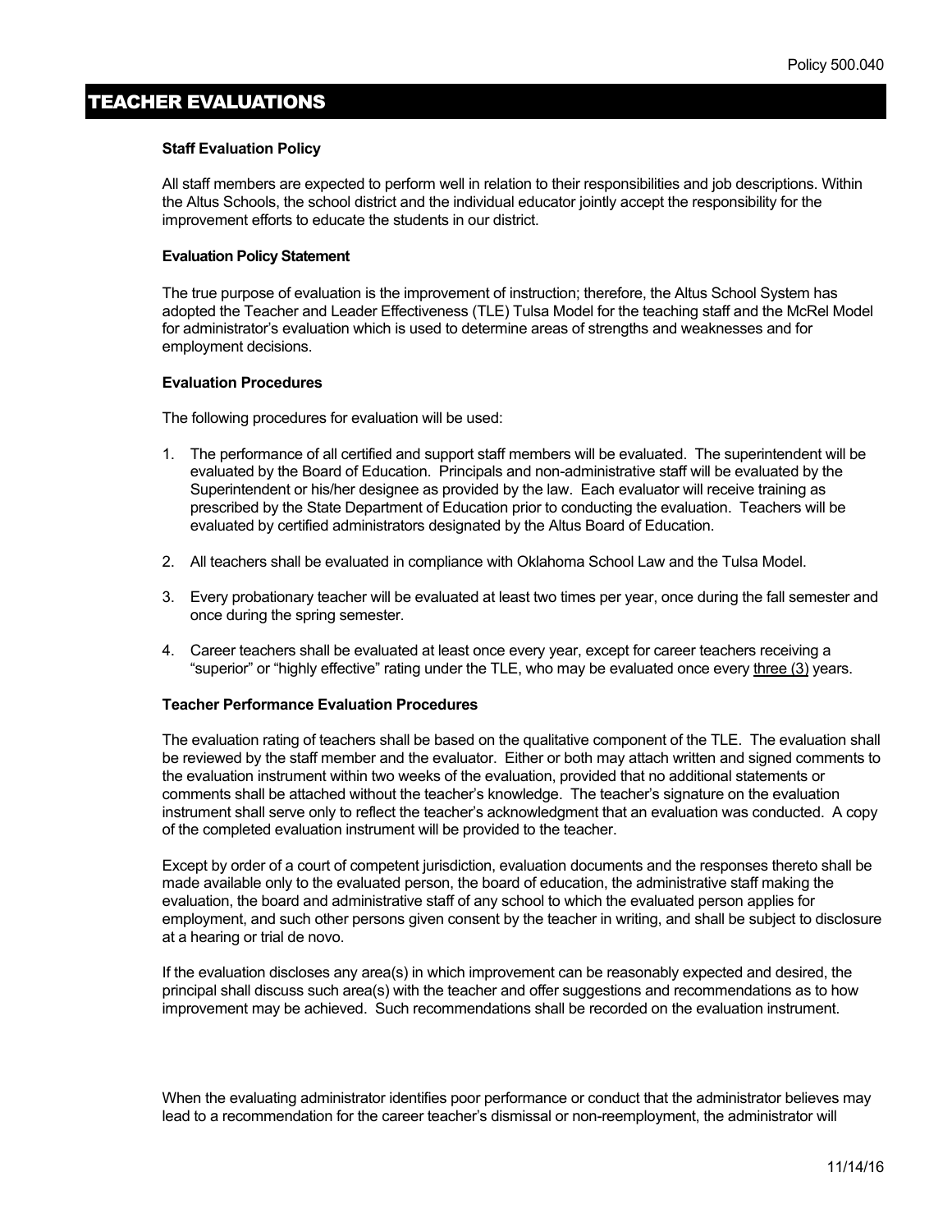# TEACHER EVALUATIONS

**Staff Evaluation Policy**

All staff members are expected to perform well in relation to their responsibilities and job descriptions. Within the Altus Schools, the school district and the individual educator jointly accept the responsibility for the improvement efforts to educate the students in our district.

**Evaluation Policy Statement**

The true purpose of evaluation is the improvement of instruction; therefore, the Altus School System has adopted the Teacher and Leader Effectiveness (TLE) Tulsa Model for the teaching staff and the McRel Model for administrator's evaluation which is used to determine areas of strengths and weaknesses and for employment decisions.

**Evaluation Procedures**

The following procedures for evaluation will be used:

1. The performance of all certified and support staff members will be evaluated. The superintendent will be evaluated by the Board of Education. Principals and non-administrative staff will be evaluated by the Superintendent or his/her designee as provided by the law. Each evaluator will receive training as prescribed by the State Department of Education prior to conducting the evaluation. Teachers will be evaluated by certified administrators designated by the Altus Board of Education.

2. All teachers shall be evaluated in compliance with Oklahoma School Law and the Tulsa Model.

3. Every probationary teacher will be evaluated at least two times per year, once during the fall semester and once during the spring semester.

4. Career teachers shall be evaluated at least once every year, except for career teachers receiving a "superior" or "highly effective" rating under the TLE, who may be evaluated once every three (3) years.

**Teacher Performance Evaluation Procedures**

The evaluation rating of teachers shall be based on the qualitative component of the TLE. The evaluation shall be reviewed by the staff member and the evaluator. Either or both may attach written and signed comments to the evaluation instrument within two weeks of the evaluation, provided that no additional statements or comments shall be attached without the teacher's knowledge. The teacher's signature on the evaluation instrument shall serve only to reflect the teacher's acknowledgment that an evaluation was conducted. A copy of the completed evaluation instrument will be provided to the teacher.

Except by order of a court of competent jurisdiction, evaluation documents and the responses thereto shall be made available only to the evaluated person, the board of education, the administrative staff making the evaluation, the board and administrative staff of any school to which the evaluated person applies for employment, and such other persons given consent by the teacher in writing, and shall be subject to disclosure at a hearing or trial de novo.

If the evaluation discloses any area(s) in which improvement can be reasonably expected and desired, the principal shall discuss such area(s) with the teacher and offer suggestions and recommendations as to how improvement may be achieved. Such recommendations shall be recorded on the evaluation instrument.

When the evaluating administrator identifies poor performance or conduct that the administrator believes may lead to a recommendation for the career teacher's dismissal or non-reemployment, the administrator will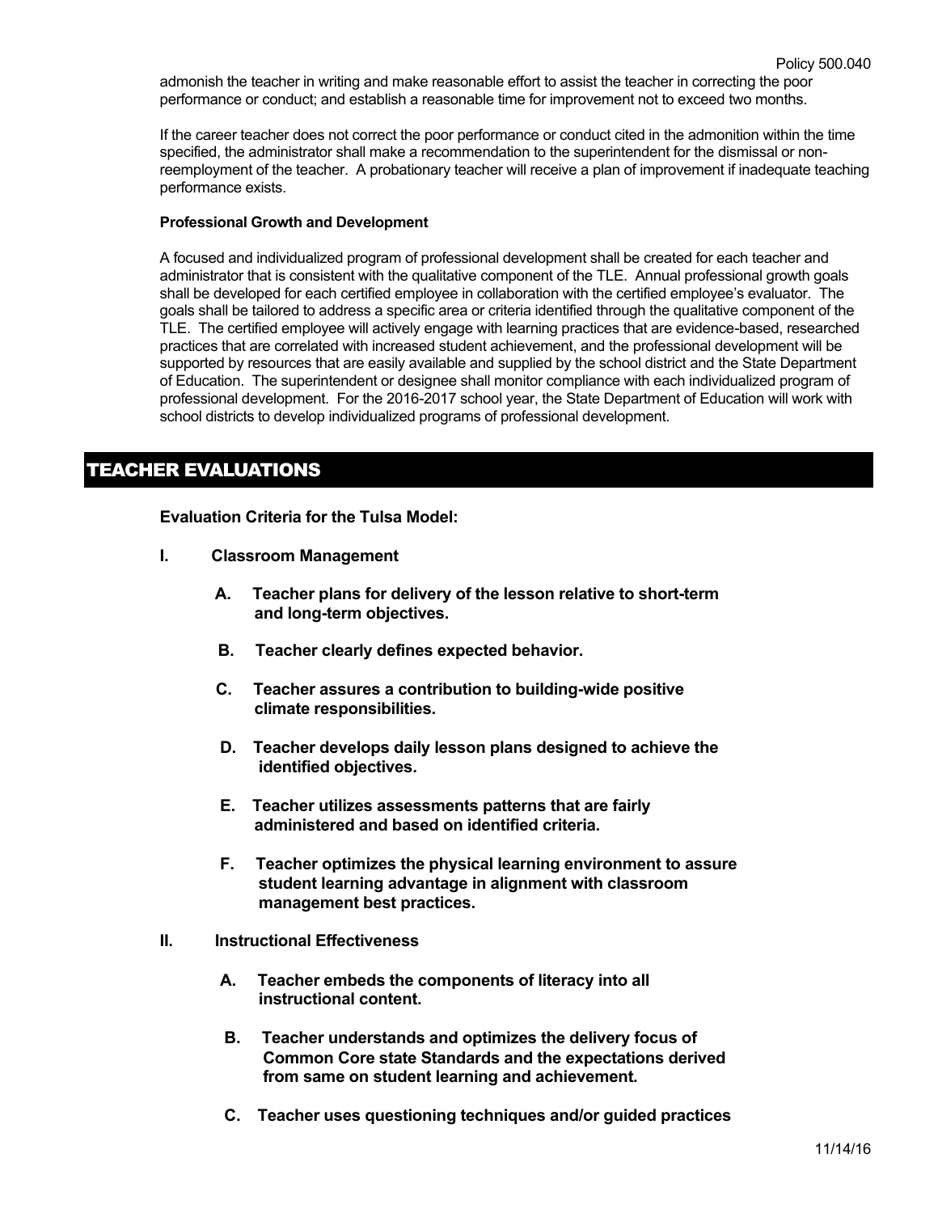admonish the teacher in writing and make reasonable effort to assist the teacher in correcting the poor performance or conduct; and establish a reasonable time for improvement not to exceed two months.

If the career teacher does not correct the poor performance or conduct cited in the admonition within the time specified, the administrator shall make a recommendation to the superintendent for the dismissal or non-reemployment of the teacher. A probationary teacher will receive a plan of improvement if inadequate teaching performance exists.

**Professional Growth and Development**

A focused and individualized program of professional development shall be created for each teacher and administrator that is consistent with the qualitative component of the TLE. Annual professional growth goals shall be developed for each certified employee in collaboration with the certified employee's evaluator. The goals shall be tailored to address a specific area or criteria identified through the qualitative component of the TLE. The certified employee will actively engage with learning practices that are evidence-based, researched practices that are correlated with increased student achievement, and the professional development will be supported by resources that are easily available and supplied by the school district and the State Department of Education. The superintendent or designee shall monitor compliance with each individualized program of professional development. For the 2016-2017 school year, the State Department of Education will work with school districts to develop individualized programs of professional development.

## TEACHER EVALUATIONS

**Evaluation Criteria for the Tulsa Model:**

**I. Classroom Management**

- **A. Teacher plans for delivery of the lesson relative to short-term and long-term objectives.**
- **B. Teacher clearly defines expected behavior.**
- **C. Teacher assures a contribution to building-wide positive climate responsibilities.**
- **D. Teacher develops daily lesson plans designed to achieve the identified objectives.**
- **E. Teacher utilizes assessments patterns that are fairly administered and based on identified criteria.**
- **F. Teacher optimizes the physical learning environment to assure student learning advantage in alignment with classroom management best practices.**

**II. Instructional Effectiveness**

- **A. Teacher embeds the components of literacy into all instructional content.**
- **B. Teacher understands and optimizes the delivery focus of Common Core state Standards and the expectations derived from same on student learning and achievement.**
- **C. Teacher uses questioning techniques and/or guided practices**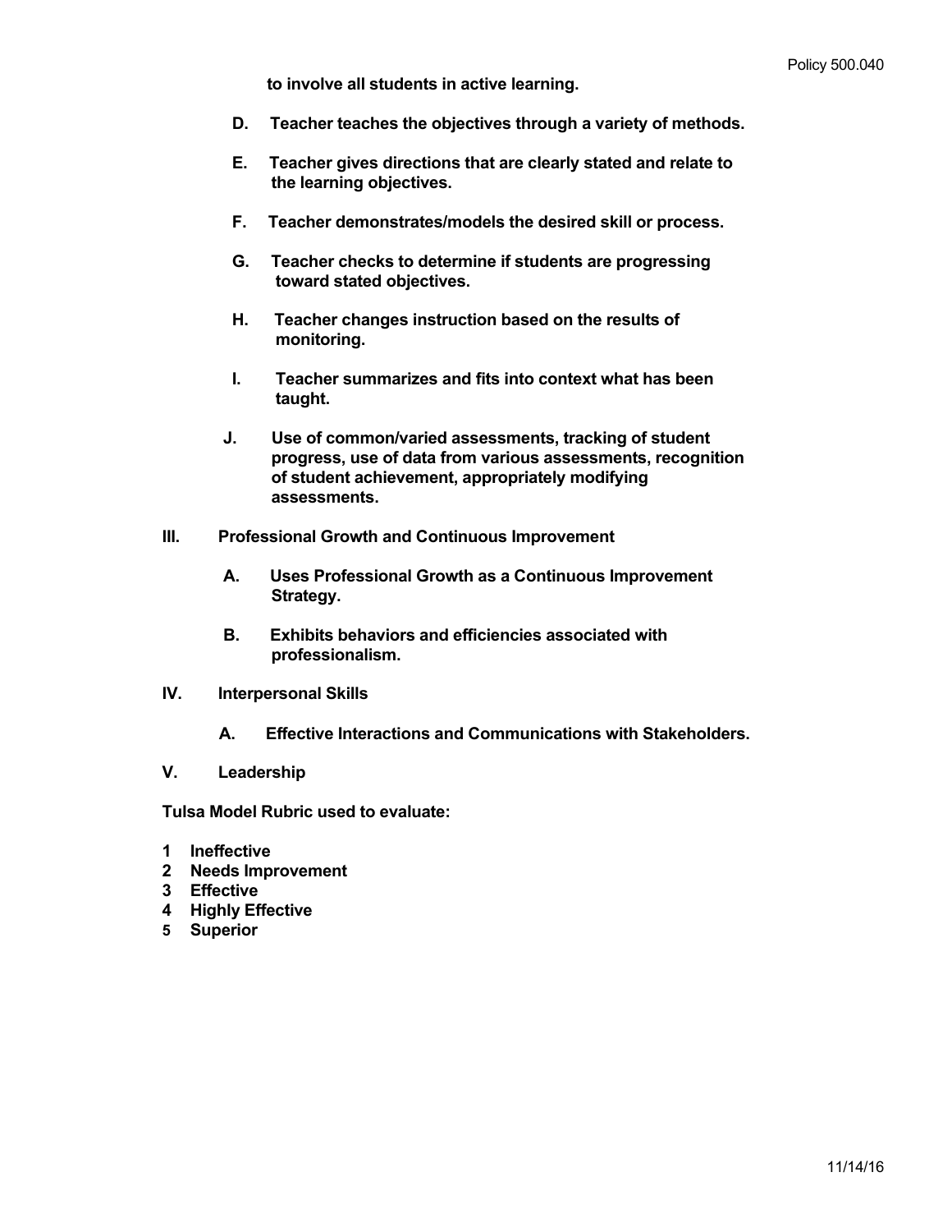**to involve all students in active learning.**

- **D. Teacher teaches the objectives through a variety of methods.**
- **E. Teacher gives directions that are clearly stated and relate to the learning objectives.**
- **F. Teacher demonstrates/models the desired skill or process.**
- **G. Teacher checks to determine if students are progressing toward stated objectives.**
- **H. Teacher changes instruction based on the results of monitoring.**
- **I. Teacher summarizes and fits into context what has been taught.**
- **J. Use of common/varied assessments, tracking of student progress, use of data from various assessments, recognition of student achievement, appropriately modifying assessments.**

**III. Professional Growth and Continuous Improvement**

- **A. Uses Professional Growth as a Continuous Improvement Strategy.**
- **B. Exhibits behaviors and efficiencies associated with professionalism.**

**IV. Interpersonal Skills**

- **A. Effective Interactions and Communications with Stakeholders.**

**V. Leadership**

**Tulsa Model Rubric used to evaluate:**

1. **Ineffective**
2. **Needs Improvement**
3. **Effective**
4. **Highly Effective**
5. **Superior**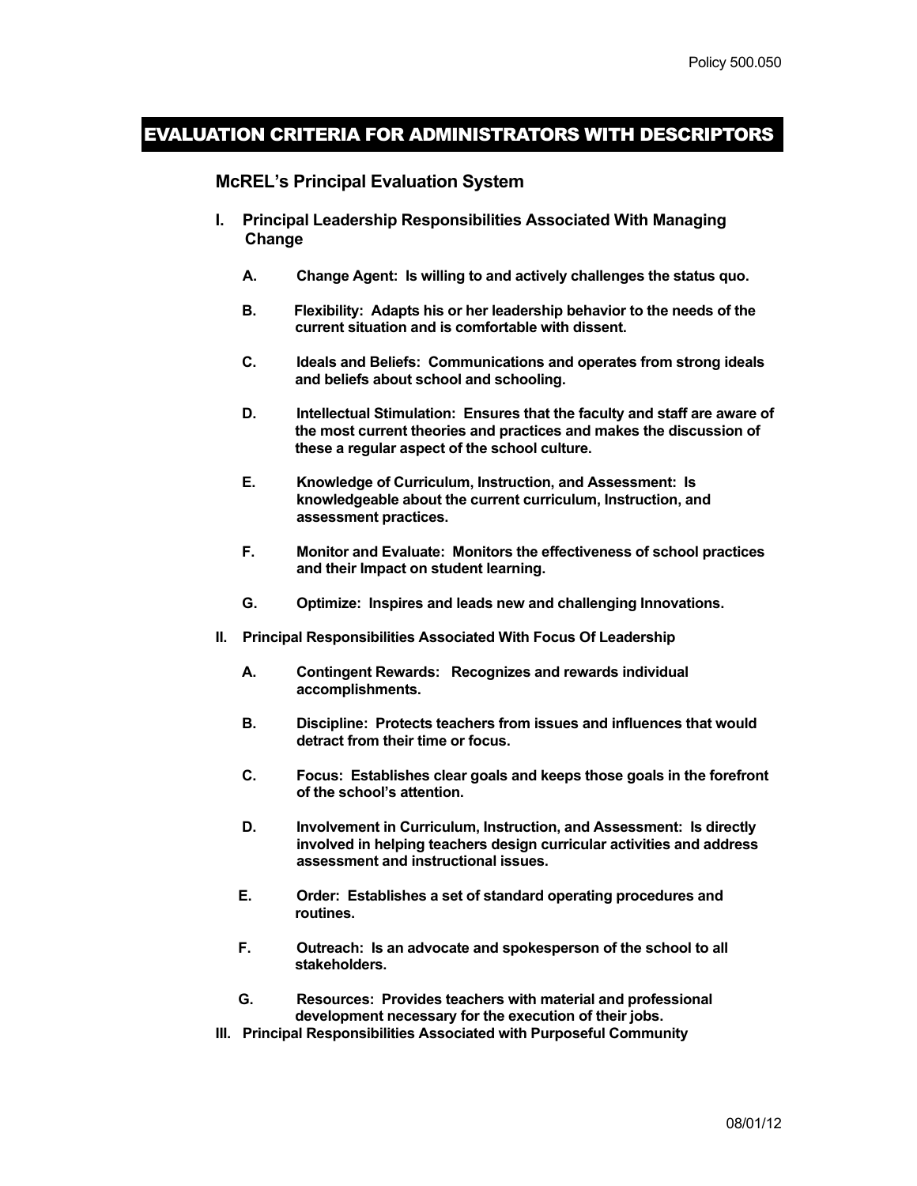Policy 500.050

# EVALUATION CRITERIA FOR ADMINISTRATORS WITH DESCRIPTORS

## McREL's Principal Evaluation System

**I. Principal Leadership Responsibilities Associated With Managing Change**

- **A. Change Agent: Is willing to and actively challenges the status quo.**
- **B. Flexibility: Adapts his or her leadership behavior to the needs of the current situation and is comfortable with dissent.**
- **C. Ideals and Beliefs: Communications and operates from strong ideals and beliefs about school and schooling.**
- **D. Intellectual Stimulation: Ensures that the faculty and staff are aware of the most current theories and practices and makes the discussion of these a regular aspect of the school culture.**
- **E. Knowledge of Curriculum, Instruction, and Assessment: Is knowledgeable about the current curriculum, Instruction, and assessment practices.**
- **F. Monitor and Evaluate: Monitors the effectiveness of school practices and their Impact on student learning.**
- **G. Optimize: Inspires and leads new and challenging Innovations.**

**II. Principal Responsibilities Associated With Focus Of Leadership**

- **A. Contingent Rewards: Recognizes and rewards individual accomplishments.**
- **B. Discipline: Protects teachers from issues and influences that would detract from their time or focus.**
- **C. Focus: Establishes clear goals and keeps those goals in the forefront of the school's attention.**
- **D. Involvement in Curriculum, Instruction, and Assessment: Is directly involved in helping teachers design curricular activities and address assessment and instructional issues.**
- **E. Order: Establishes a set of standard operating procedures and routines.**
- **F. Outreach: Is an advocate and spokesperson of the school to all stakeholders.**
- **G. Resources: Provides teachers with material and professional development necessary for the execution of their jobs.**

**III. Principal Responsibilities Associated with Purposeful Community**

08/01/12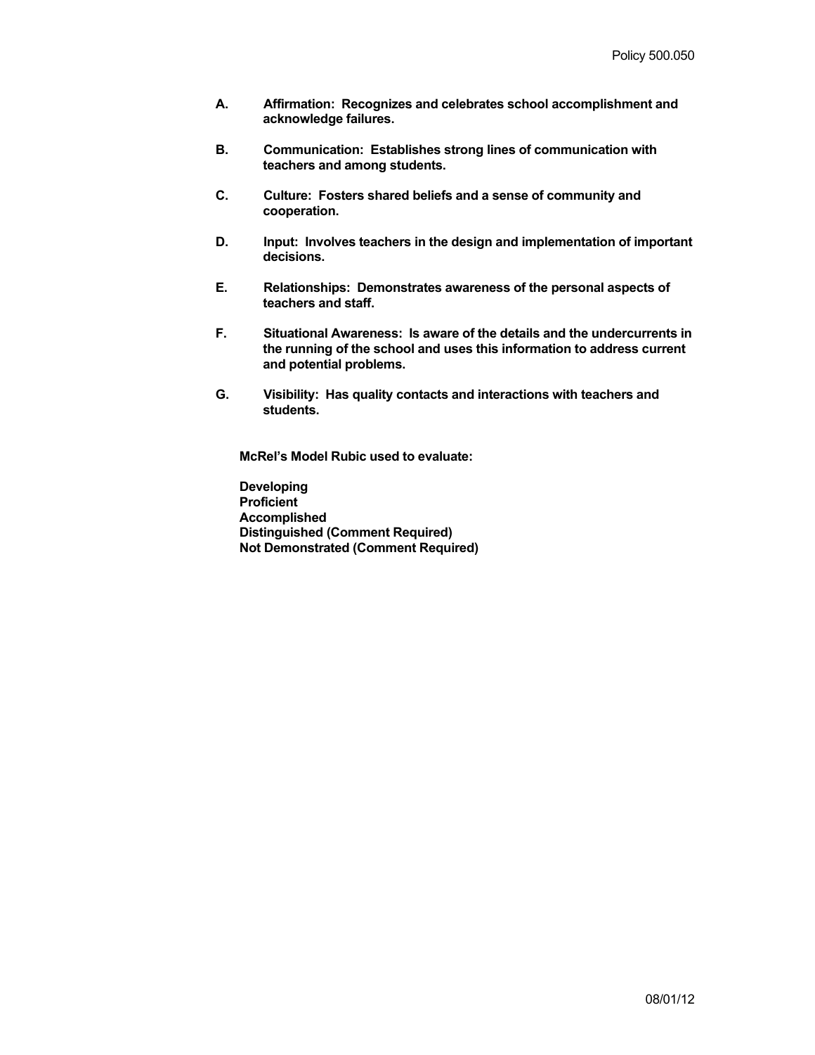**A. Affirmation: Recognizes and celebrates school accomplishment and acknowledge failures.**

**B. Communication: Establishes strong lines of communication with teachers and among students.**

**C. Culture: Fosters shared beliefs and a sense of community and cooperation.**

**D. Input: Involves teachers in the design and implementation of important decisions.**

**E. Relationships: Demonstrates awareness of the personal aspects of teachers and staff.**

**F. Situational Awareness: Is aware of the details and the undercurrents in the running of the school and uses this information to address current and potential problems.**

**G. Visibility: Has quality contacts and interactions with teachers and students.**

**McRel's Model Rubic used to evaluate:**

**Developing**
**Proficient**
**Accomplished**
**Distinguished (Comment Required)**
**Not Demonstrated (Comment Required)**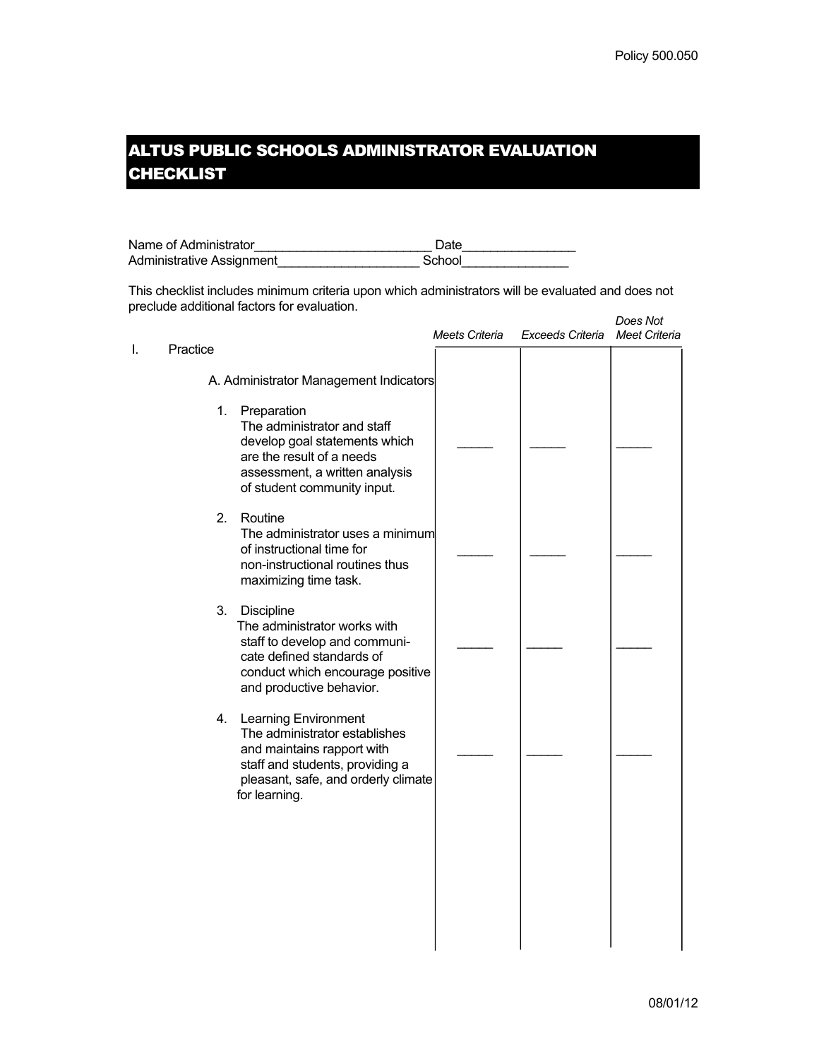# ALTUS PUBLIC SCHOOLS ADMINISTRATOR EVALUATION CHECKLIST

Name of Administrator_________________________ Date________________

Administrative Assignment____________________ School_______________

This checklist includes minimum criteria upon which administrators will be evaluated and does not preclude additional factors for evaluation.

| | *Meets Criteria* | *Exceeds Criteria* | *Does Not Meet Criteria* |
|---|---|---|---|
| I. Practice | | | |
| A. Administrator Management Indicators | | | |
| 1. Preparation<br>The administrator and staff develop goal statements which are the result of a needs assessment, a written analysis of student community input. | _____ | _____ | _____ |
| 2. Routine<br>The administrator uses a minimum of instructional time for non-instructional routines thus maximizing time task. | _____ | _____ | _____ |
| 3. Discipline<br>The administrator works with staff to develop and communicate defined standards of conduct which encourage positive and productive behavior. | _____ | _____ | _____ |
| 4. Learning Environment<br>The administrator establishes and maintains rapport with staff and students, providing a pleasant, safe, and orderly climate for learning. | _____ | _____ | _____ |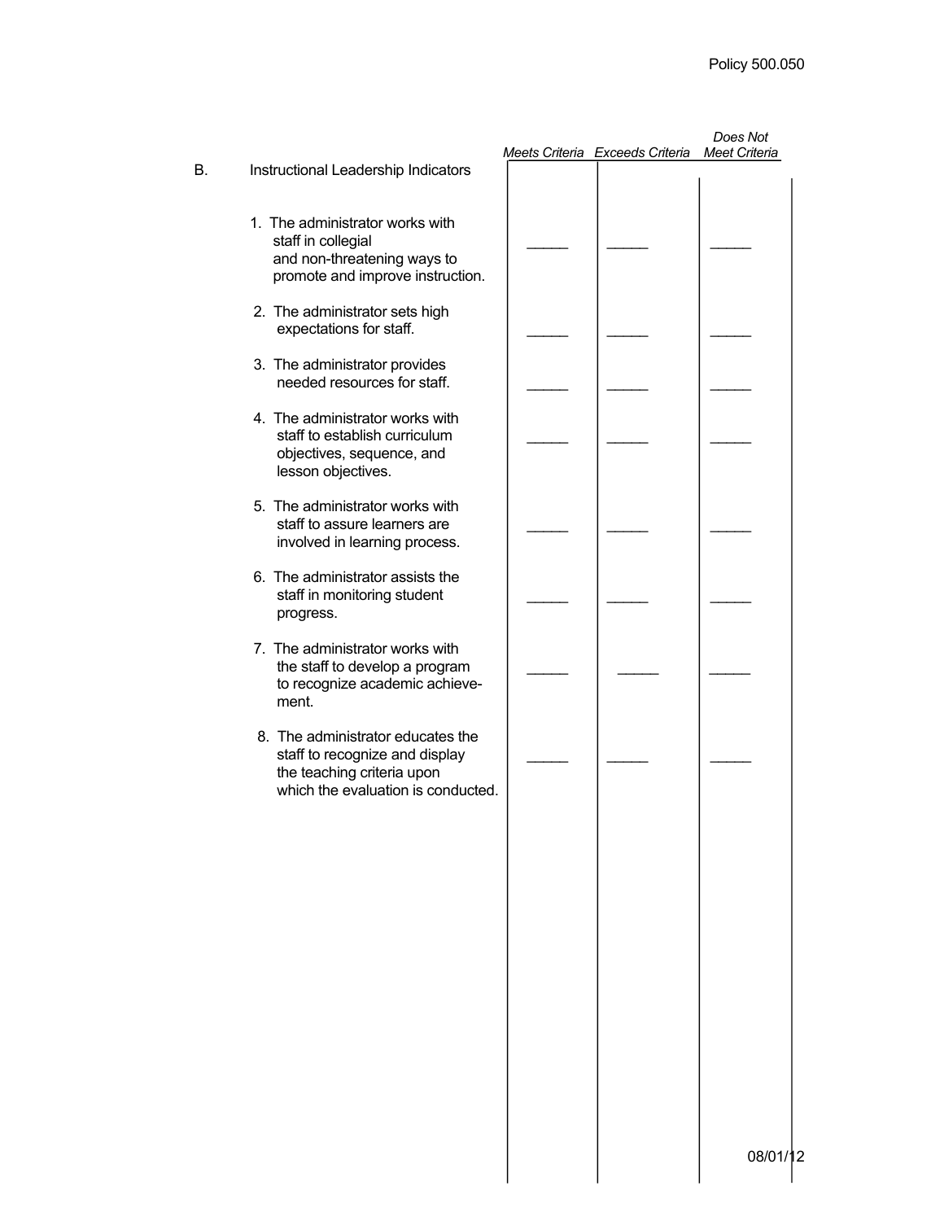| B. Instructional Leadership Indicators | *Meets Criteria* | *Exceeds Criteria* | *Does Not Meet Criteria* |
|---|---|---|---|
| 1. The administrator works with staff in collegial and non-threatening ways to promote and improve instruction. | _____ | _____ | _____ |
| 2. The administrator sets high expectations for staff. | _____ | _____ | _____ |
| 3. The administrator provides needed resources for staff. | _____ | _____ | _____ |
| 4. The administrator works with staff to establish curriculum objectives, sequence, and lesson objectives. | _____ | _____ | _____ |
| 5. The administrator works with staff to assure learners are involved in learning process. | _____ | _____ | _____ |
| 6. The administrator assists the staff in monitoring student progress. | _____ | _____ | _____ |
| 7. The administrator works with the staff to develop a program to recognize academic achievement. | _____ | _____ | _____ |
| 8. The administrator educates the staff to recognize and display the teaching criteria upon which the evaluation is conducted. | _____ | _____ | _____ |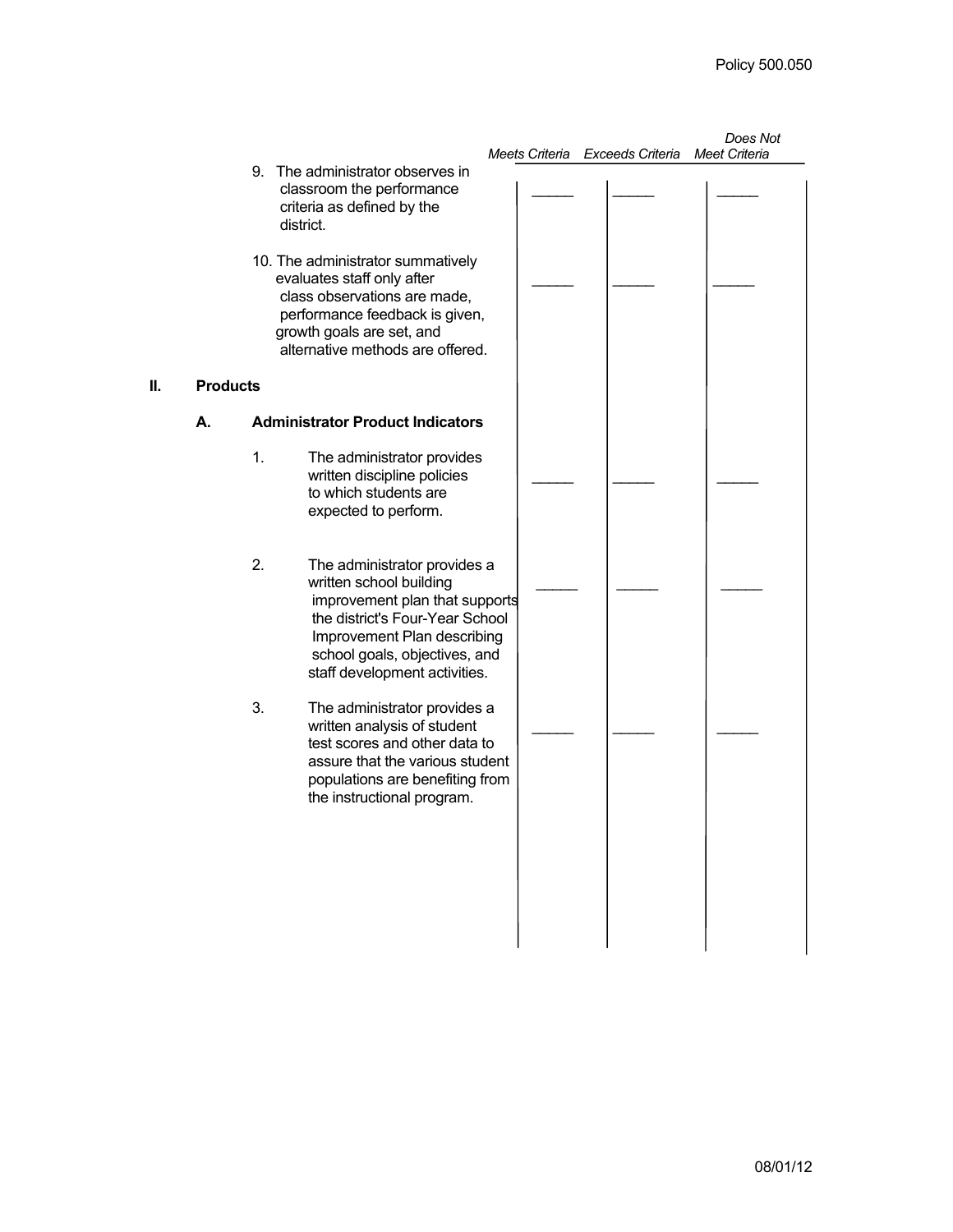| | Meets Criteria | Exceeds Criteria | Does Not Meet Criteria |
|---|---|---|---|
| 9. The administrator observes in classroom the performance criteria as defined by the district. | _____ | _____ | _____ |
| 10. The administrator summatively evaluates staff only after class observations are made, performance feedback is given, growth goals are set, and alternative methods are offered. | _____ | _____ | _____ |
| **II. Products** | | | |
| **A. Administrator Product Indicators** | | | |
| 1. The administrator provides written discipline policies to which students are expected to perform. | _____ | _____ | _____ |
| 2. The administrator provides a written school building improvement plan that supports the district's Four-Year School Improvement Plan describing school goals, objectives, and staff development activities. | _____ | _____ | _____ |
| 3. The administrator provides a written analysis of student test scores and other data to assure that the various student populations are benefiting from the instructional program. | _____ | _____ | _____ |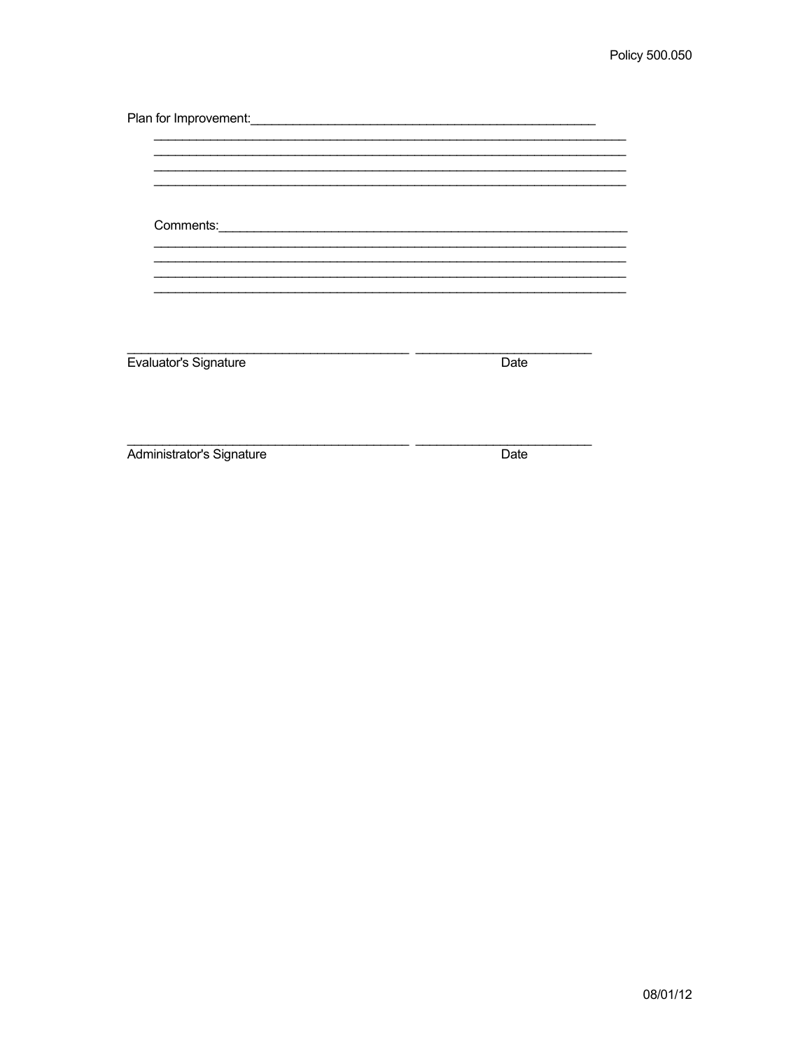Plan for Improvement:\_\_\_\_\_\_\_\_\_\_\_\_\_\_\_\_\_\_\_\_\_\_\_\_\_\_\_\_\_\_\_\_\_\_\_\_\_\_\_\_\_\_\_\_\_\_\_\_\_\_

\_\_\_\_\_\_\_\_\_\_\_\_\_\_\_\_\_\_\_\_\_\_\_\_\_\_\_\_\_\_\_\_\_\_\_\_\_\_\_\_\_\_\_\_\_\_\_\_\_\_\_\_\_\_\_\_\_\_\_\_\_\_\_\_\_\_\_\_\_\_

\_\_\_\_\_\_\_\_\_\_\_\_\_\_\_\_\_\_\_\_\_\_\_\_\_\_\_\_\_\_\_\_\_\_\_\_\_\_\_\_\_\_\_\_\_\_\_\_\_\_\_\_\_\_\_\_\_\_\_\_\_\_\_\_\_\_\_\_\_\_

\_\_\_\_\_\_\_\_\_\_\_\_\_\_\_\_\_\_\_\_\_\_\_\_\_\_\_\_\_\_\_\_\_\_\_\_\_\_\_\_\_\_\_\_\_\_\_\_\_\_\_\_\_\_\_\_\_\_\_\_\_\_\_\_\_\_\_\_\_\_

\_\_\_\_\_\_\_\_\_\_\_\_\_\_\_\_\_\_\_\_\_\_\_\_\_\_\_\_\_\_\_\_\_\_\_\_\_\_\_\_\_\_\_\_\_\_\_\_\_\_\_\_\_\_\_\_\_\_\_\_\_\_\_\_\_\_\_\_\_\_

Comments:\_\_\_\_\_\_\_\_\_\_\_\_\_\_\_\_\_\_\_\_\_\_\_\_\_\_\_\_\_\_\_\_\_\_\_\_\_\_\_\_\_\_\_\_\_\_\_\_\_\_\_\_\_\_\_\_\_\_\_\_\_\_

\_\_\_\_\_\_\_\_\_\_\_\_\_\_\_\_\_\_\_\_\_\_\_\_\_\_\_\_\_\_\_\_\_\_\_\_\_\_\_\_\_\_\_\_\_\_\_\_\_\_\_\_\_\_\_\_\_\_\_\_\_\_\_\_\_\_\_\_\_\_

\_\_\_\_\_\_\_\_\_\_\_\_\_\_\_\_\_\_\_\_\_\_\_\_\_\_\_\_\_\_\_\_\_\_\_\_\_\_\_\_\_\_\_\_\_\_\_\_\_\_\_\_\_\_\_\_\_\_\_\_\_\_\_\_\_\_\_\_\_\_

\_\_\_\_\_\_\_\_\_\_\_\_\_\_\_\_\_\_\_\_\_\_\_\_\_\_\_\_\_\_\_\_\_\_\_\_\_\_\_\_\_\_\_\_\_\_\_\_\_\_\_\_\_\_\_\_\_\_\_\_\_\_\_\_\_\_\_\_\_\_

\_\_\_\_\_\_\_\_\_\_\_\_\_\_\_\_\_\_\_\_\_\_\_\_\_\_\_\_\_\_\_\_\_\_\_\_\_\_\_\_\_\_\_\_\_\_\_\_\_\_\_\_\_\_\_\_\_\_\_\_\_\_\_\_\_\_\_\_\_\_

\_\_\_\_\_\_\_\_\_\_\_\_\_\_\_\_\_\_\_\_\_\_\_\_\_\_\_\_\_\_\_\_\_\_\_\_\_\_\_\_\_\_\_ \_\_\_\_\_\_\_\_\_\_\_\_\_\_\_\_\_\_\_\_\_\_\_\_\_\_\_

Evaluator's Signature Date

\_\_\_\_\_\_\_\_\_\_\_\_\_\_\_\_\_\_\_\_\_\_\_\_\_\_\_\_\_\_\_\_\_\_\_\_\_\_\_\_\_\_\_ \_\_\_\_\_\_\_\_\_\_\_\_\_\_\_\_\_\_\_\_\_\_\_\_\_\_\_

Administrator's Signature Date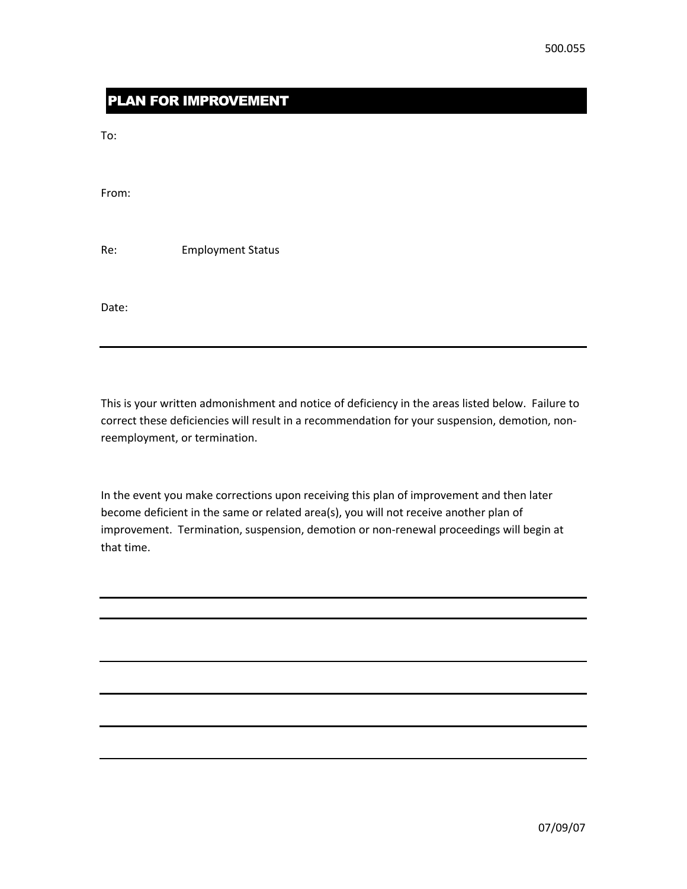500.055

## PLAN FOR IMPROVEMENT

To:

From:

Re: Employment Status

Date:

---

This is your written admonishment and notice of deficiency in the areas listed below. Failure to correct these deficiencies will result in a recommendation for your suspension, demotion, non-reemployment, or termination.

In the event you make corrections upon receiving this plan of improvement and then later become deficient in the same or related area(s), you will not receive another plan of improvement. Termination, suspension, demotion or non-renewal proceedings will begin at that time.

---

---

---

---

---

---

07/09/07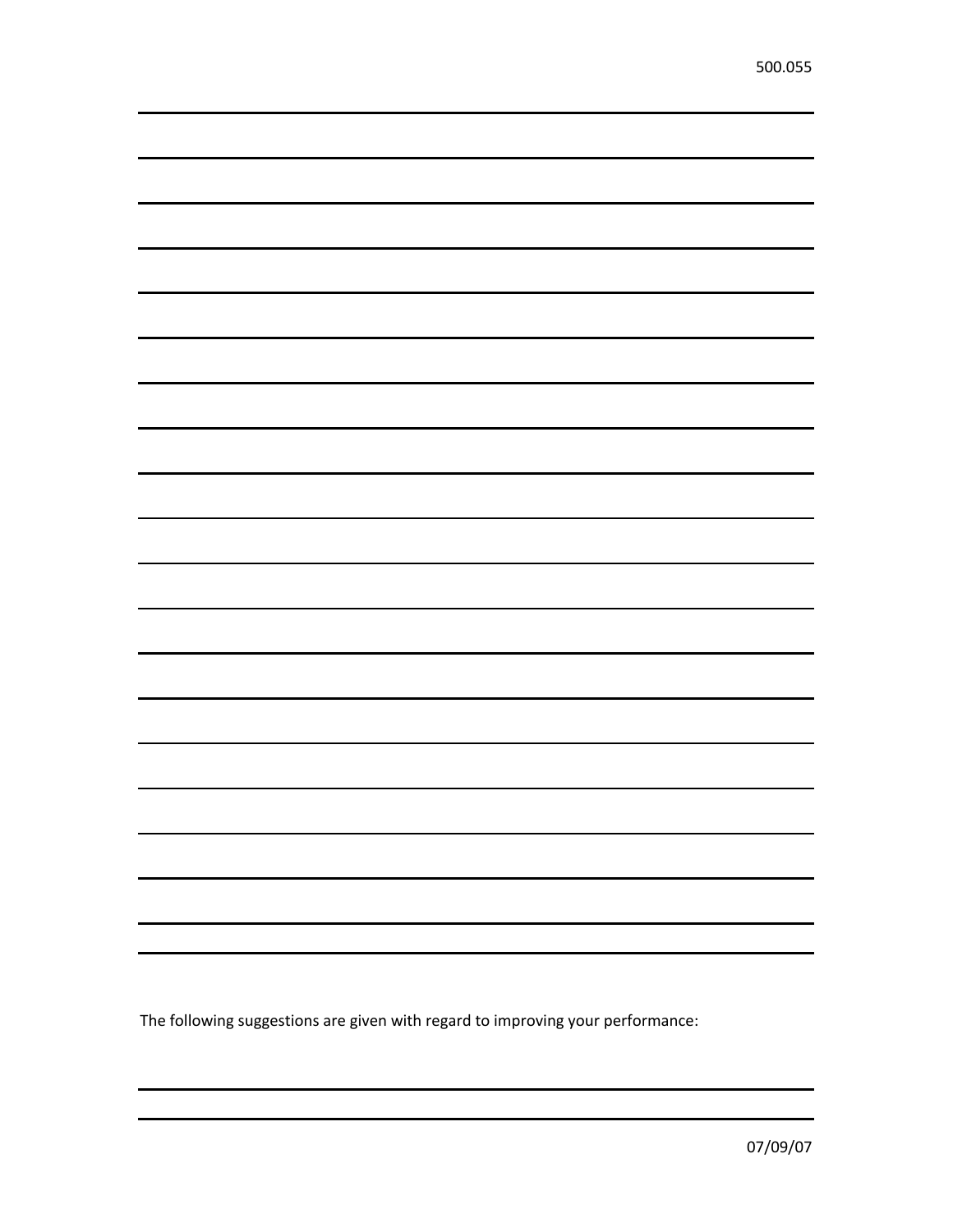The following suggestions are given with regard to improving your performance: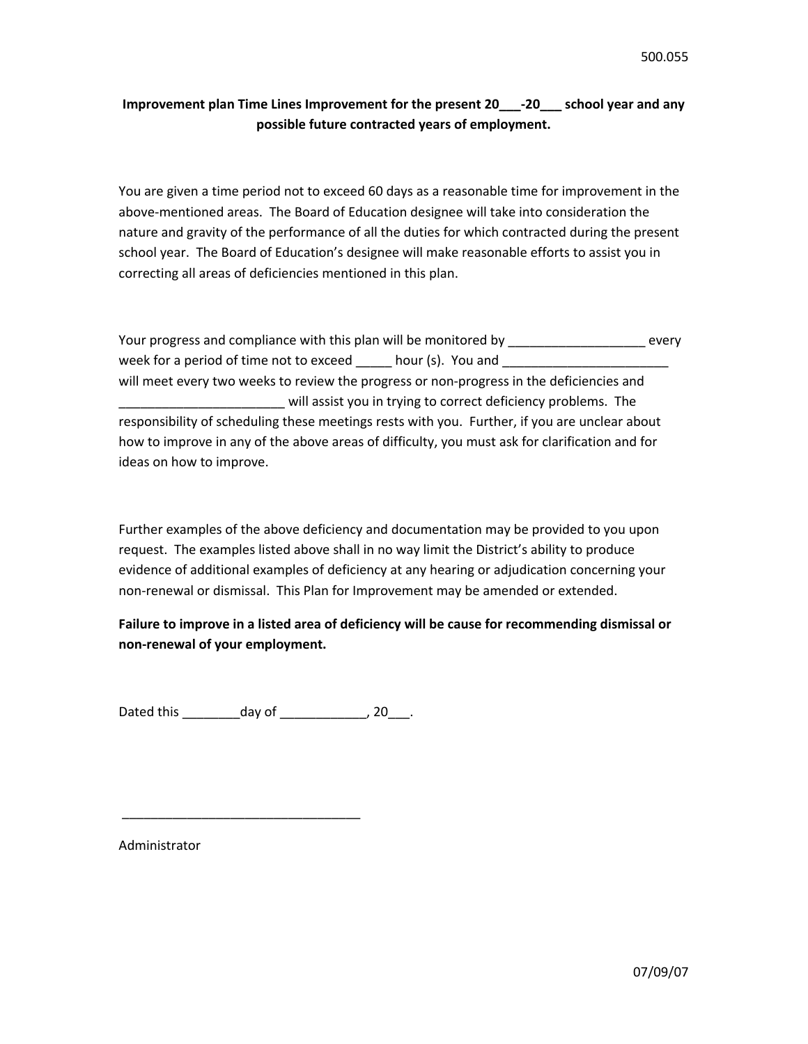500.055

**Improvement plan Time Lines Improvement for the present 20___-20___ school year and any possible future contracted years of employment.**

You are given a time period not to exceed 60 days as a reasonable time for improvement in the above-mentioned areas. The Board of Education designee will take into consideration the nature and gravity of the performance of all the duties for which contracted during the present school year. The Board of Education's designee will make reasonable efforts to assist you in correcting all areas of deficiencies mentioned in this plan.

Your progress and compliance with this plan will be monitored by ___________________ every week for a period of time not to exceed _____ hour (s). You and _______________________ will meet every two weeks to review the progress or non-progress in the deficiencies and _______________________ will assist you in trying to correct deficiency problems. The responsibility of scheduling these meetings rests with you. Further, if you are unclear about how to improve in any of the above areas of difficulty, you must ask for clarification and for ideas on how to improve.

Further examples of the above deficiency and documentation may be provided to you upon request. The examples listed above shall in no way limit the District's ability to produce evidence of additional examples of deficiency at any hearing or adjudication concerning your non-renewal or dismissal. This Plan for Improvement may be amended or extended.

**Failure to improve in a listed area of deficiency will be cause for recommending dismissal or non-renewal of your employment.**

Dated this ________day of ____________, 20___.

_________________________________

Administrator

07/09/07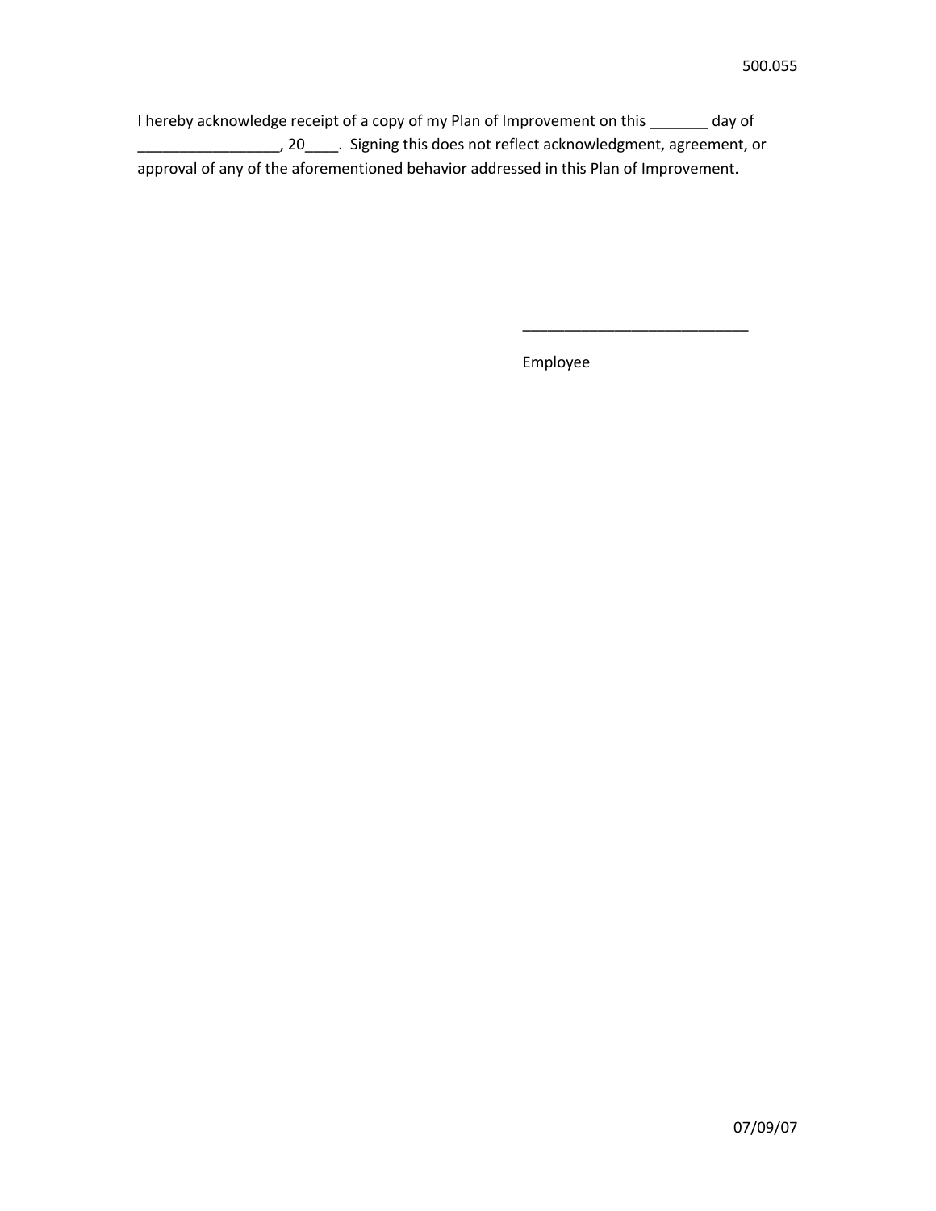500.055

I hereby acknowledge receipt of a copy of my Plan of Improvement on this _______ day of _________________, 20____. Signing this does not reflect acknowledgment, agreement, or approval of any of the aforementioned behavior addressed in this Plan of Improvement.

____________________________

Employee

07/09/07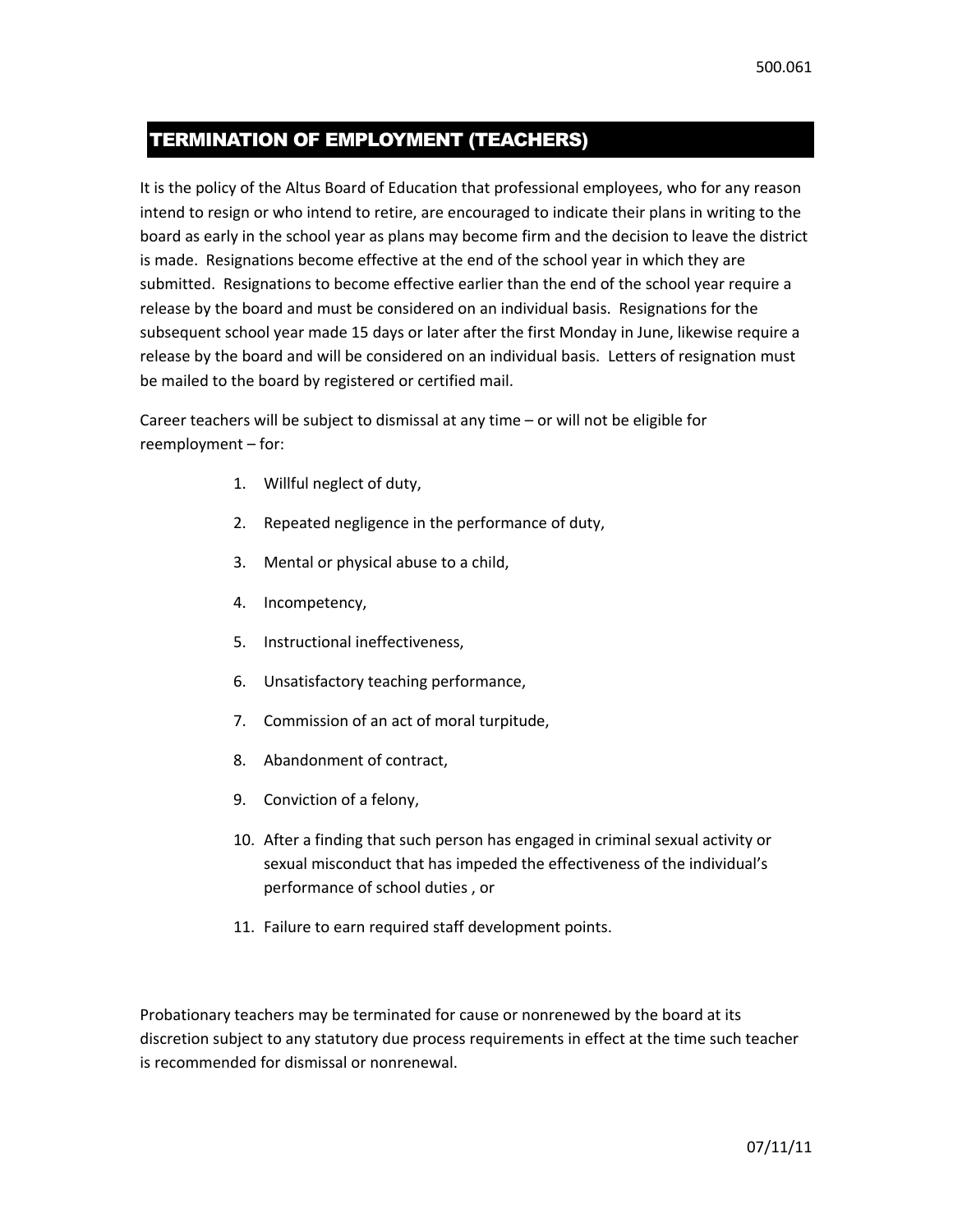500.061

## TERMINATION OF EMPLOYMENT (TEACHERS)

It is the policy of the Altus Board of Education that professional employees, who for any reason intend to resign or who intend to retire, are encouraged to indicate their plans in writing to the board as early in the school year as plans may become firm and the decision to leave the district is made. Resignations become effective at the end of the school year in which they are submitted. Resignations to become effective earlier than the end of the school year require a release by the board and must be considered on an individual basis. Resignations for the subsequent school year made 15 days or later after the first Monday in June, likewise require a release by the board and will be considered on an individual basis. Letters of resignation must be mailed to the board by registered or certified mail.

Career teachers will be subject to dismissal at any time – or will not be eligible for reemployment – for:

1. Willful neglect of duty,
2. Repeated negligence in the performance of duty,
3. Mental or physical abuse to a child,
4. Incompetency,
5. Instructional ineffectiveness,
6. Unsatisfactory teaching performance,
7. Commission of an act of moral turpitude,
8. Abandonment of contract,
9. Conviction of a felony,
10. After a finding that such person has engaged in criminal sexual activity or sexual misconduct that has impeded the effectiveness of the individual's performance of school duties , or
11. Failure to earn required staff development points.

Probationary teachers may be terminated for cause or nonrenewed by the board at its discretion subject to any statutory due process requirements in effect at the time such teacher is recommended for dismissal or nonrenewal.

07/11/11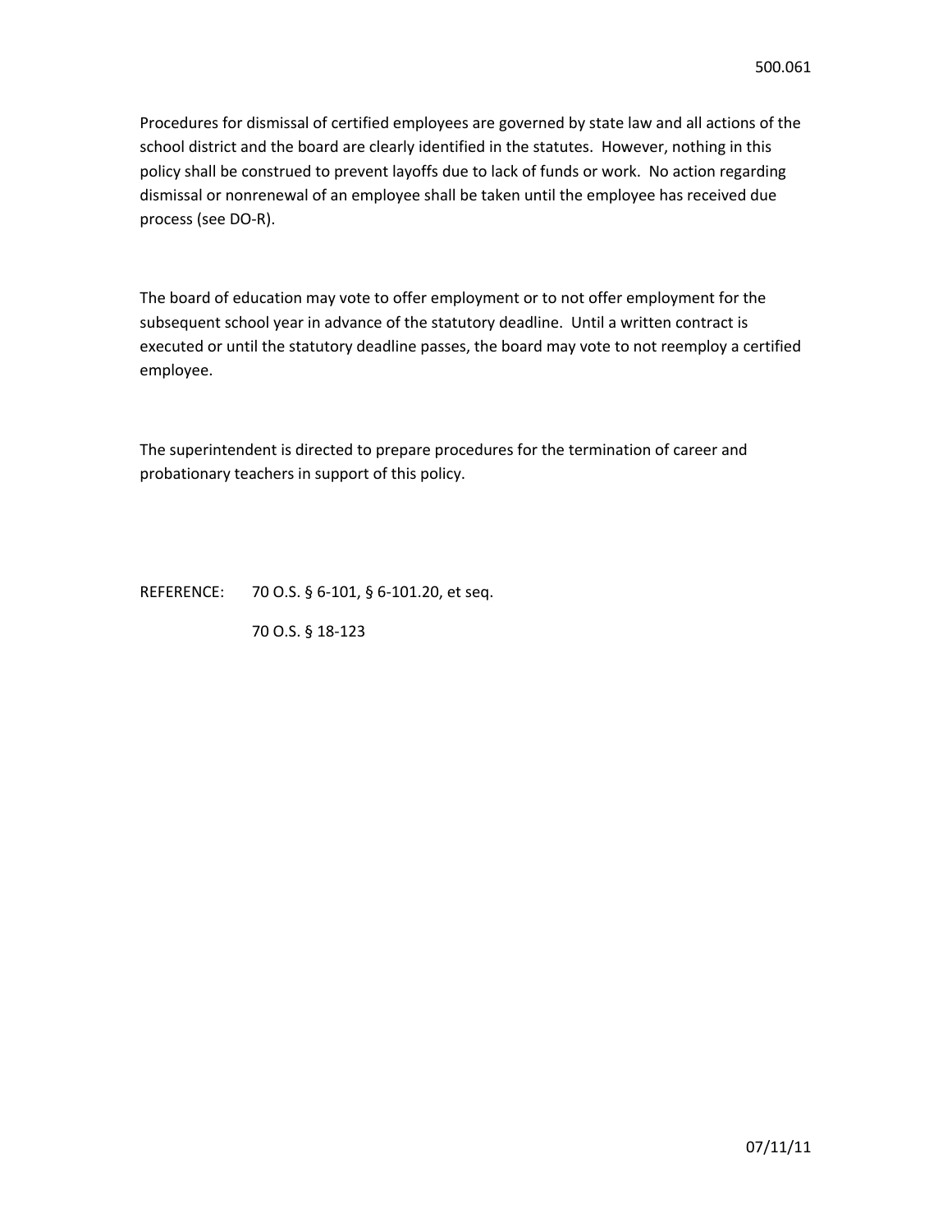Procedures for dismissal of certified employees are governed by state law and all actions of the school district and the board are clearly identified in the statutes. However, nothing in this policy shall be construed to prevent layoffs due to lack of funds or work. No action regarding dismissal or nonrenewal of an employee shall be taken until the employee has received due process (see DO-R).

The board of education may vote to offer employment or to not offer employment for the subsequent school year in advance of the statutory deadline. Until a written contract is executed or until the statutory deadline passes, the board may vote to not reemploy a certified employee.

The superintendent is directed to prepare procedures for the termination of career and probationary teachers in support of this policy.

REFERENCE: 70 O.S. § 6-101, § 6-101.20, et seq.

70 O.S. § 18-123

07/11/11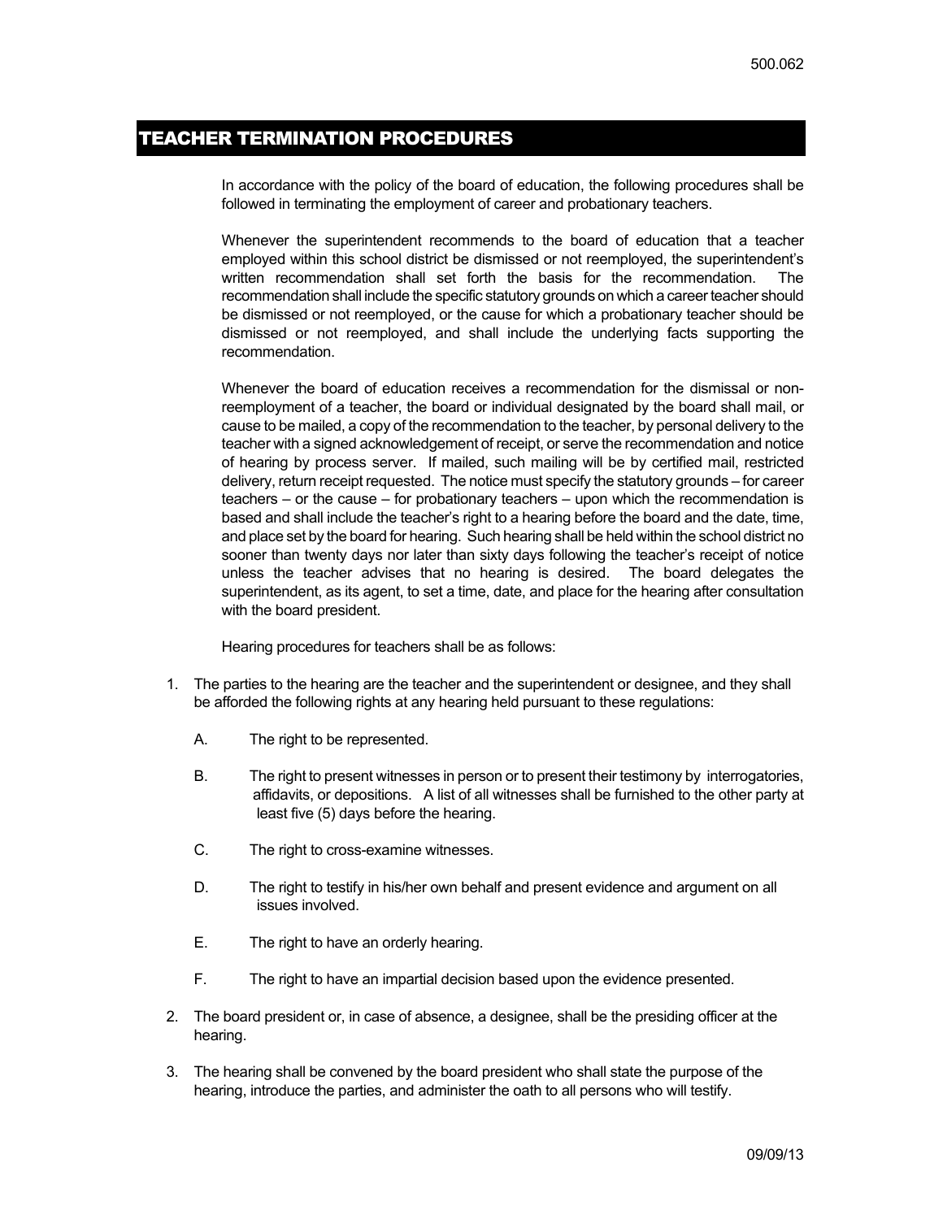# TEACHER TERMINATION PROCEDURES

In accordance with the policy of the board of education, the following procedures shall be followed in terminating the employment of career and probationary teachers.

Whenever the superintendent recommends to the board of education that a teacher employed within this school district be dismissed or not reemployed, the superintendent's written recommendation shall set forth the basis for the recommendation. The recommendation shall include the specific statutory grounds on which a career teacher should be dismissed or not reemployed, or the cause for which a probationary teacher should be dismissed or not reemployed, and shall include the underlying facts supporting the recommendation.

Whenever the board of education receives a recommendation for the dismissal or non-reemployment of a teacher, the board or individual designated by the board shall mail, or cause to be mailed, a copy of the recommendation to the teacher, by personal delivery to the teacher with a signed acknowledgement of receipt, or serve the recommendation and notice of hearing by process server. If mailed, such mailing will be by certified mail, restricted delivery, return receipt requested. The notice must specify the statutory grounds – for career teachers – or the cause – for probationary teachers – upon which the recommendation is based and shall include the teacher's right to a hearing before the board and the date, time, and place set by the board for hearing. Such hearing shall be held within the school district no sooner than twenty days nor later than sixty days following the teacher's receipt of notice unless the teacher advises that no hearing is desired. The board delegates the superintendent, as its agent, to set a time, date, and place for the hearing after consultation with the board president.

Hearing procedures for teachers shall be as follows:

1. The parties to the hearing are the teacher and the superintendent or designee, and they shall be afforded the following rights at any hearing held pursuant to these regulations:

   A. The right to be represented.

   B. The right to present witnesses in person or to present their testimony by interrogatories, affidavits, or depositions. A list of all witnesses shall be furnished to the other party at least five (5) days before the hearing.

   C. The right to cross-examine witnesses.

   D. The right to testify in his/her own behalf and present evidence and argument on all issues involved.

   E. The right to have an orderly hearing.

   F. The right to have an impartial decision based upon the evidence presented.

2. The board president or, in case of absence, a designee, shall be the presiding officer at the hearing.

3. The hearing shall be convened by the board president who shall state the purpose of the hearing, introduce the parties, and administer the oath to all persons who will testify.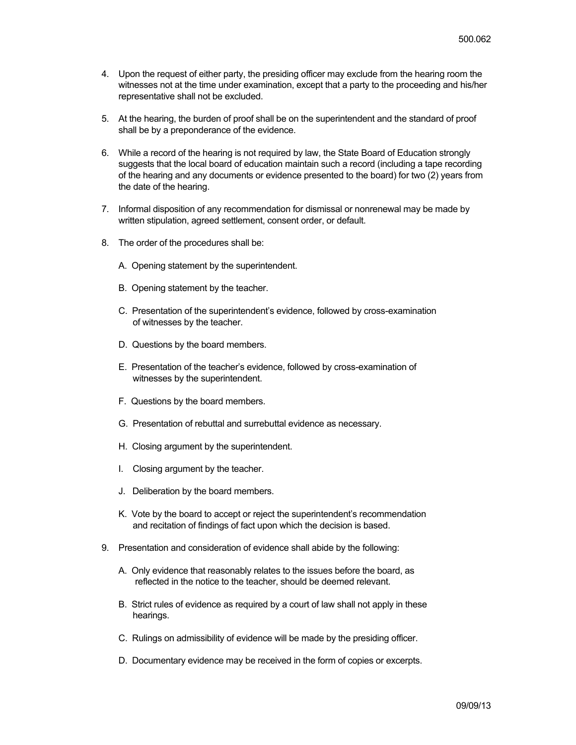4. Upon the request of either party, the presiding officer may exclude from the hearing room the witnesses not at the time under examination, except that a party to the proceeding and his/her representative shall not be excluded.

5. At the hearing, the burden of proof shall be on the superintendent and the standard of proof shall be by a preponderance of the evidence.

6. While a record of the hearing is not required by law, the State Board of Education strongly suggests that the local board of education maintain such a record (including a tape recording of the hearing and any documents or evidence presented to the board) for two (2) years from the date of the hearing.

7. Informal disposition of any recommendation for dismissal or nonrenewal may be made by written stipulation, agreed settlement, consent order, or default.

8. The order of the procedures shall be:

   A. Opening statement by the superintendent.

   B. Opening statement by the teacher.

   C. Presentation of the superintendent's evidence, followed by cross-examination of witnesses by the teacher.

   D. Questions by the board members.

   E. Presentation of the teacher's evidence, followed by cross-examination of witnesses by the superintendent.

   F. Questions by the board members.

   G. Presentation of rebuttal and surrebuttal evidence as necessary.

   H. Closing argument by the superintendent.

   I. Closing argument by the teacher.

   J. Deliberation by the board members.

   K. Vote by the board to accept or reject the superintendent's recommendation and recitation of findings of fact upon which the decision is based.

9. Presentation and consideration of evidence shall abide by the following:

   A. Only evidence that reasonably relates to the issues before the board, as reflected in the notice to the teacher, should be deemed relevant.

   B. Strict rules of evidence as required by a court of law shall not apply in these hearings.

   C. Rulings on admissibility of evidence will be made by the presiding officer.

   D. Documentary evidence may be received in the form of copies or excerpts.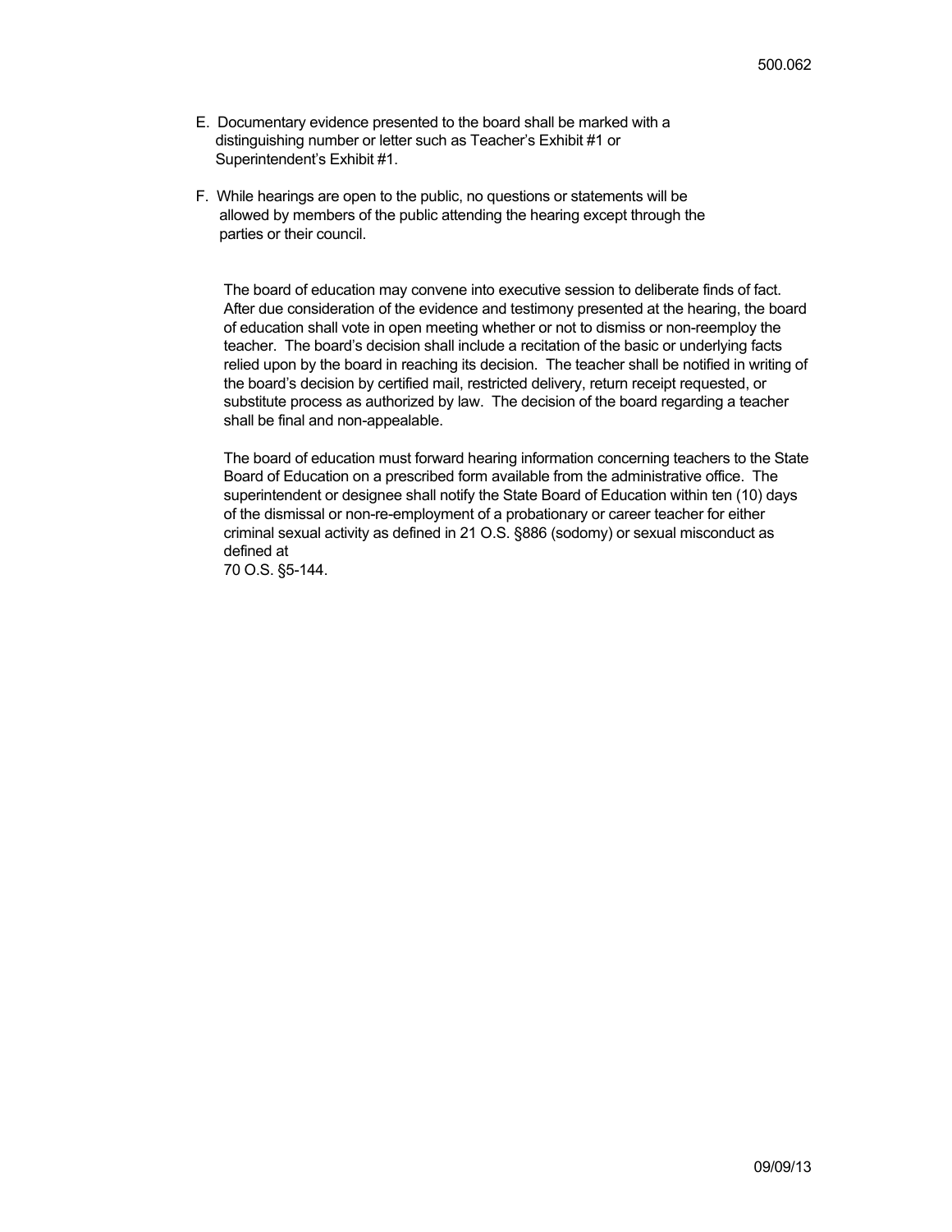E. Documentary evidence presented to the board shall be marked with a distinguishing number or letter such as Teacher's Exhibit #1 or Superintendent's Exhibit #1.

F. While hearings are open to the public, no questions or statements will be allowed by members of the public attending the hearing except through the parties or their council.

The board of education may convene into executive session to deliberate finds of fact. After due consideration of the evidence and testimony presented at the hearing, the board of education shall vote in open meeting whether or not to dismiss or non-reemploy the teacher. The board's decision shall include a recitation of the basic or underlying facts relied upon by the board in reaching its decision. The teacher shall be notified in writing of the board's decision by certified mail, restricted delivery, return receipt requested, or substitute process as authorized by law. The decision of the board regarding a teacher shall be final and non-appealable.

The board of education must forward hearing information concerning teachers to the State Board of Education on a prescribed form available from the administrative office. The superintendent or designee shall notify the State Board of Education within ten (10) days of the dismissal or non-re-employment of a probationary or career teacher for either criminal sexual activity as defined in 21 O.S. §886 (sodomy) or sexual misconduct as defined at 70 O.S. §5-144.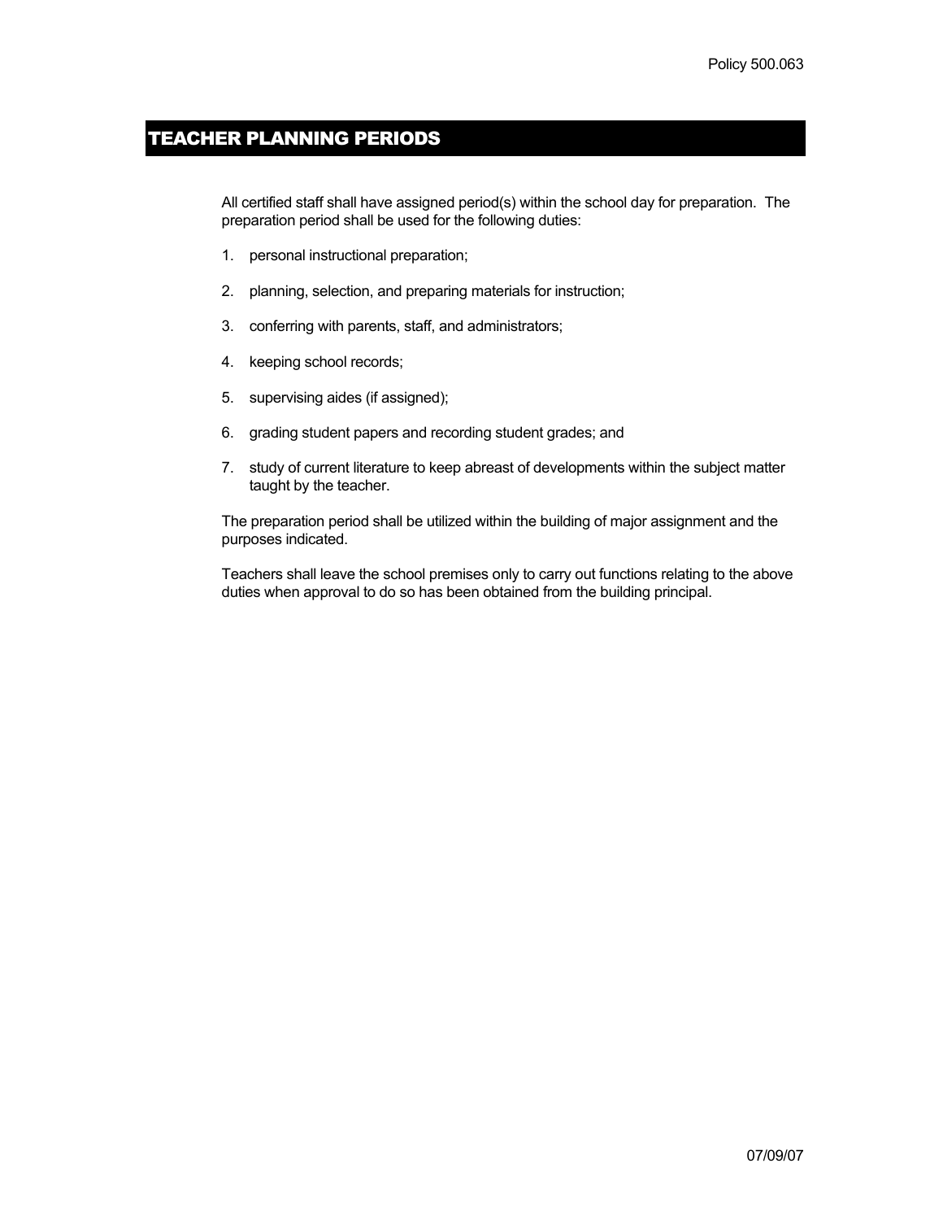Policy 500.063

# TEACHER PLANNING PERIODS

All certified staff shall have assigned period(s) within the school day for preparation. The preparation period shall be used for the following duties:

1. personal instructional preparation;
2. planning, selection, and preparing materials for instruction;
3. conferring with parents, staff, and administrators;
4. keeping school records;
5. supervising aides (if assigned);
6. grading student papers and recording student grades; and
7. study of current literature to keep abreast of developments within the subject matter taught by the teacher.

The preparation period shall be utilized within the building of major assignment and the purposes indicated.

Teachers shall leave the school premises only to carry out functions relating to the above duties when approval to do so has been obtained from the building principal.

07/09/07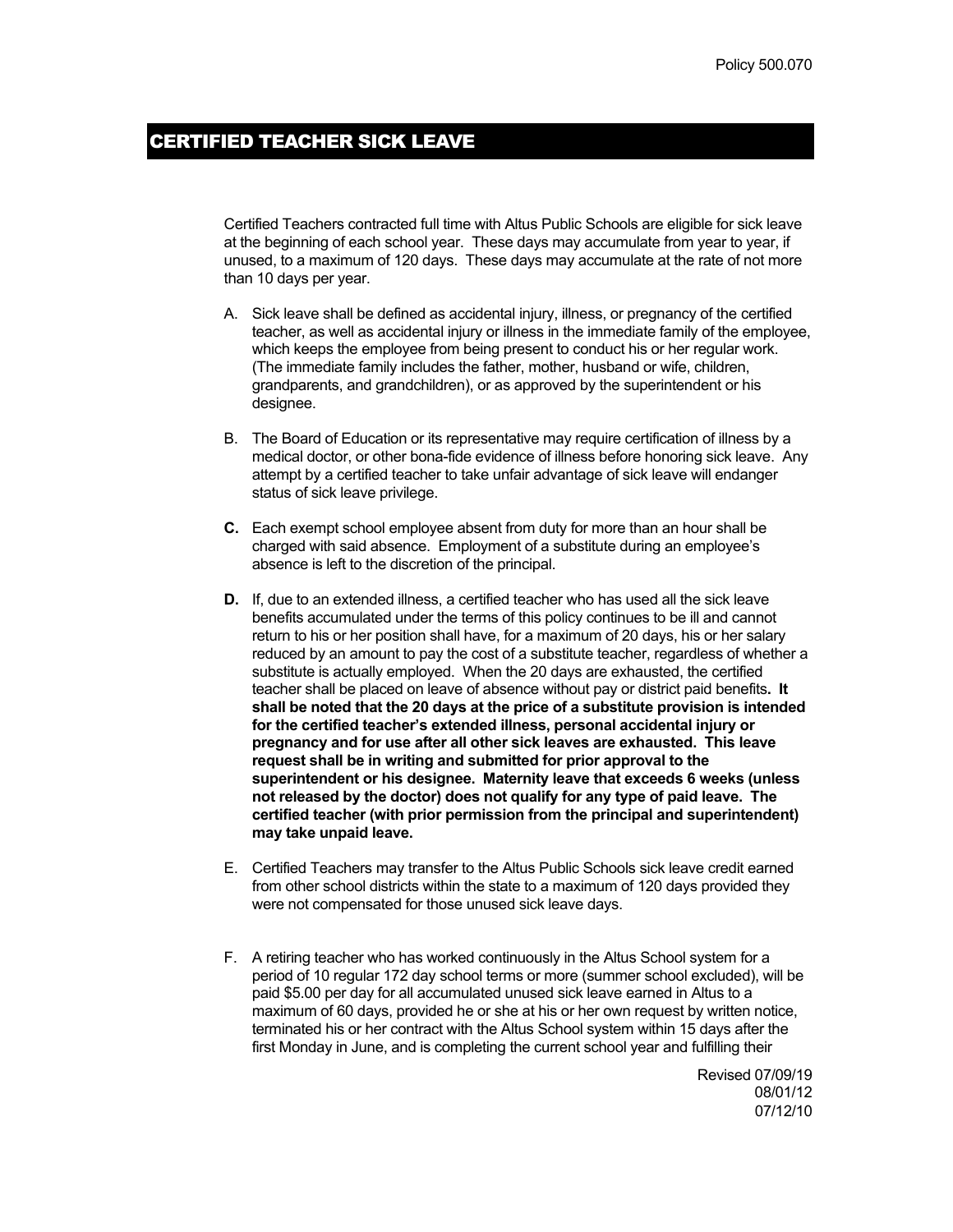Policy 500.070

# CERTIFIED TEACHER SICK LEAVE

Certified Teachers contracted full time with Altus Public Schools are eligible for sick leave at the beginning of each school year. These days may accumulate from year to year, if unused, to a maximum of 120 days. These days may accumulate at the rate of not more than 10 days per year.

A. Sick leave shall be defined as accidental injury, illness, or pregnancy of the certified teacher, as well as accidental injury or illness in the immediate family of the employee, which keeps the employee from being present to conduct his or her regular work. (The immediate family includes the father, mother, husband or wife, children, grandparents, and grandchildren), or as approved by the superintendent or his designee.

B. The Board of Education or its representative may require certification of illness by a medical doctor, or other bona-fide evidence of illness before honoring sick leave. Any attempt by a certified teacher to take unfair advantage of sick leave will endanger status of sick leave privilege.

**C.** Each exempt school employee absent from duty for more than an hour shall be charged with said absence. Employment of a substitute during an employee's absence is left to the discretion of the principal.

**D.** If, due to an extended illness, a certified teacher who has used all the sick leave benefits accumulated under the terms of this policy continues to be ill and cannot return to his or her position shall have, for a maximum of 20 days, his or her salary reduced by an amount to pay the cost of a substitute teacher, regardless of whether a substitute is actually employed. When the 20 days are exhausted, the certified teacher shall be placed on leave of absence without pay or district paid benefits**. It shall be noted that the 20 days at the price of a substitute provision is intended for the certified teacher's extended illness, personal accidental injury or pregnancy and for use after all other sick leaves are exhausted. This leave request shall be in writing and submitted for prior approval to the superintendent or his designee. Maternity leave that exceeds 6 weeks (unless not released by the doctor) does not qualify for any type of paid leave. The certified teacher (with prior permission from the principal and superintendent) may take unpaid leave.**

E. Certified Teachers may transfer to the Altus Public Schools sick leave credit earned from other school districts within the state to a maximum of 120 days provided they were not compensated for those unused sick leave days.

F. A retiring teacher who has worked continuously in the Altus School system for a period of 10 regular 172 day school terms or more (summer school excluded), will be paid $5.00 per day for all accumulated unused sick leave earned in Altus to a maximum of 60 days, provided he or she at his or her own request by written notice, terminated his or her contract with the Altus School system within 15 days after the first Monday in June, and is completing the current school year and fulfilling their

Revised 07/09/19
08/01/12
07/12/10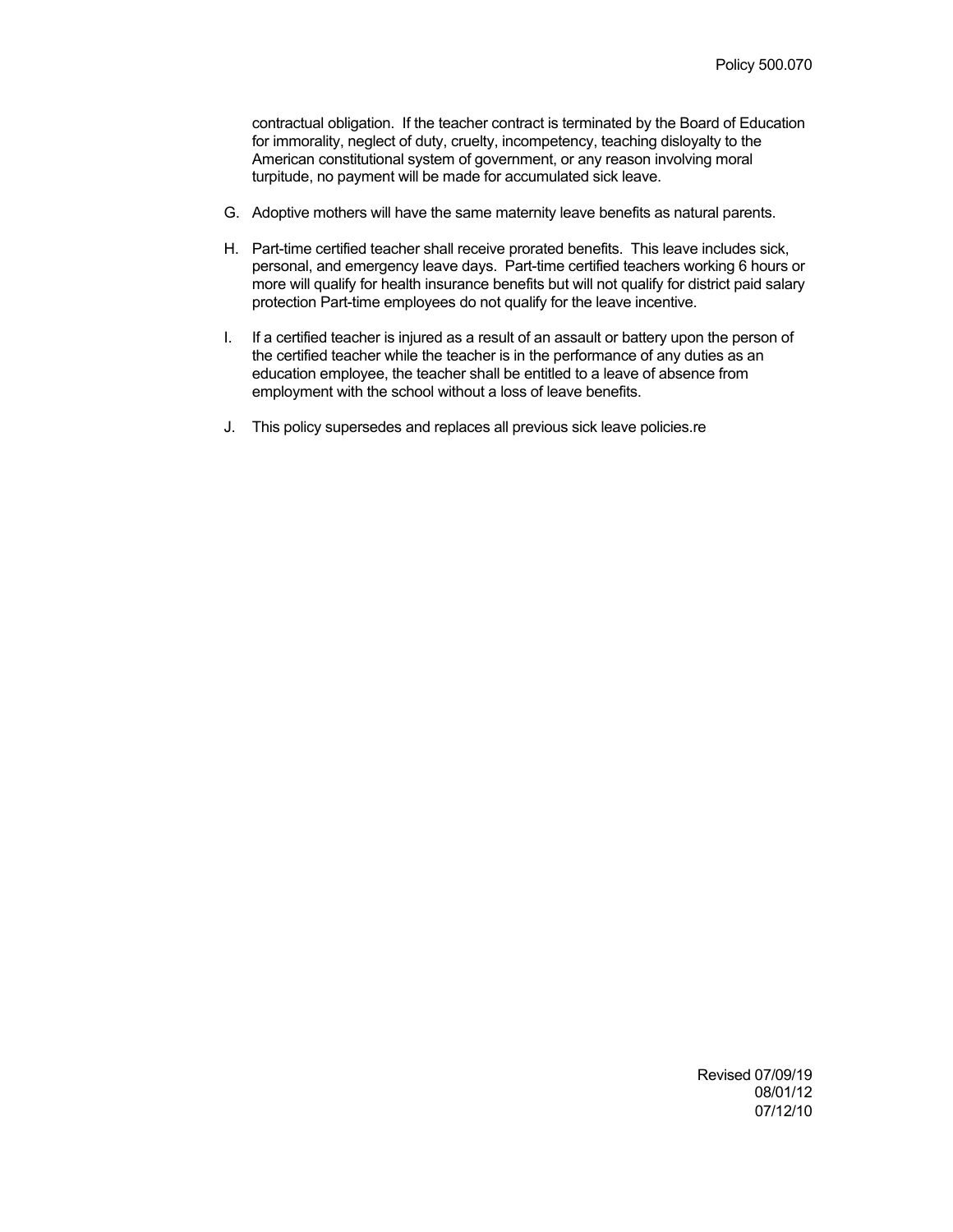contractual obligation. If the teacher contract is terminated by the Board of Education for immorality, neglect of duty, cruelty, incompetency, teaching disloyalty to the American constitutional system of government, or any reason involving moral turpitude, no payment will be made for accumulated sick leave.

G. Adoptive mothers will have the same maternity leave benefits as natural parents.

H. Part-time certified teacher shall receive prorated benefits. This leave includes sick, personal, and emergency leave days. Part-time certified teachers working 6 hours or more will qualify for health insurance benefits but will not qualify for district paid salary protection Part-time employees do not qualify for the leave incentive.

I. If a certified teacher is injured as a result of an assault or battery upon the person of the certified teacher while the teacher is in the performance of any duties as an education employee, the teacher shall be entitled to a leave of absence from employment with the school without a loss of leave benefits.

J. This policy supersedes and replaces all previous sick leave policies.re

Revised 07/09/19
08/01/12
07/12/10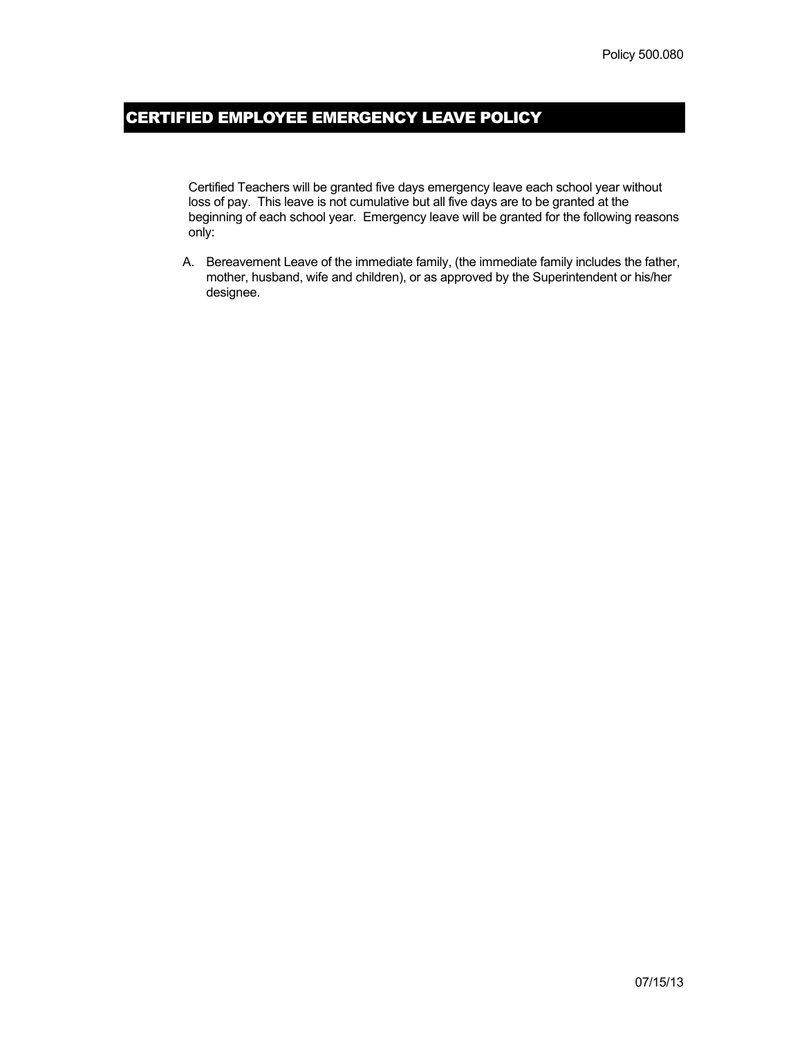Policy 500.080

# CERTIFIED EMPLOYEE EMERGENCY LEAVE POLICY

Certified Teachers will be granted five days emergency leave each school year without loss of pay. This leave is not cumulative but all five days are to be granted at the beginning of each school year. Emergency leave will be granted for the following reasons only:

A. Bereavement Leave of the immediate family, (the immediate family includes the father, mother, husband, wife and children), or as approved by the Superintendent or his/her designee.

07/15/13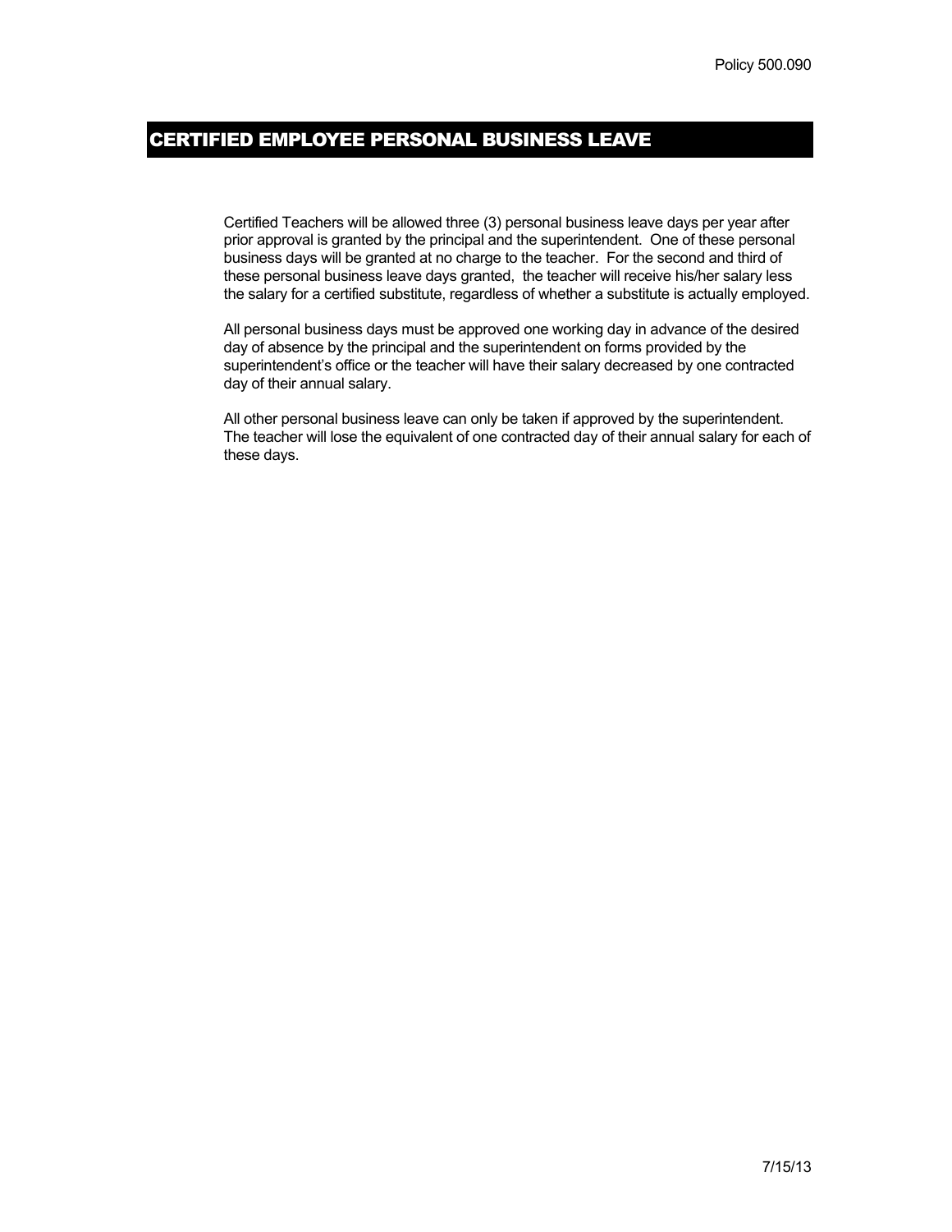Policy 500.090

# CERTIFIED EMPLOYEE PERSONAL BUSINESS LEAVE

Certified Teachers will be allowed three (3) personal business leave days per year after prior approval is granted by the principal and the superintendent. One of these personal business days will be granted at no charge to the teacher. For the second and third of these personal business leave days granted, the teacher will receive his/her salary less the salary for a certified substitute, regardless of whether a substitute is actually employed.

All personal business days must be approved one working day in advance of the desired day of absence by the principal and the superintendent on forms provided by the superintendent's office or the teacher will have their salary decreased by one contracted day of their annual salary.

All other personal business leave can only be taken if approved by the superintendent. The teacher will lose the equivalent of one contracted day of their annual salary for each of these days.

7/15/13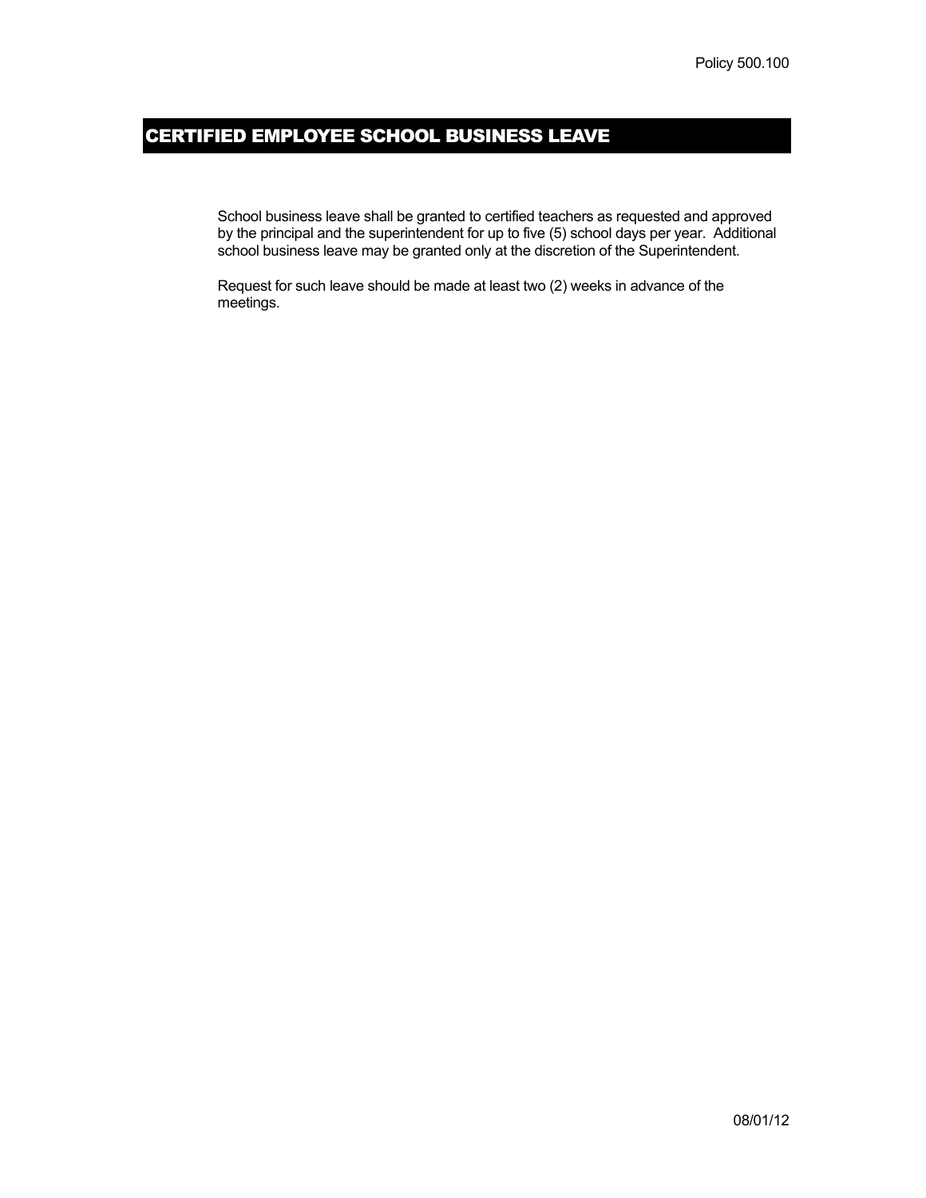Policy 500.100

# CERTIFIED EMPLOYEE SCHOOL BUSINESS LEAVE

School business leave shall be granted to certified teachers as requested and approved by the principal and the superintendent for up to five (5) school days per year. Additional school business leave may be granted only at the discretion of the Superintendent.

Request for such leave should be made at least two (2) weeks in advance of the meetings.

08/01/12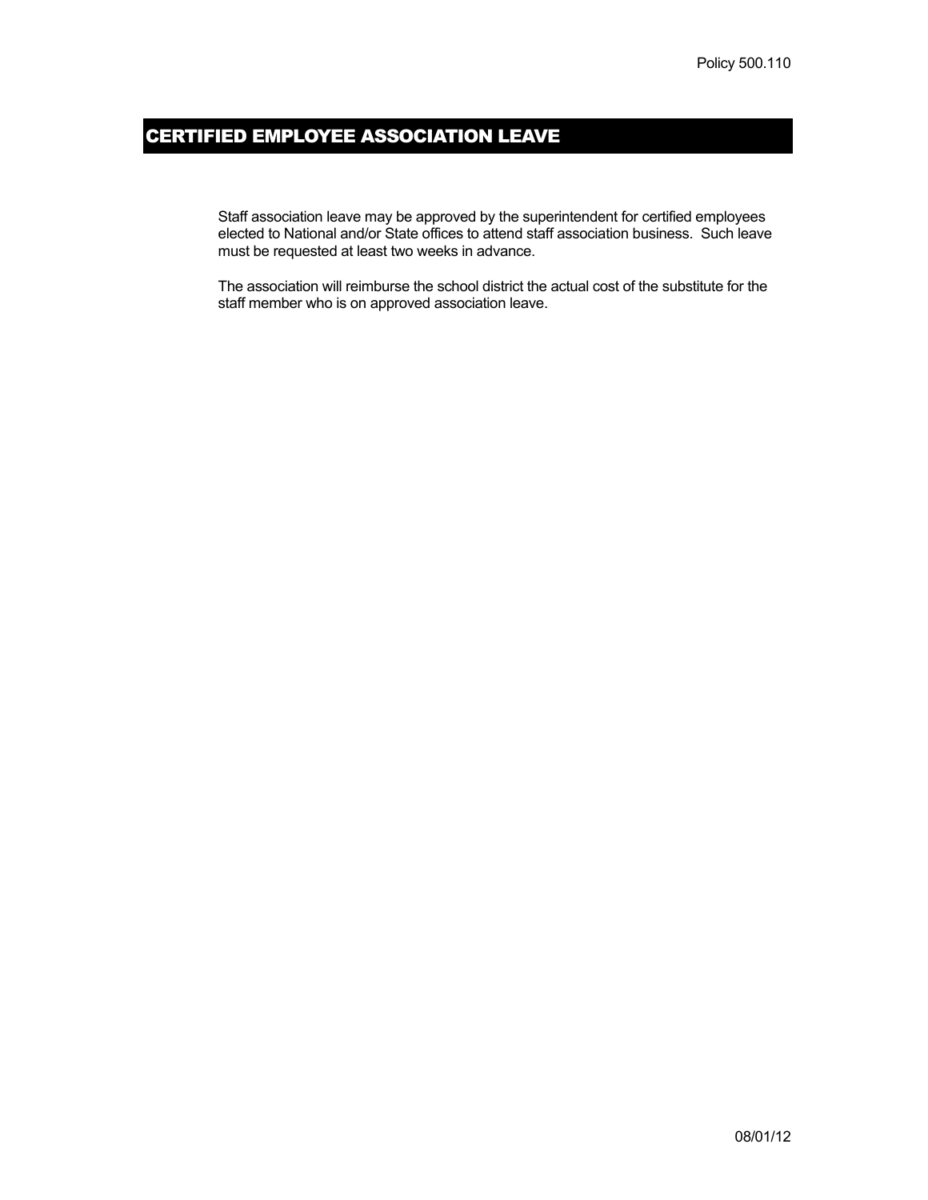Policy 500.110

# CERTIFIED EMPLOYEE ASSOCIATION LEAVE

Staff association leave may be approved by the superintendent for certified employees elected to National and/or State offices to attend staff association business. Such leave must be requested at least two weeks in advance.

The association will reimburse the school district the actual cost of the substitute for the staff member who is on approved association leave.

08/01/12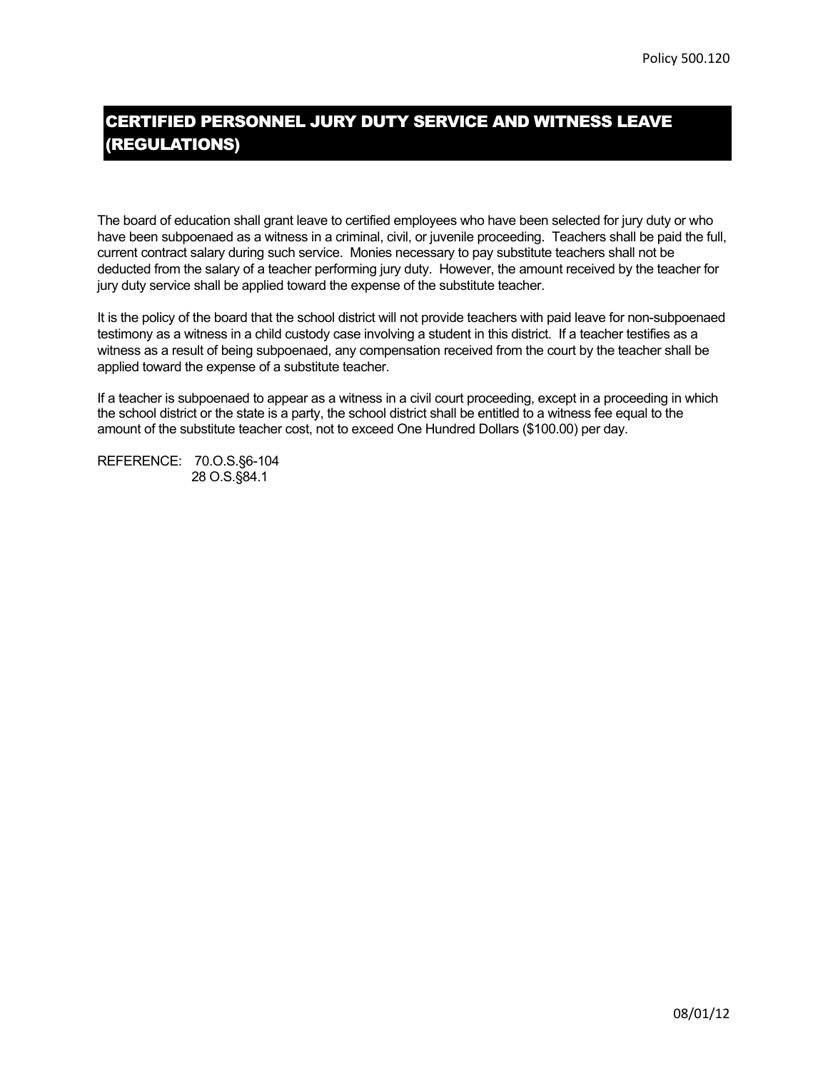# CERTIFIED PERSONNEL JURY DUTY SERVICE AND WITNESS LEAVE (REGULATIONS)

The board of education shall grant leave to certified employees who have been selected for jury duty or who have been subpoenaed as a witness in a criminal, civil, or juvenile proceeding. Teachers shall be paid the full, current contract salary during such service. Monies necessary to pay substitute teachers shall not be deducted from the salary of a teacher performing jury duty. However, the amount received by the teacher for jury duty service shall be applied toward the expense of the substitute teacher.

It is the policy of the board that the school district will not provide teachers with paid leave for non-subpoenaed testimony as a witness in a child custody case involving a student in this district. If a teacher testifies as a witness as a result of being subpoenaed, any compensation received from the court by the teacher shall be applied toward the expense of a substitute teacher.

If a teacher is subpoenaed to appear as a witness in a civil court proceeding, except in a proceeding in which the school district or the state is a party, the school district shall be entitled to a witness fee equal to the amount of the substitute teacher cost, not to exceed One Hundred Dollars ($100.00) per day.

REFERENCE: 70.O.S.§6-104
28 O.S.§84.1

08/01/12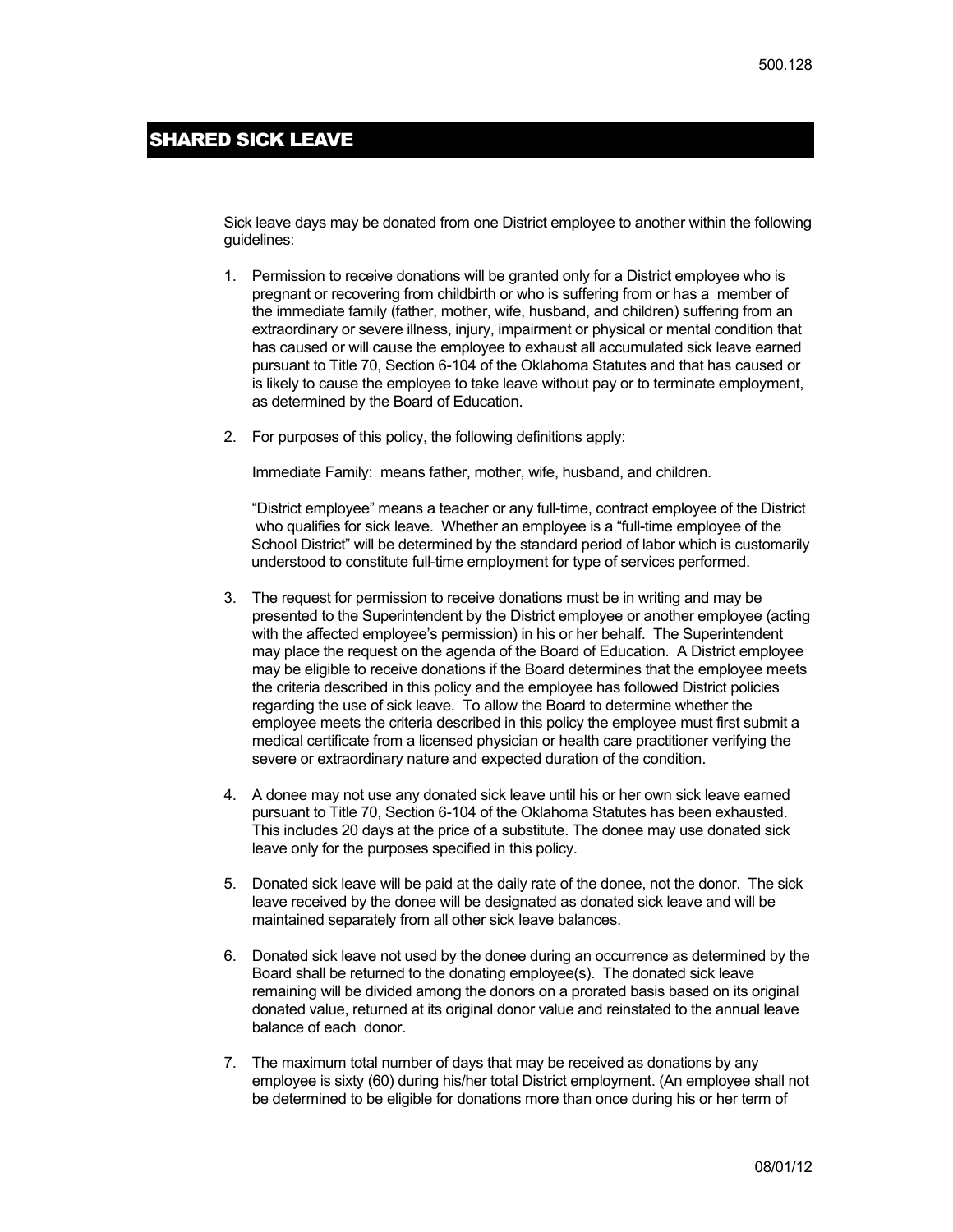# SHARED SICK LEAVE

Sick leave days may be donated from one District employee to another within the following guidelines:

1. Permission to receive donations will be granted only for a District employee who is pregnant or recovering from childbirth or who is suffering from or has a member of the immediate family (father, mother, wife, husband, and children) suffering from an extraordinary or severe illness, injury, impairment or physical or mental condition that has caused or will cause the employee to exhaust all accumulated sick leave earned pursuant to Title 70, Section 6-104 of the Oklahoma Statutes and that has caused or is likely to cause the employee to take leave without pay or to terminate employment, as determined by the Board of Education.

2. For purposes of this policy, the following definitions apply:

   Immediate Family: means father, mother, wife, husband, and children.

   "District employee" means a teacher or any full-time, contract employee of the District who qualifies for sick leave. Whether an employee is a "full-time employee of the School District" will be determined by the standard period of labor which is customarily understood to constitute full-time employment for type of services performed.

3. The request for permission to receive donations must be in writing and may be presented to the Superintendent by the District employee or another employee (acting with the affected employee's permission) in his or her behalf. The Superintendent may place the request on the agenda of the Board of Education. A District employee may be eligible to receive donations if the Board determines that the employee meets the criteria described in this policy and the employee has followed District policies regarding the use of sick leave. To allow the Board to determine whether the employee meets the criteria described in this policy the employee must first submit a medical certificate from a licensed physician or health care practitioner verifying the severe or extraordinary nature and expected duration of the condition.

4. A donee may not use any donated sick leave until his or her own sick leave earned pursuant to Title 70, Section 6-104 of the Oklahoma Statutes has been exhausted. This includes 20 days at the price of a substitute. The donee may use donated sick leave only for the purposes specified in this policy.

5. Donated sick leave will be paid at the daily rate of the donee, not the donor. The sick leave received by the donee will be designated as donated sick leave and will be maintained separately from all other sick leave balances.

6. Donated sick leave not used by the donee during an occurrence as determined by the Board shall be returned to the donating employee(s). The donated sick leave remaining will be divided among the donors on a prorated basis based on its original donated value, returned at its original donor value and reinstated to the annual leave balance of each donor.

7. The maximum total number of days that may be received as donations by any employee is sixty (60) during his/her total District employment. (An employee shall not be determined to be eligible for donations more than once during his or her term of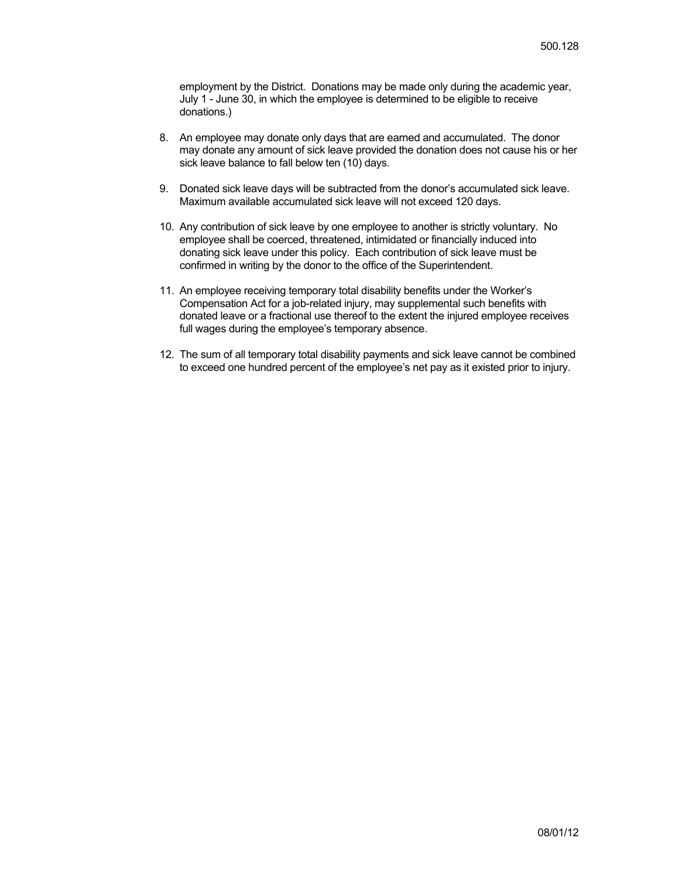employment by the District. Donations may be made only during the academic year, July 1 - June 30, in which the employee is determined to be eligible to receive donations.)

8. An employee may donate only days that are earned and accumulated. The donor may donate any amount of sick leave provided the donation does not cause his or her sick leave balance to fall below ten (10) days.

9. Donated sick leave days will be subtracted from the donor's accumulated sick leave. Maximum available accumulated sick leave will not exceed 120 days.

10. Any contribution of sick leave by one employee to another is strictly voluntary. No employee shall be coerced, threatened, intimidated or financially induced into donating sick leave under this policy. Each contribution of sick leave must be confirmed in writing by the donor to the office of the Superintendent.

11. An employee receiving temporary total disability benefits under the Worker's Compensation Act for a job-related injury, may supplemental such benefits with donated leave or a fractional use thereof to the extent the injured employee receives full wages during the employee's temporary absence.

12. The sum of all temporary total disability payments and sick leave cannot be combined to exceed one hundred percent of the employee's net pay as it existed prior to injury.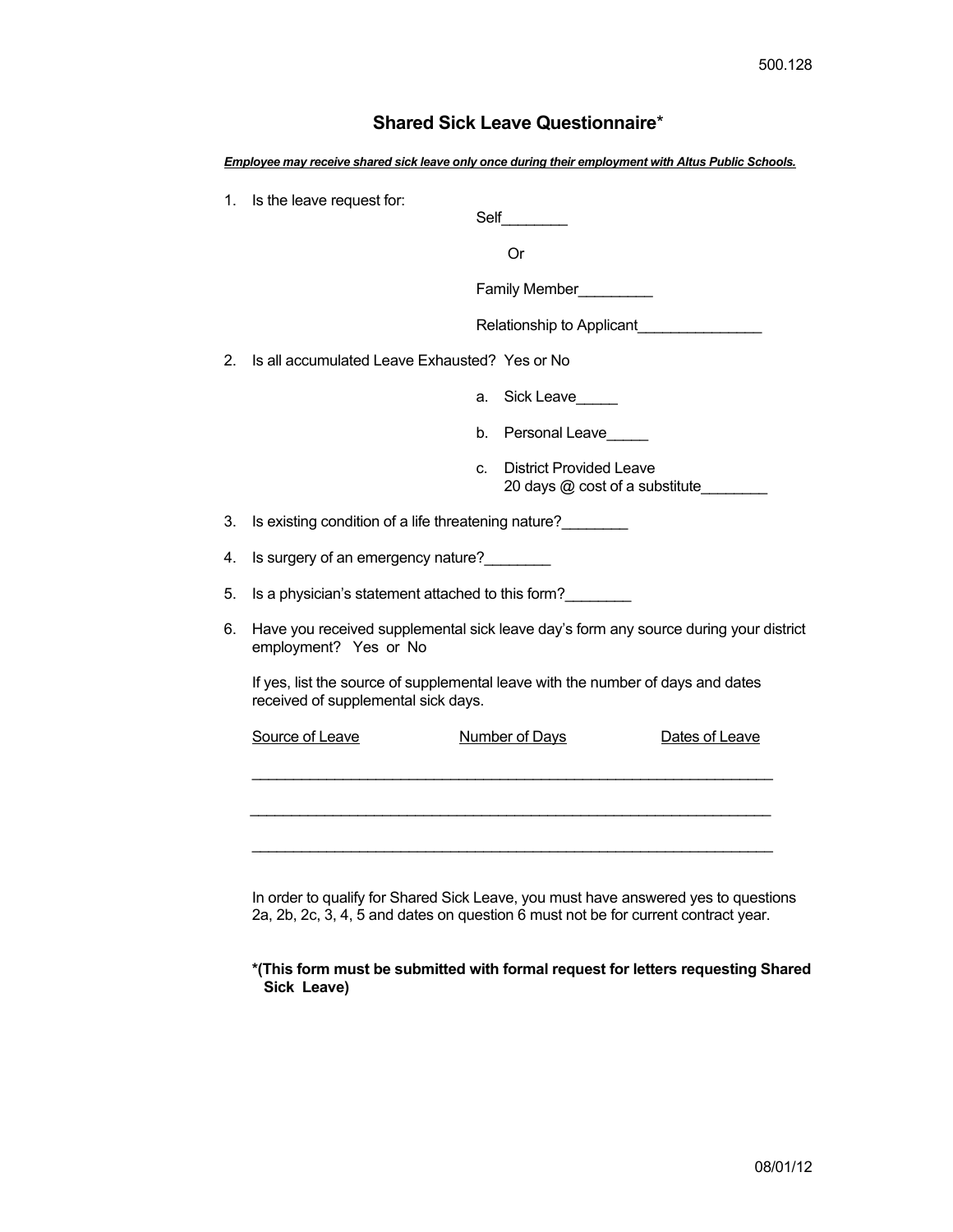500.128

# Shared Sick Leave Questionnaire*

***Employee may receive shared sick leave only once during their employment with Altus Public Schools.***

1. Is the leave request for:

   Self________

   Or

   Family Member_________

   Relationship to Applicant_______________

2. Is all accumulated Leave Exhausted? Yes or No

   a. Sick Leave_____

   b. Personal Leave_____

   c. District Provided Leave
      20 days @ cost of a substitute________

3. Is existing condition of a life threatening nature?________

4. Is surgery of an emergency nature?________

5. Is a physician's statement attached to this form?________

6. Have you received supplemental sick leave day's form any source during your district employment? Yes or No

   If yes, list the source of supplemental leave with the number of days and dates received of supplemental sick days.

| Source of Leave | Number of Days | Dates of Leave |
|---|---|---|
| | | |
| | | |
| | | |

In order to qualify for Shared Sick Leave, you must have answered yes to questions 2a, 2b, 2c, 3, 4, 5 and dates on question 6 must not be for current contract year.

**\*(This form must be submitted with formal request for letters requesting Shared Sick Leave)**

08/01/12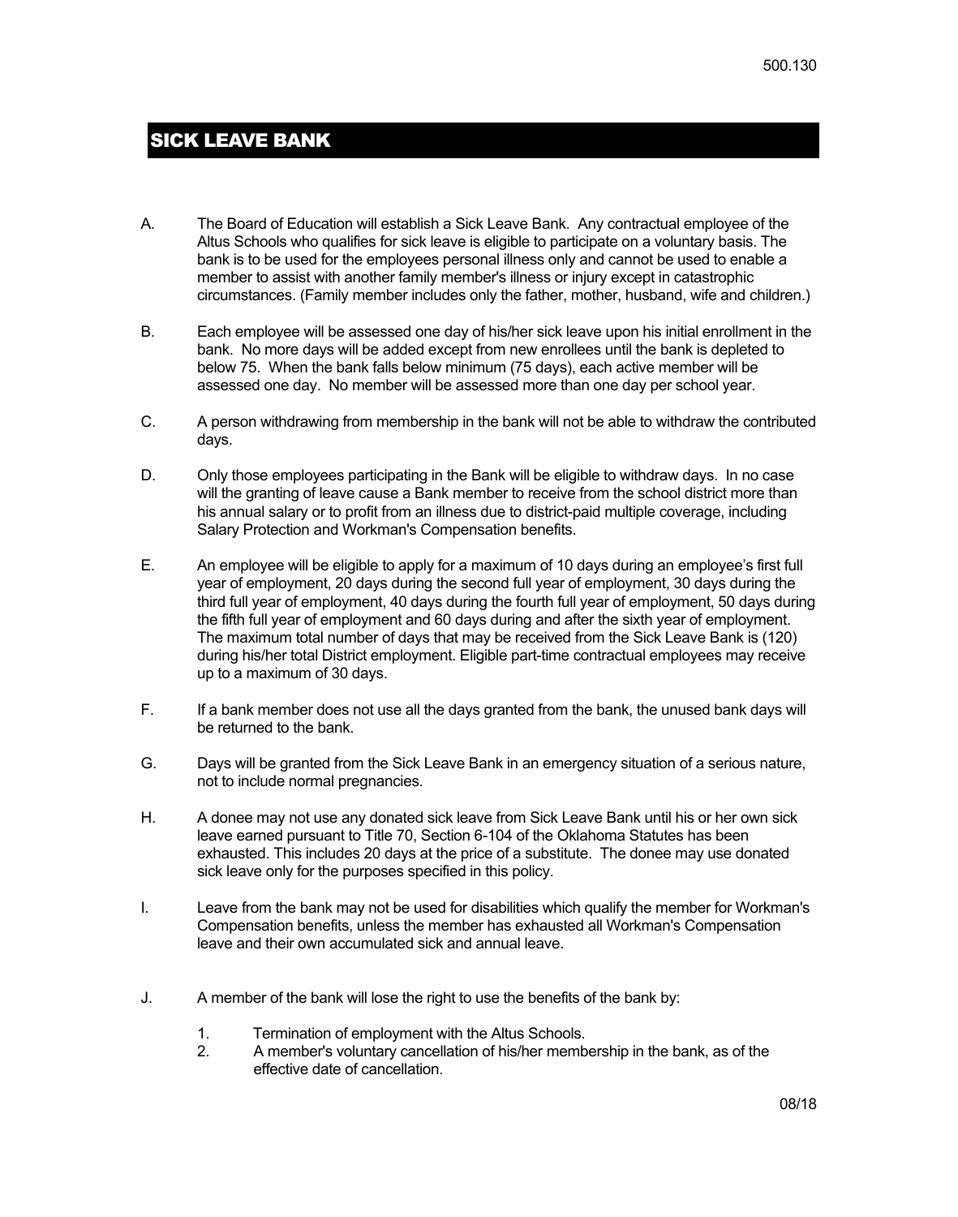# SICK LEAVE BANK

A. The Board of Education will establish a Sick Leave Bank. Any contractual employee of the Altus Schools who qualifies for sick leave is eligible to participate on a voluntary basis. The bank is to be used for the employees personal illness only and cannot be used to enable a member to assist with another family member's illness or injury except in catastrophic circumstances. (Family member includes only the father, mother, husband, wife and children.)

B. Each employee will be assessed one day of his/her sick leave upon his initial enrollment in the bank. No more days will be added except from new enrollees until the bank is depleted to below 75. When the bank falls below minimum (75 days), each active member will be assessed one day. No member will be assessed more than one day per school year.

C. A person withdrawing from membership in the bank will not be able to withdraw the contributed days.

D. Only those employees participating in the Bank will be eligible to withdraw days. In no case will the granting of leave cause a Bank member to receive from the school district more than his annual salary or to profit from an illness due to district-paid multiple coverage, including Salary Protection and Workman's Compensation benefits.

E. An employee will be eligible to apply for a maximum of 10 days during an employee's first full year of employment, 20 days during the second full year of employment, 30 days during the third full year of employment, 40 days during the fourth full year of employment, 50 days during the fifth full year of employment and 60 days during and after the sixth year of employment. The maximum total number of days that may be received from the Sick Leave Bank is (120) during his/her total District employment. Eligible part-time contractual employees may receive up to a maximum of 30 days.

F. If a bank member does not use all the days granted from the bank, the unused bank days will be returned to the bank.

G. Days will be granted from the Sick Leave Bank in an emergency situation of a serious nature, not to include normal pregnancies.

H. A donee may not use any donated sick leave from Sick Leave Bank until his or her own sick leave earned pursuant to Title 70, Section 6-104 of the Oklahoma Statutes has been exhausted. This includes 20 days at the price of a substitute. The donee may use donated sick leave only for the purposes specified in this policy.

I. Leave from the bank may not be used for disabilities which qualify the member for Workman's Compensation benefits, unless the member has exhausted all Workman's Compensation leave and their own accumulated sick and annual leave.

J. A member of the bank will lose the right to use the benefits of the bank by:

1. Termination of employment with the Altus Schools.
2. A member's voluntary cancellation of his/her membership in the bank, as of the effective date of cancellation.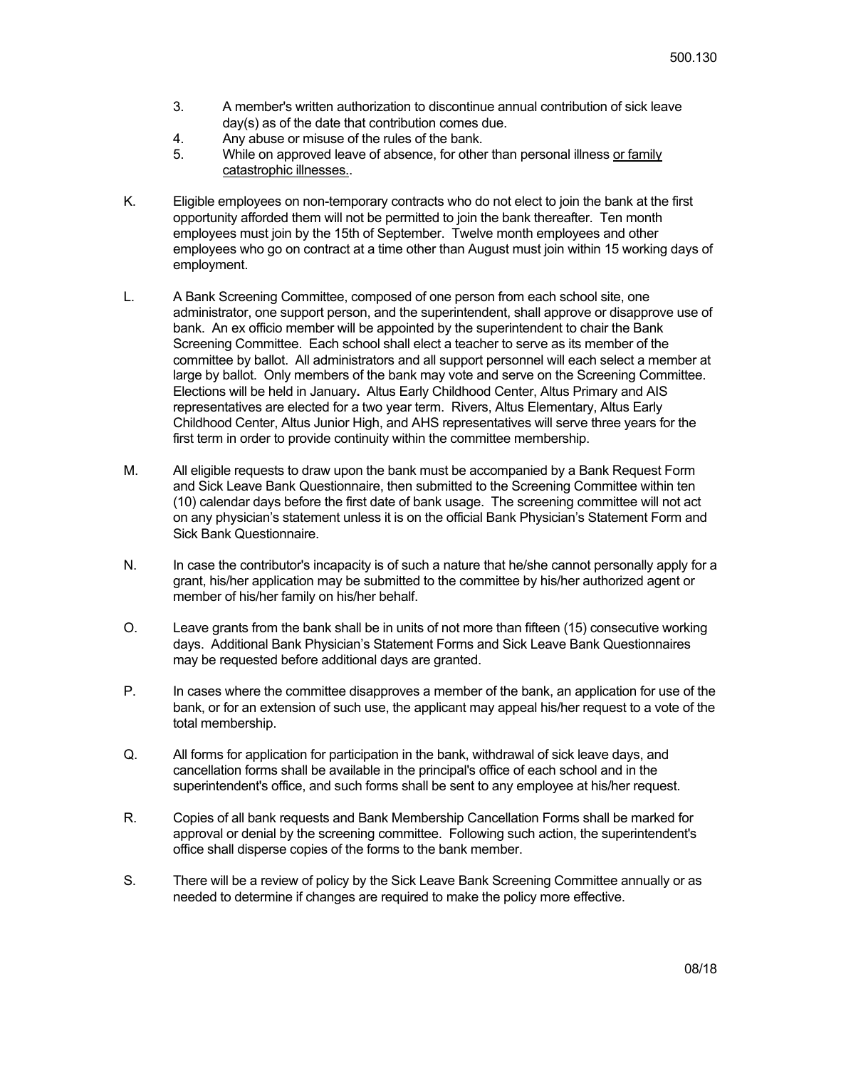3. A member's written authorization to discontinue annual contribution of sick leave day(s) as of the date that contribution comes due.
4. Any abuse or misuse of the rules of the bank.
5. While on approved leave of absence, for other than personal illness <u>or family catastrophic illnesses.</u>.

K. Eligible employees on non-temporary contracts who do not elect to join the bank at the first opportunity afforded them will not be permitted to join the bank thereafter. Ten month employees must join by the 15th of September. Twelve month employees and other employees who go on contract at a time other than August must join within 15 working days of employment.

L. A Bank Screening Committee, composed of one person from each school site, one administrator, one support person, and the superintendent, shall approve or disapprove use of bank. An ex officio member will be appointed by the superintendent to chair the Bank Screening Committee. Each school shall elect a teacher to serve as its member of the committee by ballot. All administrators and all support personnel will each select a member at large by ballot. Only members of the bank may vote and serve on the Screening Committee. Elections will be held in January**.** Altus Early Childhood Center, Altus Primary and AIS representatives are elected for a two year term. Rivers, Altus Elementary, Altus Early Childhood Center, Altus Junior High, and AHS representatives will serve three years for the first term in order to provide continuity within the committee membership.

M. All eligible requests to draw upon the bank must be accompanied by a Bank Request Form and Sick Leave Bank Questionnaire, then submitted to the Screening Committee within ten (10) calendar days before the first date of bank usage. The screening committee will not act on any physician's statement unless it is on the official Bank Physician's Statement Form and Sick Bank Questionnaire.

N. In case the contributor's incapacity is of such a nature that he/she cannot personally apply for a grant, his/her application may be submitted to the committee by his/her authorized agent or member of his/her family on his/her behalf.

O. Leave grants from the bank shall be in units of not more than fifteen (15) consecutive working days. Additional Bank Physician's Statement Forms and Sick Leave Bank Questionnaires may be requested before additional days are granted.

P. In cases where the committee disapproves a member of the bank, an application for use of the bank, or for an extension of such use, the applicant may appeal his/her request to a vote of the total membership.

Q. All forms for application for participation in the bank, withdrawal of sick leave days, and cancellation forms shall be available in the principal's office of each school and in the superintendent's office, and such forms shall be sent to any employee at his/her request.

R. Copies of all bank requests and Bank Membership Cancellation Forms shall be marked for approval or denial by the screening committee. Following such action, the superintendent's office shall disperse copies of the forms to the bank member.

S. There will be a review of policy by the Sick Leave Bank Screening Committee annually or as needed to determine if changes are required to make the policy more effective.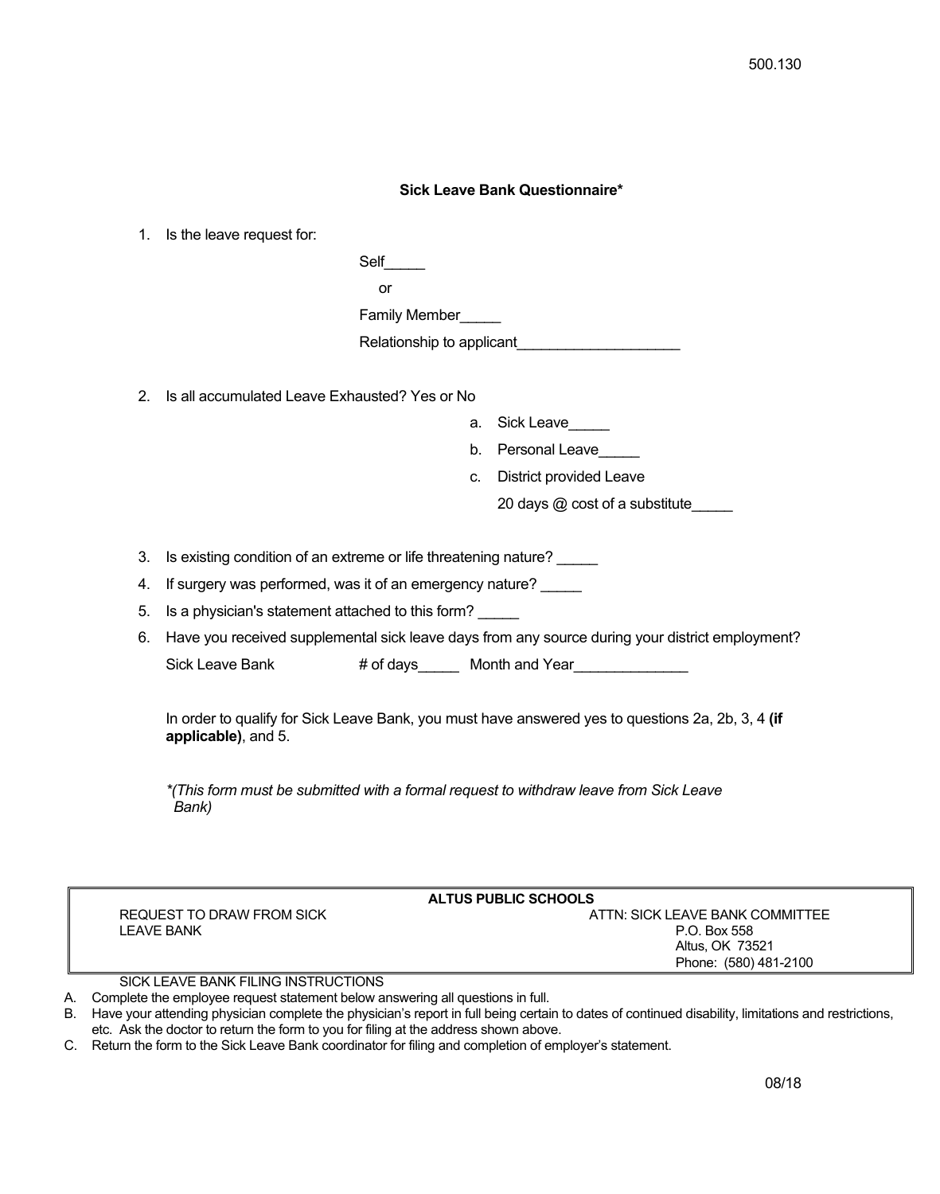500.130

## Sick Leave Bank Questionnaire*

1. Is the leave request for:

   Self_____

   or

   Family Member_____

   Relationship to applicant____________________

2. Is all accumulated Leave Exhausted? Yes or No

   a. Sick Leave_____
   b. Personal Leave_____
   c. District provided Leave

      20 days @ cost of a substitute_____

3. Is existing condition of an extreme or life threatening nature? _____
4. If surgery was performed, was it of an emergency nature? _____
5. Is a physician's statement attached to this form? _____
6. Have you received supplemental sick leave days from any source during your district employment?

   Sick Leave Bank # of days_____ Month and Year______________

In order to qualify for Sick Leave Bank, you must have answered yes to questions 2a, 2b, 3, 4 **(if applicable)**, and 5.

*\*(This form must be submitted with a formal request to withdraw leave from Sick Leave Bank)*

| **ALTUS PUBLIC SCHOOLS** | |
|---|---|
| REQUEST TO DRAW FROM SICK LEAVE BANK | ATTN: SICK LEAVE BANK COMMITTEE<br>P.O. Box 558<br>Altus, OK 73521<br>Phone: (580) 481-2100 |

SICK LEAVE BANK FILING INSTRUCTIONS

A. Complete the employee request statement below answering all questions in full.
B. Have your attending physician complete the physician's report in full being certain to dates of continued disability, limitations and restrictions, etc. Ask the doctor to return the form to you for filing at the address shown above.
C. Return the form to the Sick Leave Bank coordinator for filing and completion of employer's statement.

08/18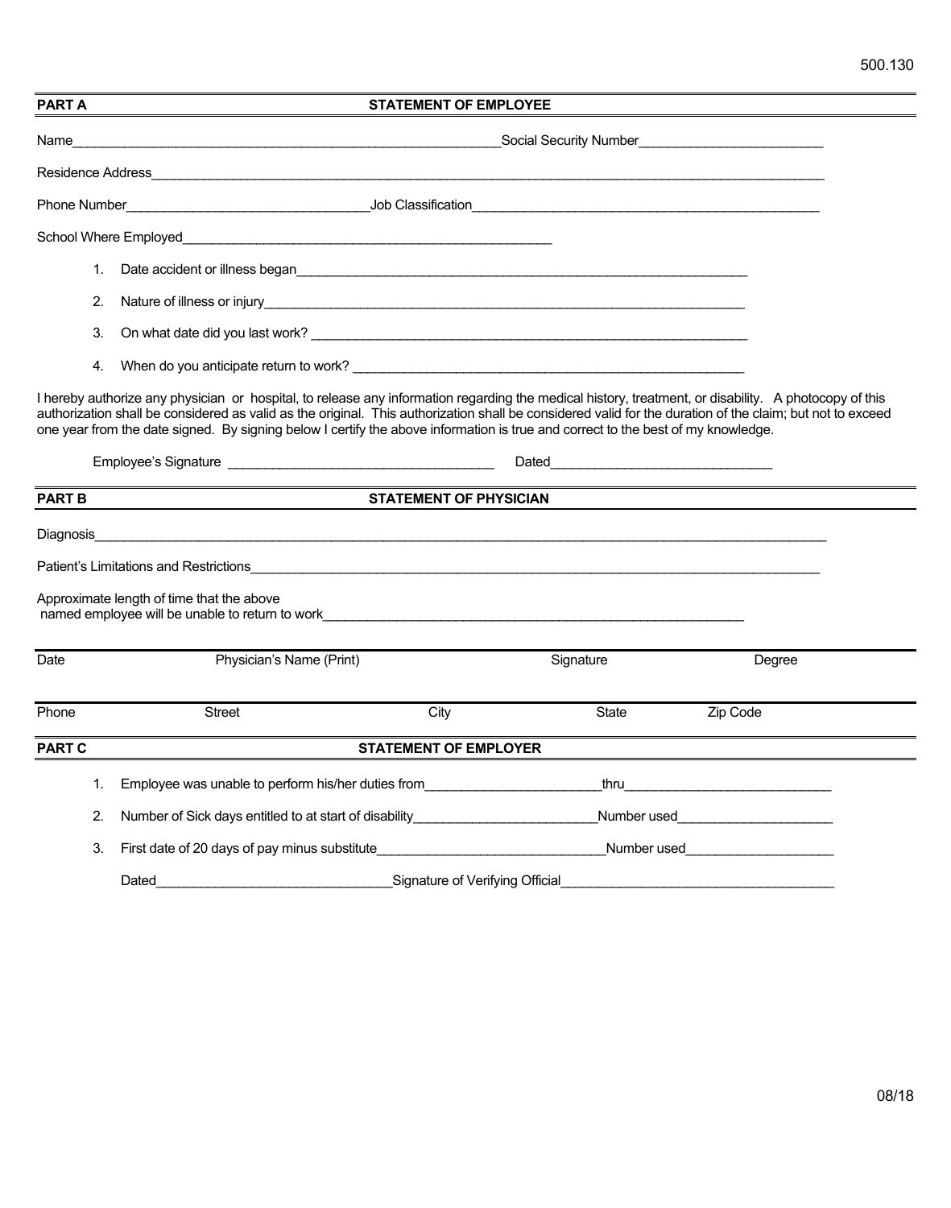500.130

## PART A — STATEMENT OF EMPLOYEE

Name_______________________________________________Social Security Number____________________

Residence Address_____________________________________________________________________________

Phone Number___________________________Job Classification______________________________________

School Where Employed__________________________________________

1. Date accident or illness began__________________________________________________
2. Nature of illness or injury_____________________________________________________
3. On what date did you last work? _______________________________________________
4. When do you anticipate return to work? __________________________________________

I hereby authorize any physician or hospital, to release any information regarding the medical history, treatment, or disability. A photocopy of this authorization shall be considered as valid as the original. This authorization shall be considered valid for the duration of the claim; but not to exceed one year from the date signed. By signing below I certify the above information is true and correct to the best of my knowledge.

Employee's Signature ____________________________ Dated_______________________

## PART B — STATEMENT OF PHYSICIAN

Diagnosis_____________________________________________________________________________

Patient's Limitations and Restrictions__________________________________________________

Approximate length of time that the above named employee will be unable to return to work_____________________________________________

| Date | Physician's Name (Print) | Signature | Degree |
|---|---|---|---|
| | | | |

| Phone | Street | City | State | Zip Code |
|---|---|---|---|---|
| | | | | |

## PART C — STATEMENT OF EMPLOYER

1. Employee was unable to perform his/her duties from__________________thru______________________
2. Number of Sick days entitled to at start of disability__________________Number used________________
3. First date of 20 days of pay minus substitute______________________Number used_______________

Dated________________________Signature of Verifying Official____________________________

08/18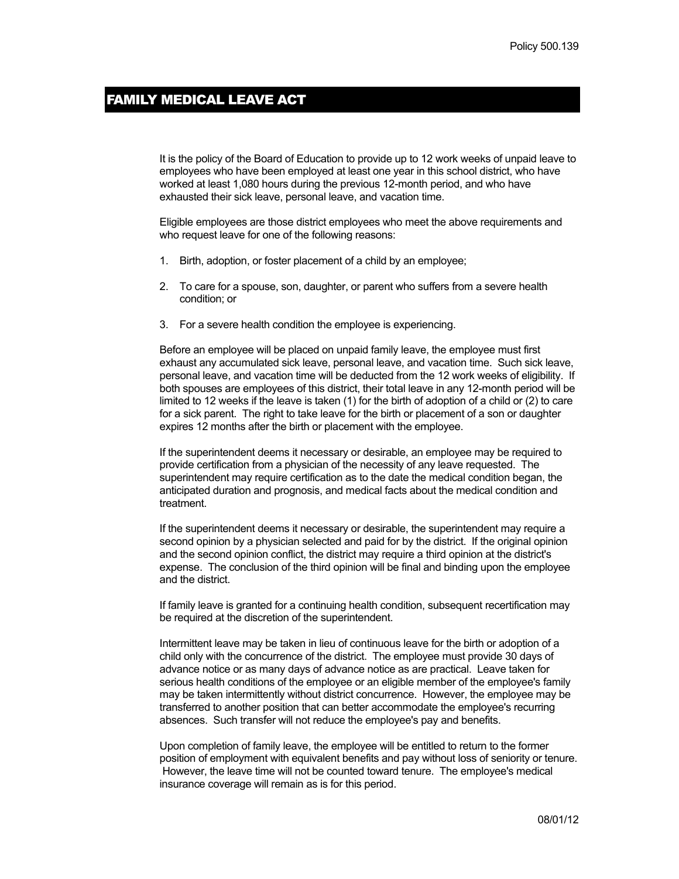Policy 500.139

# FAMILY MEDICAL LEAVE ACT

It is the policy of the Board of Education to provide up to 12 work weeks of unpaid leave to employees who have been employed at least one year in this school district, who have worked at least 1,080 hours during the previous 12-month period, and who have exhausted their sick leave, personal leave, and vacation time.

Eligible employees are those district employees who meet the above requirements and who request leave for one of the following reasons:

1. Birth, adoption, or foster placement of a child by an employee;
2. To care for a spouse, son, daughter, or parent who suffers from a severe health condition; or
3. For a severe health condition the employee is experiencing.

Before an employee will be placed on unpaid family leave, the employee must first exhaust any accumulated sick leave, personal leave, and vacation time. Such sick leave, personal leave, and vacation time will be deducted from the 12 work weeks of eligibility. If both spouses are employees of this district, their total leave in any 12-month period will be limited to 12 weeks if the leave is taken (1) for the birth of adoption of a child or (2) to care for a sick parent. The right to take leave for the birth or placement of a son or daughter expires 12 months after the birth or placement with the employee.

If the superintendent deems it necessary or desirable, an employee may be required to provide certification from a physician of the necessity of any leave requested. The superintendent may require certification as to the date the medical condition began, the anticipated duration and prognosis, and medical facts about the medical condition and treatment.

If the superintendent deems it necessary or desirable, the superintendent may require a second opinion by a physician selected and paid for by the district. If the original opinion and the second opinion conflict, the district may require a third opinion at the district's expense. The conclusion of the third opinion will be final and binding upon the employee and the district.

If family leave is granted for a continuing health condition, subsequent recertification may be required at the discretion of the superintendent.

Intermittent leave may be taken in lieu of continuous leave for the birth or adoption of a child only with the concurrence of the district. The employee must provide 30 days of advance notice or as many days of advance notice as are practical. Leave taken for serious health conditions of the employee or an eligible member of the employee's family may be taken intermittently without district concurrence. However, the employee may be transferred to another position that can better accommodate the employee's recurring absences. Such transfer will not reduce the employee's pay and benefits.

Upon completion of family leave, the employee will be entitled to return to the former position of employment with equivalent benefits and pay without loss of seniority or tenure. However, the leave time will not be counted toward tenure. The employee's medical insurance coverage will remain as is for this period.

08/01/12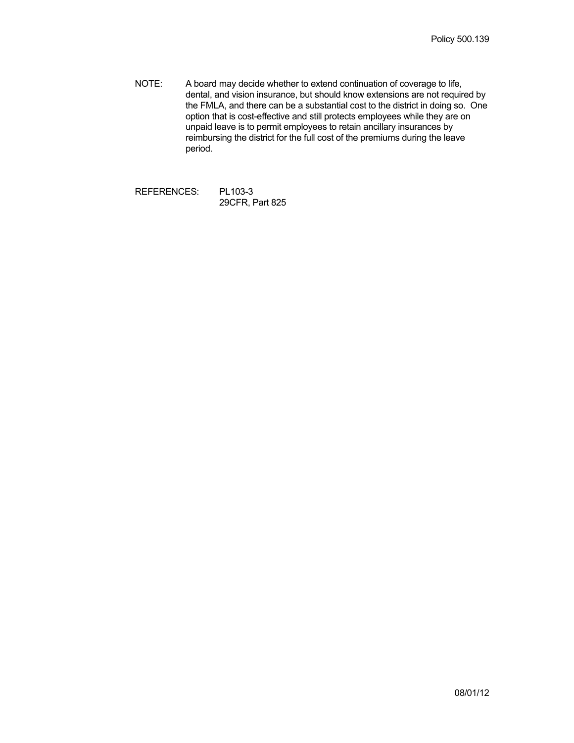NOTE: A board may decide whether to extend continuation of coverage to life, dental, and vision insurance, but should know extensions are not required by the FMLA, and there can be a substantial cost to the district in doing so. One option that is cost-effective and still protects employees while they are on unpaid leave is to permit employees to retain ancillary insurances by reimbursing the district for the full cost of the premiums during the leave period.

REFERENCES: PL103-3
29CFR, Part 825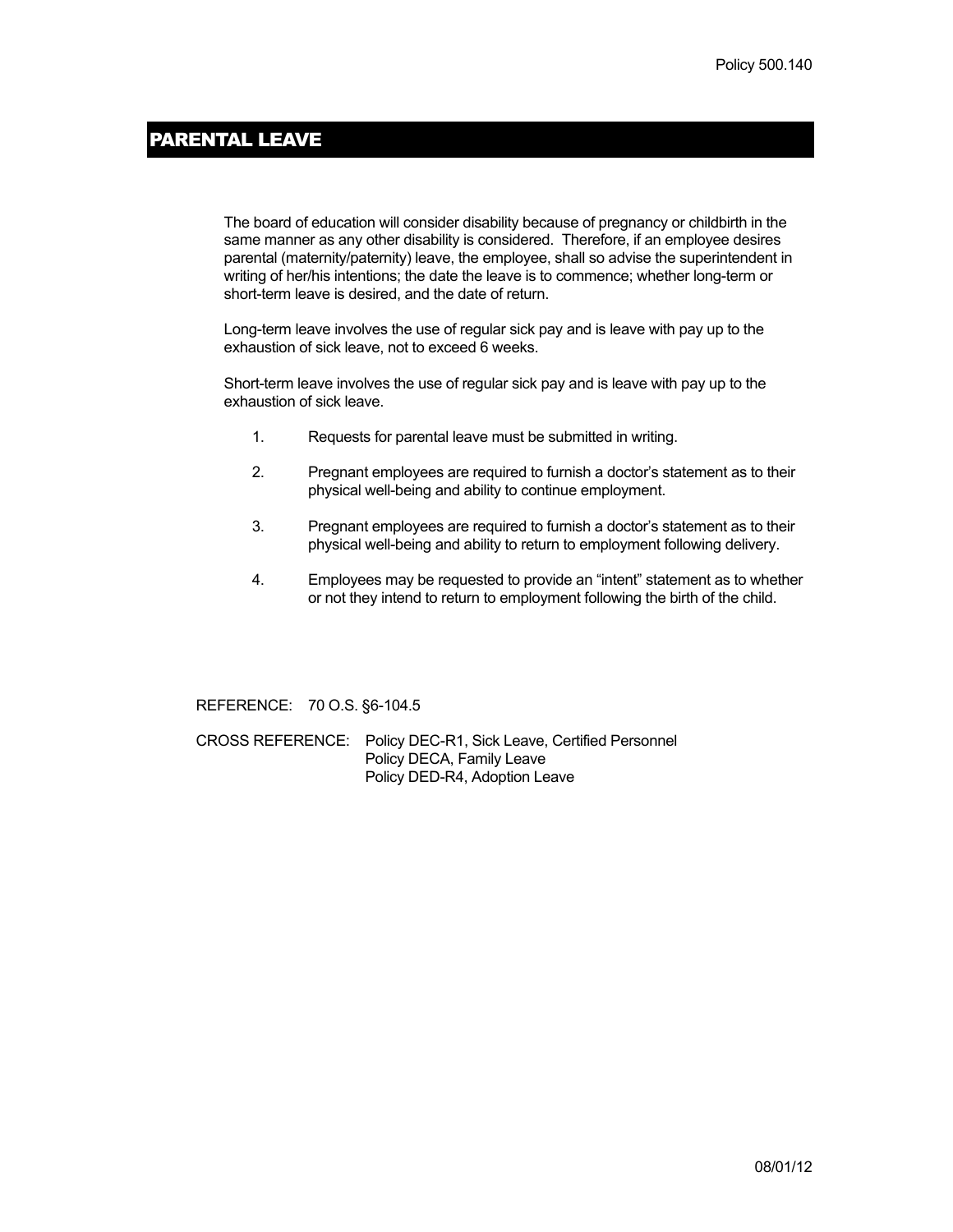## PARENTAL LEAVE

The board of education will consider disability because of pregnancy or childbirth in the same manner as any other disability is considered. Therefore, if an employee desires parental (maternity/paternity) leave, the employee, shall so advise the superintendent in writing of her/his intentions; the date the leave is to commence; whether long-term or short-term leave is desired, and the date of return.

Long-term leave involves the use of regular sick pay and is leave with pay up to the exhaustion of sick leave, not to exceed 6 weeks.

Short-term leave involves the use of regular sick pay and is leave with pay up to the exhaustion of sick leave.

1. Requests for parental leave must be submitted in writing.
2. Pregnant employees are required to furnish a doctor's statement as to their physical well-being and ability to continue employment.
3. Pregnant employees are required to furnish a doctor's statement as to their physical well-being and ability to return to employment following delivery.
4. Employees may be requested to provide an "intent" statement as to whether or not they intend to return to employment following the birth of the child.

REFERENCE: 70 O.S. §6-104.5

CROSS REFERENCE: Policy DEC-R1, Sick Leave, Certified Personnel
Policy DECA, Family Leave
Policy DED-R4, Adoption Leave

08/01/12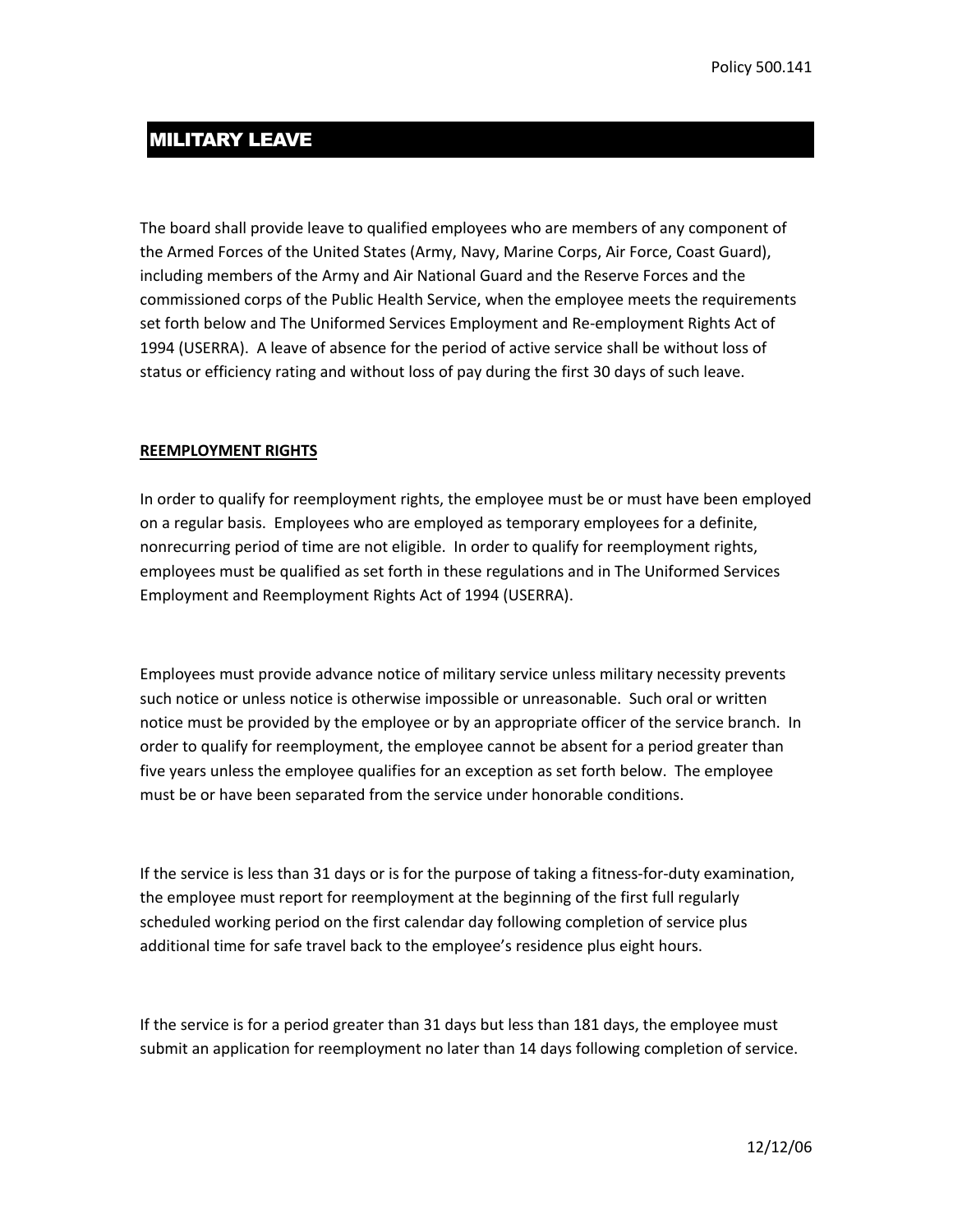## MILITARY LEAVE

The board shall provide leave to qualified employees who are members of any component of the Armed Forces of the United States (Army, Navy, Marine Corps, Air Force, Coast Guard), including members of the Army and Air National Guard and the Reserve Forces and the commissioned corps of the Public Health Service, when the employee meets the requirements set forth below and The Uniformed Services Employment and Re-employment Rights Act of 1994 (USERRA). A leave of absence for the period of active service shall be without loss of status or efficiency rating and without loss of pay during the first 30 days of such leave.

### REEMPLOYMENT RIGHTS

In order to qualify for reemployment rights, the employee must be or must have been employed on a regular basis. Employees who are employed as temporary employees for a definite, nonrecurring period of time are not eligible. In order to qualify for reemployment rights, employees must be qualified as set forth in these regulations and in The Uniformed Services Employment and Reemployment Rights Act of 1994 (USERRA).

Employees must provide advance notice of military service unless military necessity prevents such notice or unless notice is otherwise impossible or unreasonable. Such oral or written notice must be provided by the employee or by an appropriate officer of the service branch. In order to qualify for reemployment, the employee cannot be absent for a period greater than five years unless the employee qualifies for an exception as set forth below. The employee must be or have been separated from the service under honorable conditions.

If the service is less than 31 days or is for the purpose of taking a fitness-for-duty examination, the employee must report for reemployment at the beginning of the first full regularly scheduled working period on the first calendar day following completion of service plus additional time for safe travel back to the employee's residence plus eight hours.

If the service is for a period greater than 31 days but less than 181 days, the employee must submit an application for reemployment no later than 14 days following completion of service.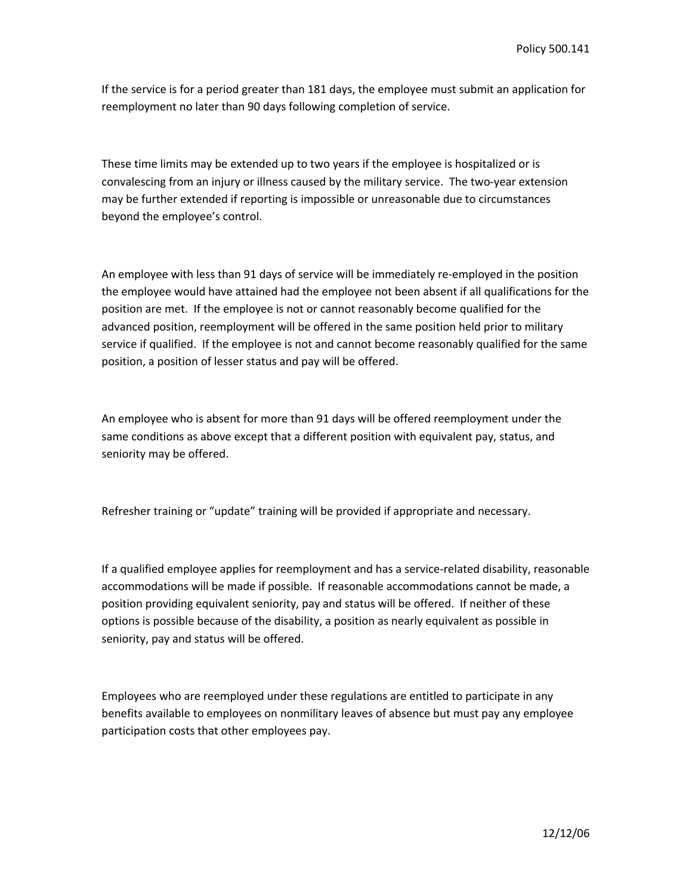If the service is for a period greater than 181 days, the employee must submit an application for reemployment no later than 90 days following completion of service.

These time limits may be extended up to two years if the employee is hospitalized or is convalescing from an injury or illness caused by the military service. The two-year extension may be further extended if reporting is impossible or unreasonable due to circumstances beyond the employee's control.

An employee with less than 91 days of service will be immediately re-employed in the position the employee would have attained had the employee not been absent if all qualifications for the position are met. If the employee is not or cannot reasonably become qualified for the advanced position, reemployment will be offered in the same position held prior to military service if qualified. If the employee is not and cannot become reasonably qualified for the same position, a position of lesser status and pay will be offered.

An employee who is absent for more than 91 days will be offered reemployment under the same conditions as above except that a different position with equivalent pay, status, and seniority may be offered.

Refresher training or "update" training will be provided if appropriate and necessary.

If a qualified employee applies for reemployment and has a service-related disability, reasonable accommodations will be made if possible. If reasonable accommodations cannot be made, a position providing equivalent seniority, pay and status will be offered. If neither of these options is possible because of the disability, a position as nearly equivalent as possible in seniority, pay and status will be offered.

Employees who are reemployed under these regulations are entitled to participate in any benefits available to employees on nonmilitary leaves of absence but must pay any employee participation costs that other employees pay.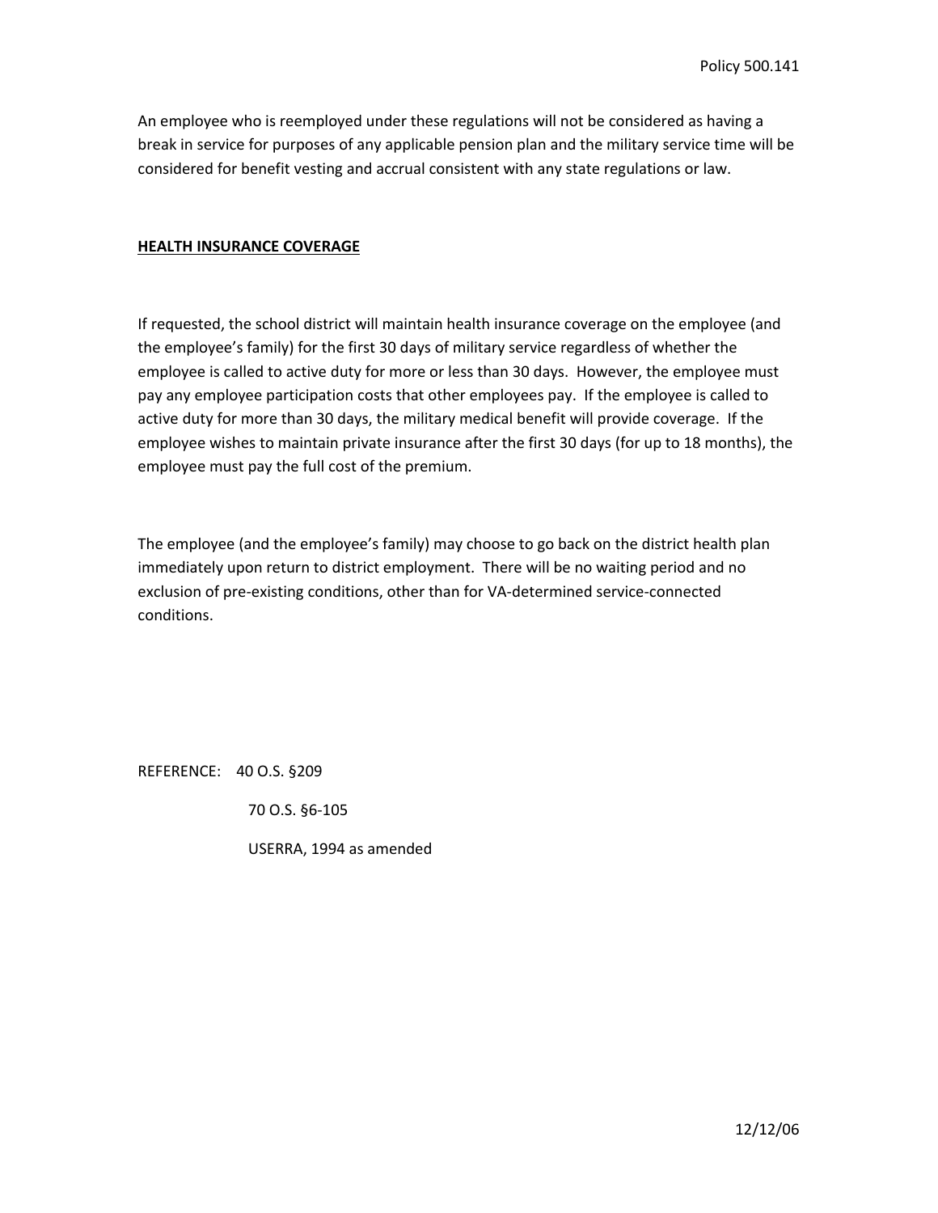An employee who is reemployed under these regulations will not be considered as having a break in service for purposes of any applicable pension plan and the military service time will be considered for benefit vesting and accrual consistent with any state regulations or law.

## HEALTH INSURANCE COVERAGE

If requested, the school district will maintain health insurance coverage on the employee (and the employee's family) for the first 30 days of military service regardless of whether the employee is called to active duty for more or less than 30 days. However, the employee must pay any employee participation costs that other employees pay. If the employee is called to active duty for more than 30 days, the military medical benefit will provide coverage. If the employee wishes to maintain private insurance after the first 30 days (for up to 18 months), the employee must pay the full cost of the premium.

The employee (and the employee's family) may choose to go back on the district health plan immediately upon return to district employment. There will be no waiting period and no exclusion of pre-existing conditions, other than for VA-determined service-connected conditions.

REFERENCE: 40 O.S. §209

70 O.S. §6-105

USERRA, 1994 as amended

12/12/06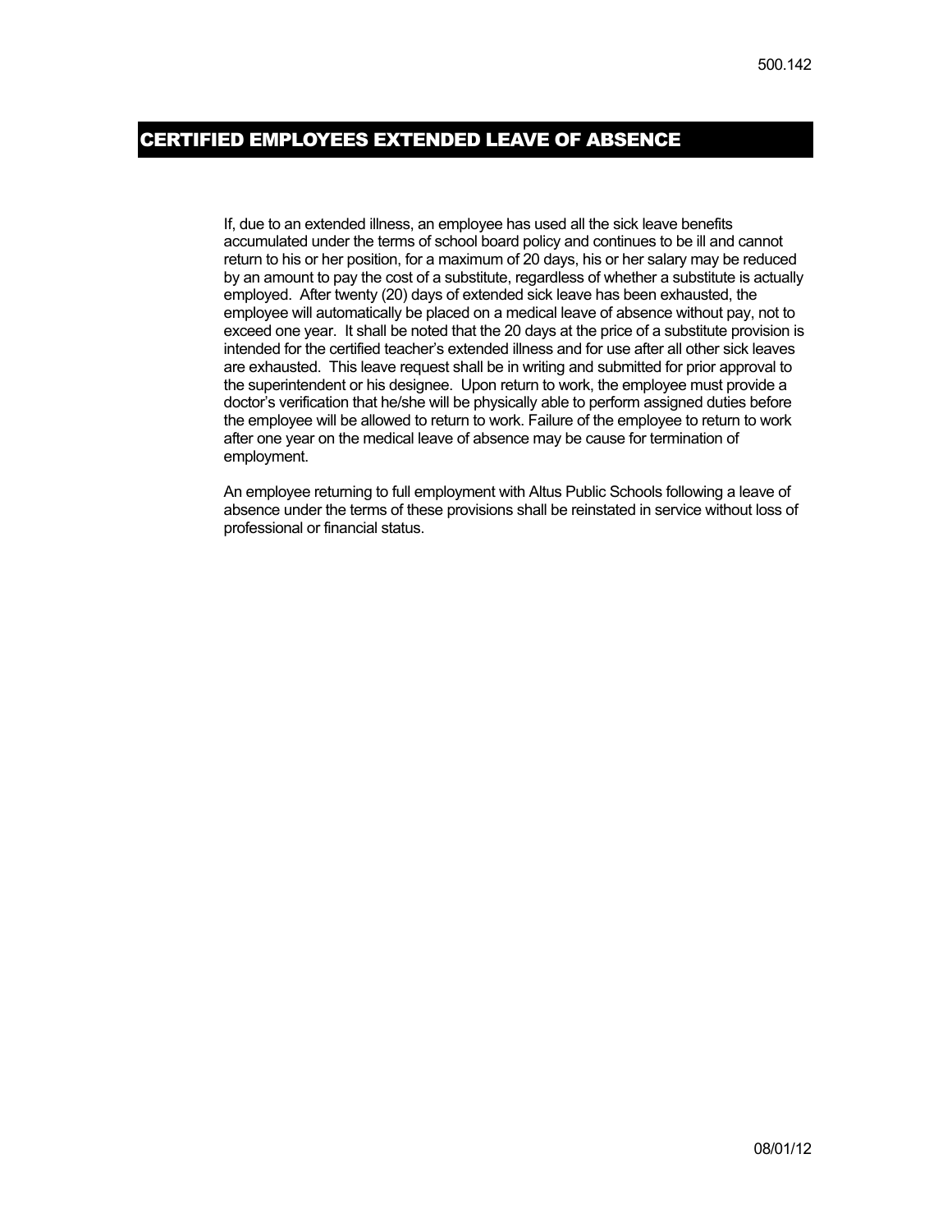# CERTIFIED EMPLOYEES EXTENDED LEAVE OF ABSENCE

If, due to an extended illness, an employee has used all the sick leave benefits accumulated under the terms of school board policy and continues to be ill and cannot return to his or her position, for a maximum of 20 days, his or her salary may be reduced by an amount to pay the cost of a substitute, regardless of whether a substitute is actually employed. After twenty (20) days of extended sick leave has been exhausted, the employee will automatically be placed on a medical leave of absence without pay, not to exceed one year. It shall be noted that the 20 days at the price of a substitute provision is intended for the certified teacher's extended illness and for use after all other sick leaves are exhausted. This leave request shall be in writing and submitted for prior approval to the superintendent or his designee. Upon return to work, the employee must provide a doctor's verification that he/she will be physically able to perform assigned duties before the employee will be allowed to return to work. Failure of the employee to return to work after one year on the medical leave of absence may be cause for termination of employment.

An employee returning to full employment with Altus Public Schools following a leave of absence under the terms of these provisions shall be reinstated in service without loss of professional or financial status.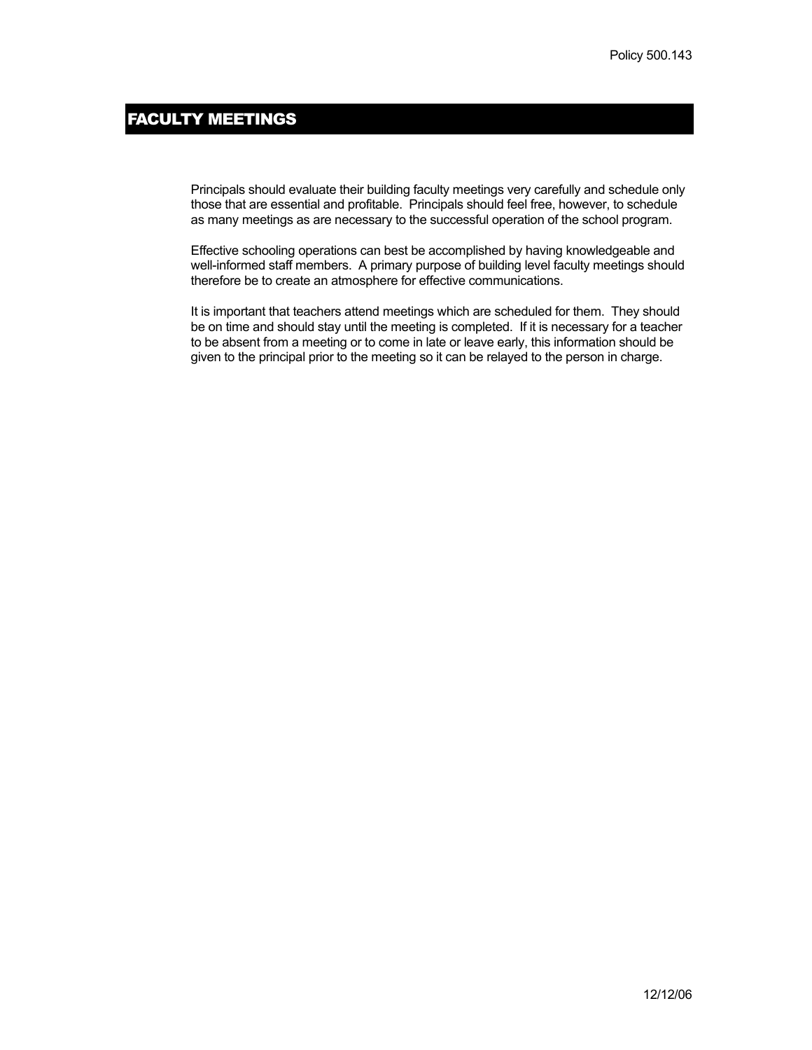Policy 500.143

# FACULTY MEETINGS

Principals should evaluate their building faculty meetings very carefully and schedule only those that are essential and profitable. Principals should feel free, however, to schedule as many meetings as are necessary to the successful operation of the school program.

Effective schooling operations can best be accomplished by having knowledgeable and well-informed staff members. A primary purpose of building level faculty meetings should therefore be to create an atmosphere for effective communications.

It is important that teachers attend meetings which are scheduled for them. They should be on time and should stay until the meeting is completed. If it is necessary for a teacher to be absent from a meeting or to come in late or leave early, this information should be given to the principal prior to the meeting so it can be relayed to the person in charge.

12/12/06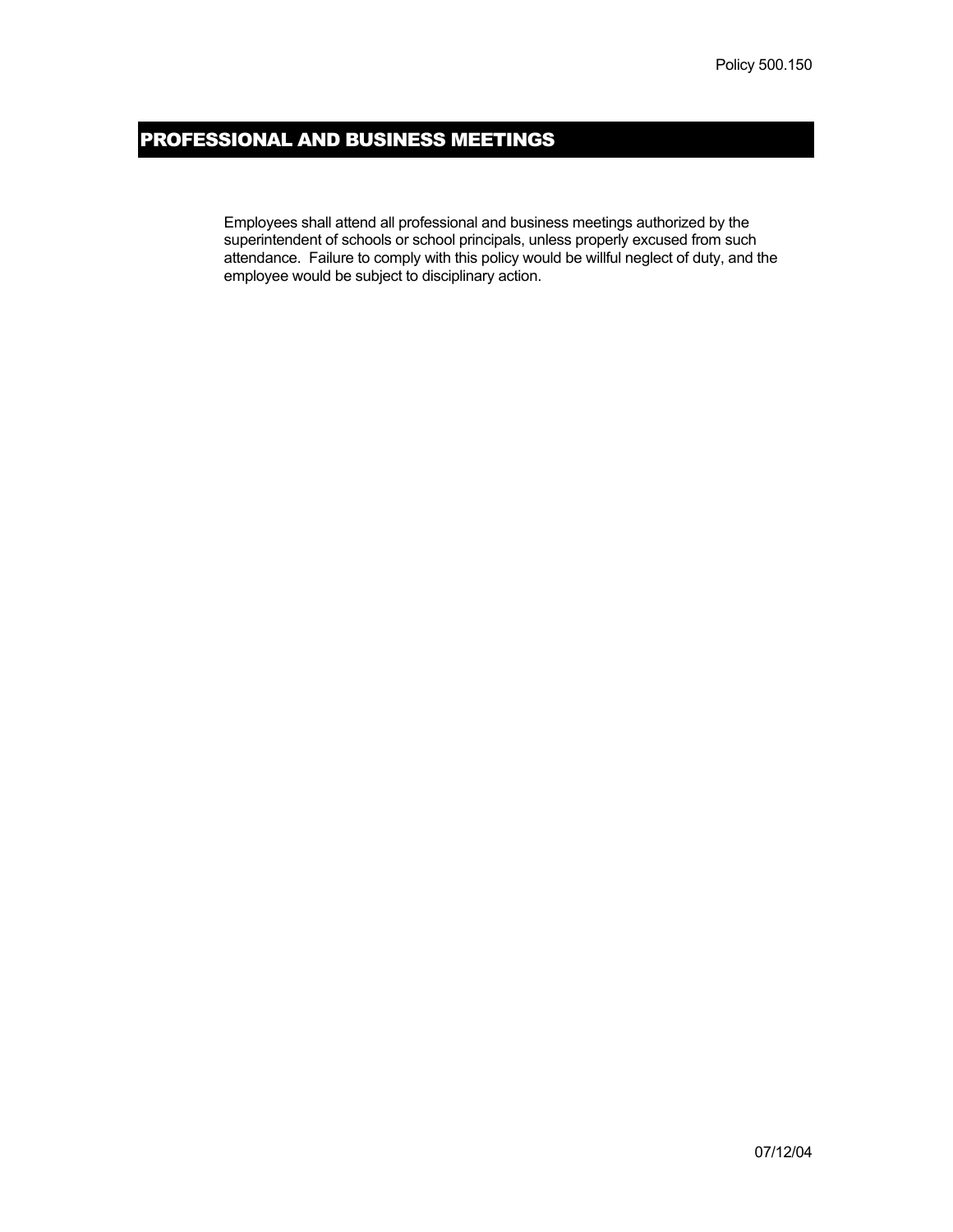Policy 500.150

# PROFESSIONAL AND BUSINESS MEETINGS

Employees shall attend all professional and business meetings authorized by the superintendent of schools or school principals, unless properly excused from such attendance. Failure to comply with this policy would be willful neglect of duty, and the employee would be subject to disciplinary action.

07/12/04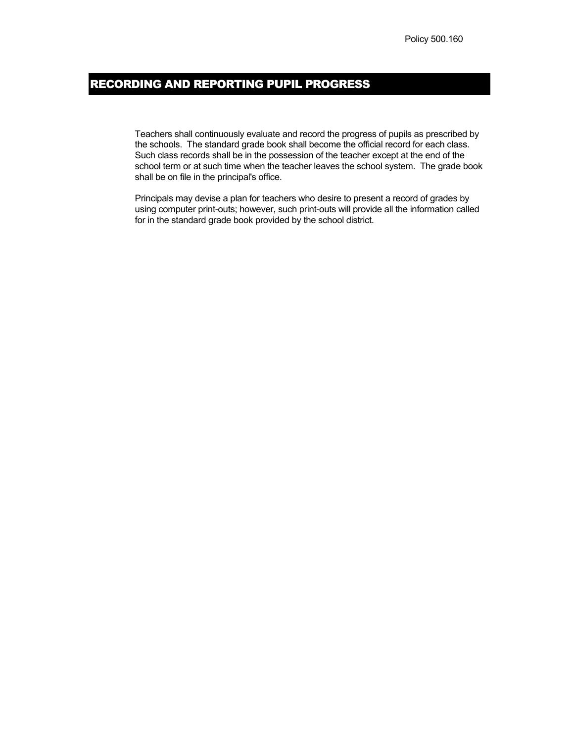Policy 500.160

# RECORDING AND REPORTING PUPIL PROGRESS

Teachers shall continuously evaluate and record the progress of pupils as prescribed by the schools. The standard grade book shall become the official record for each class. Such class records shall be in the possession of the teacher except at the end of the school term or at such time when the teacher leaves the school system. The grade book shall be on file in the principal's office.

Principals may devise a plan for teachers who desire to present a record of grades by using computer print-outs; however, such print-outs will provide all the information called for in the standard grade book provided by the school district.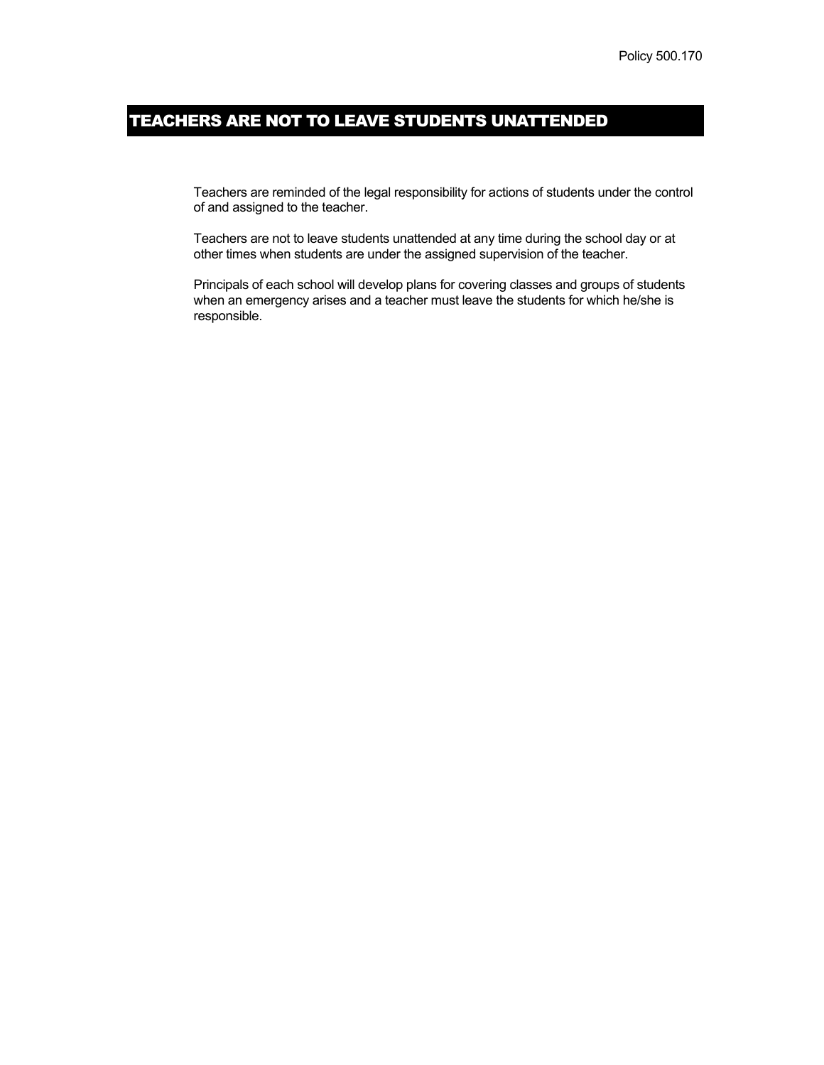Policy 500.170

# TEACHERS ARE NOT TO LEAVE STUDENTS UNATTENDED

Teachers are reminded of the legal responsibility for actions of students under the control of and assigned to the teacher.

Teachers are not to leave students unattended at any time during the school day or at other times when students are under the assigned supervision of the teacher.

Principals of each school will develop plans for covering classes and groups of students when an emergency arises and a teacher must leave the students for which he/she is responsible.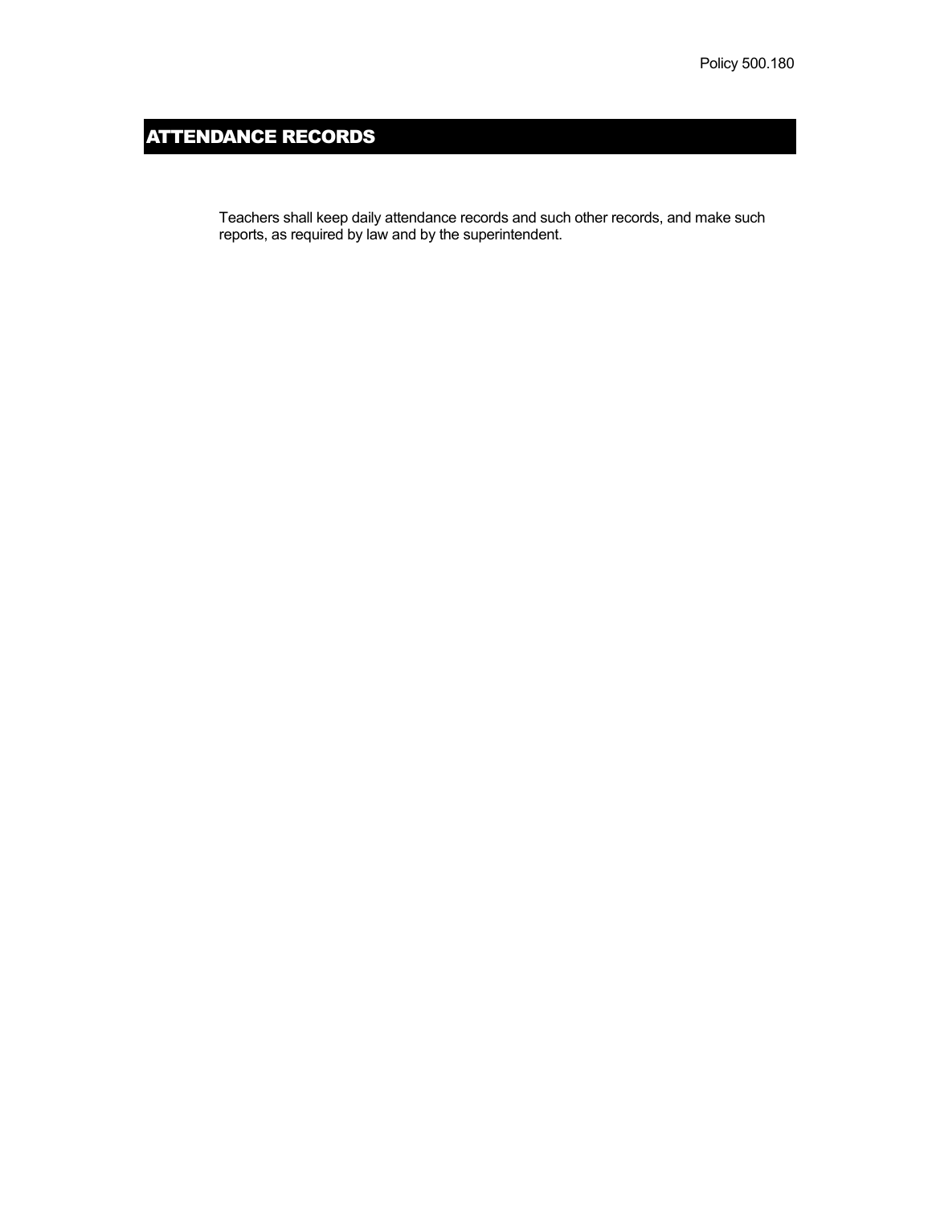Policy 500.180

# ATTENDANCE RECORDS

Teachers shall keep daily attendance records and such other records, and make such reports, as required by law and by the superintendent.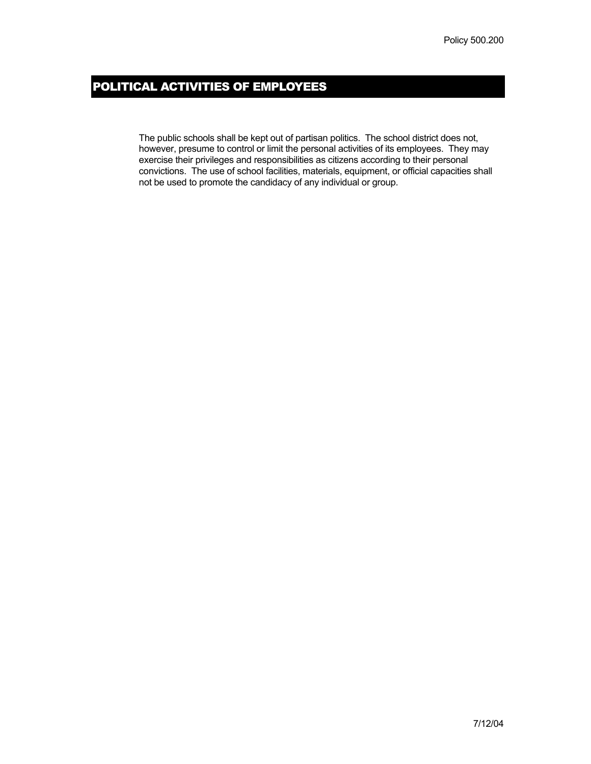Policy 500.200

# POLITICAL ACTIVITIES OF EMPLOYEES

The public schools shall be kept out of partisan politics. The school district does not, however, presume to control or limit the personal activities of its employees. They may exercise their privileges and responsibilities as citizens according to their personal convictions. The use of school facilities, materials, equipment, or official capacities shall not be used to promote the candidacy of any individual or group.

7/12/04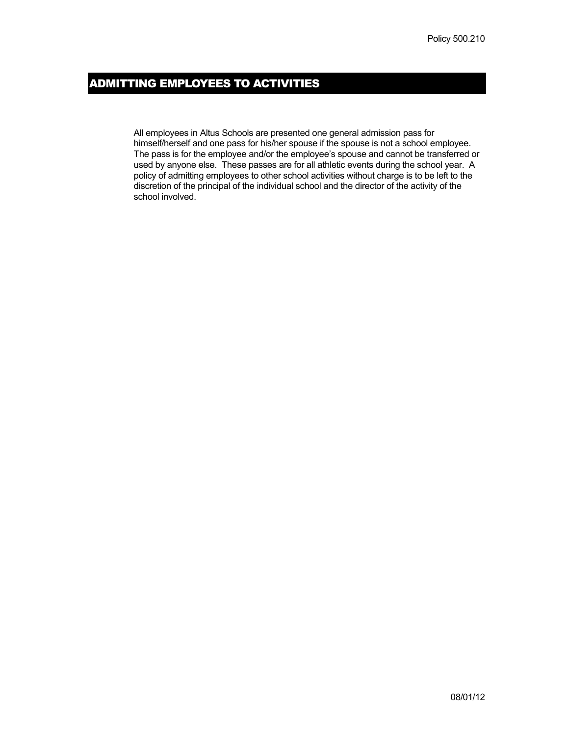Policy 500.210

# ADMITTING EMPLOYEES TO ACTIVITIES

All employees in Altus Schools are presented one general admission pass for himself/herself and one pass for his/her spouse if the spouse is not a school employee. The pass is for the employee and/or the employee's spouse and cannot be transferred or used by anyone else. These passes are for all athletic events during the school year. A policy of admitting employees to other school activities without charge is to be left to the discretion of the principal of the individual school and the director of the activity of the school involved.

08/01/12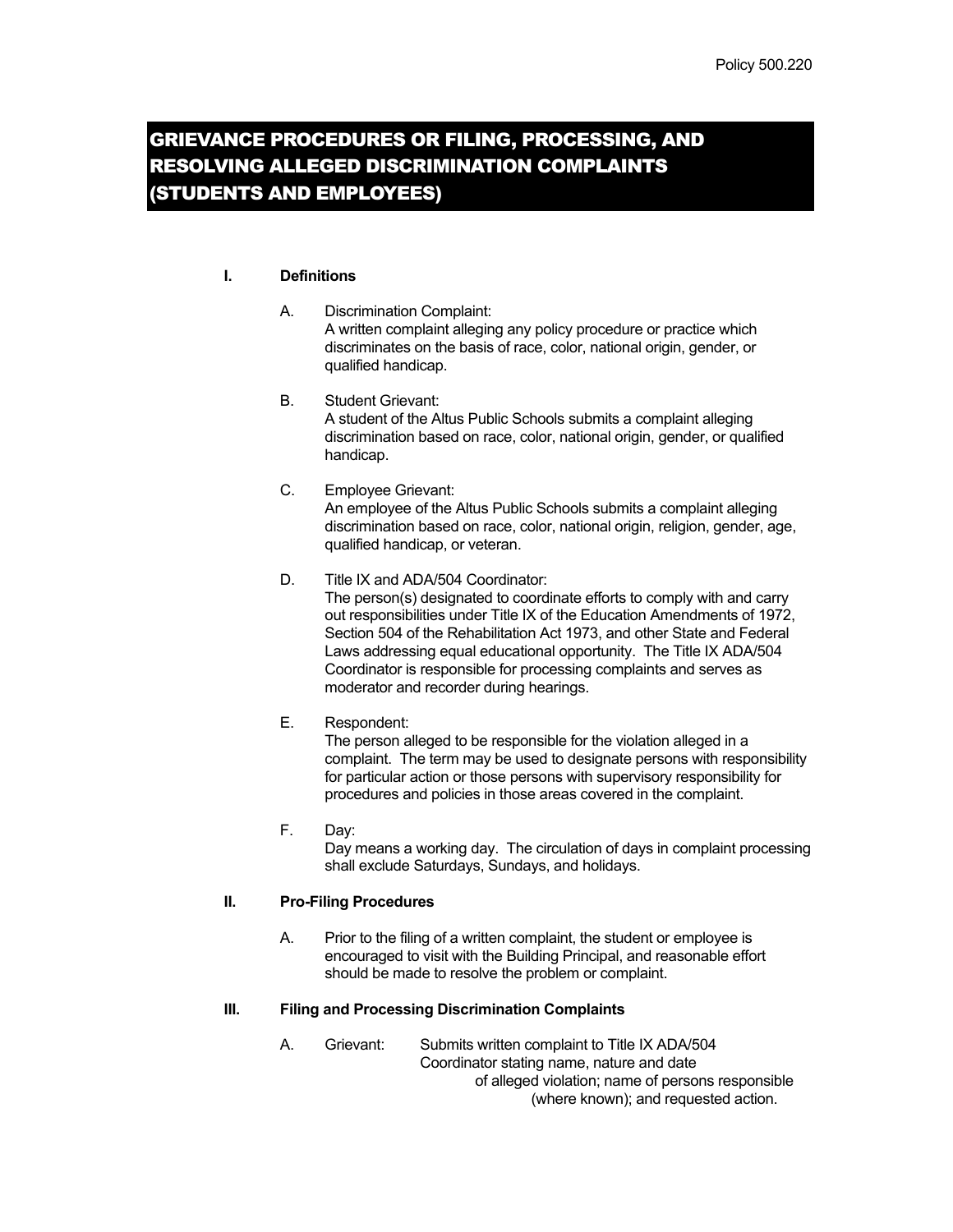Policy 500.220

# GRIEVANCE PROCEDURES OR FILING, PROCESSING, AND RESOLVING ALLEGED DISCRIMINATION COMPLAINTS (STUDENTS AND EMPLOYEES)

**I. Definitions**

A. Discrimination Complaint:
A written complaint alleging any policy procedure or practice which discriminates on the basis of race, color, national origin, gender, or qualified handicap.

B. Student Grievant:
A student of the Altus Public Schools submits a complaint alleging discrimination based on race, color, national origin, gender, or qualified handicap.

C. Employee Grievant:
An employee of the Altus Public Schools submits a complaint alleging discrimination based on race, color, national origin, religion, gender, age, qualified handicap, or veteran.

D. Title IX and ADA/504 Coordinator:
The person(s) designated to coordinate efforts to comply with and carry out responsibilities under Title IX of the Education Amendments of 1972, Section 504 of the Rehabilitation Act 1973, and other State and Federal Laws addressing equal educational opportunity. The Title IX ADA/504 Coordinator is responsible for processing complaints and serves as moderator and recorder during hearings.

E. Respondent:
The person alleged to be responsible for the violation alleged in a complaint. The term may be used to designate persons with responsibility for particular action or those persons with supervisory responsibility for procedures and policies in those areas covered in the complaint.

F. Day:
Day means a working day. The circulation of days in complaint processing shall exclude Saturdays, Sundays, and holidays.

**II. Pro-Filing Procedures**

A. Prior to the filing of a written complaint, the student or employee is encouraged to visit with the Building Principal, and reasonable effort should be made to resolve the problem or complaint.

**III. Filing and Processing Discrimination Complaints**

A. Grievant: Submits written complaint to Title IX ADA/504 Coordinator stating name, nature and date of alleged violation; name of persons responsible (where known); and requested action.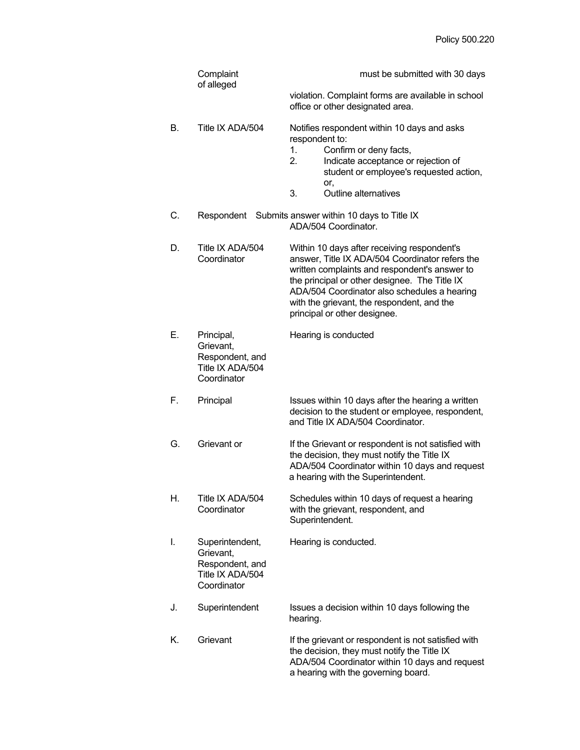| | | |
|---|---|---|
| | Complaint of alleged | must be submitted with 30 days violation. Complaint forms are available in school office or other designated area. |
| B. | Title IX ADA/504 | Notifies respondent within 10 days and asks respondent to:<br>1. Confirm or deny facts,<br>2. Indicate acceptance or rejection of student or employee's requested action, or,<br>3. Outline alternatives |
| C. | Respondent | Submits answer within 10 days to Title IX ADA/504 Coordinator. |
| D. | Title IX ADA/504 Coordinator | Within 10 days after receiving respondent's answer, Title IX ADA/504 Coordinator refers the written complaints and respondent's answer to the principal or other designee. The Title IX ADA/504 Coordinator also schedules a hearing with the grievant, the respondent, and the principal or other designee. |
| E. | Principal, Grievant, Respondent, and Title IX ADA/504 Coordinator | Hearing is conducted |
| F. | Principal | Issues within 10 days after the hearing a written decision to the student or employee, respondent, and Title IX ADA/504 Coordinator. |
| G. | Grievant or | If the Grievant or respondent is not satisfied with the decision, they must notify the Title IX ADA/504 Coordinator within 10 days and request a hearing with the Superintendent. |
| H. | Title IX ADA/504 Coordinator | Schedules within 10 days of request a hearing with the grievant, respondent, and Superintendent. |
| I. | Superintendent, Grievant, Respondent, and Title IX ADA/504 Coordinator | Hearing is conducted. |
| J. | Superintendent | Issues a decision within 10 days following the hearing. |
| K. | Grievant | If the grievant or respondent is not satisfied with the decision, they must notify the Title IX ADA/504 Coordinator within 10 days and request a hearing with the governing board. |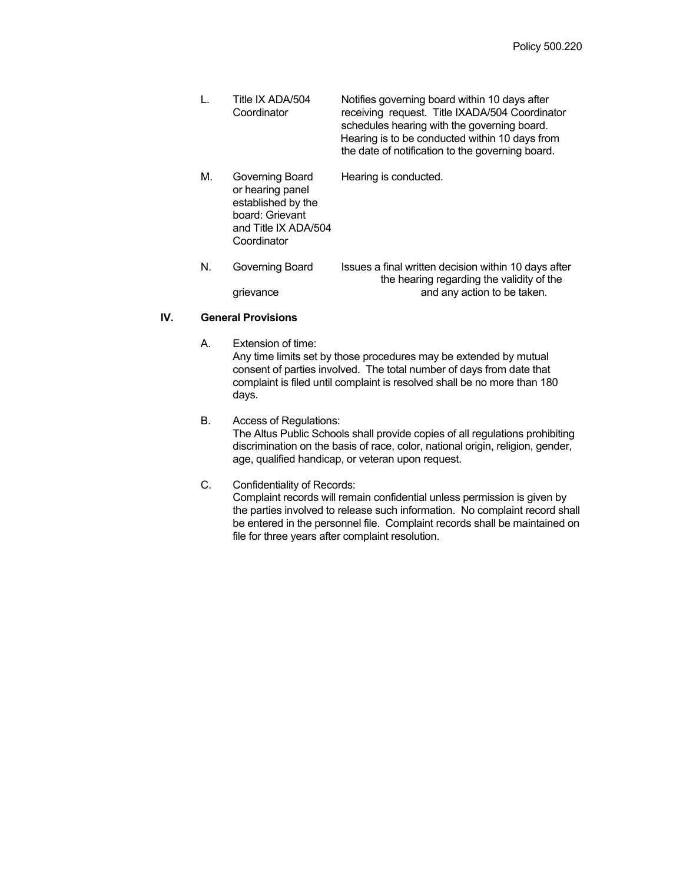| | | |
|---|---|---|
| L. | Title IX ADA/504 Coordinator | Notifies governing board within 10 days after receiving request. Title IXADA/504 Coordinator schedules hearing with the governing board. Hearing is to be conducted within 10 days from the date of notification to the governing board. |
| M. | Governing Board or hearing panel established by the board: Grievant and Title IX ADA/504 Coordinator | Hearing is conducted. |
| N. | Governing Board grievance | Issues a final written decision within 10 days after the hearing regarding the validity of the and any action to be taken. |

## IV. General Provisions

A. Extension of time:
Any time limits set by those procedures may be extended by mutual consent of parties involved. The total number of days from date that complaint is filed until complaint is resolved shall be no more than 180 days.

B. Access of Regulations:
The Altus Public Schools shall provide copies of all regulations prohibiting discrimination on the basis of race, color, national origin, religion, gender, age, qualified handicap, or veteran upon request.

C. Confidentiality of Records:
Complaint records will remain confidential unless permission is given by the parties involved to release such information. No complaint record shall be entered in the personnel file. Complaint records shall be maintained on file for three years after complaint resolution.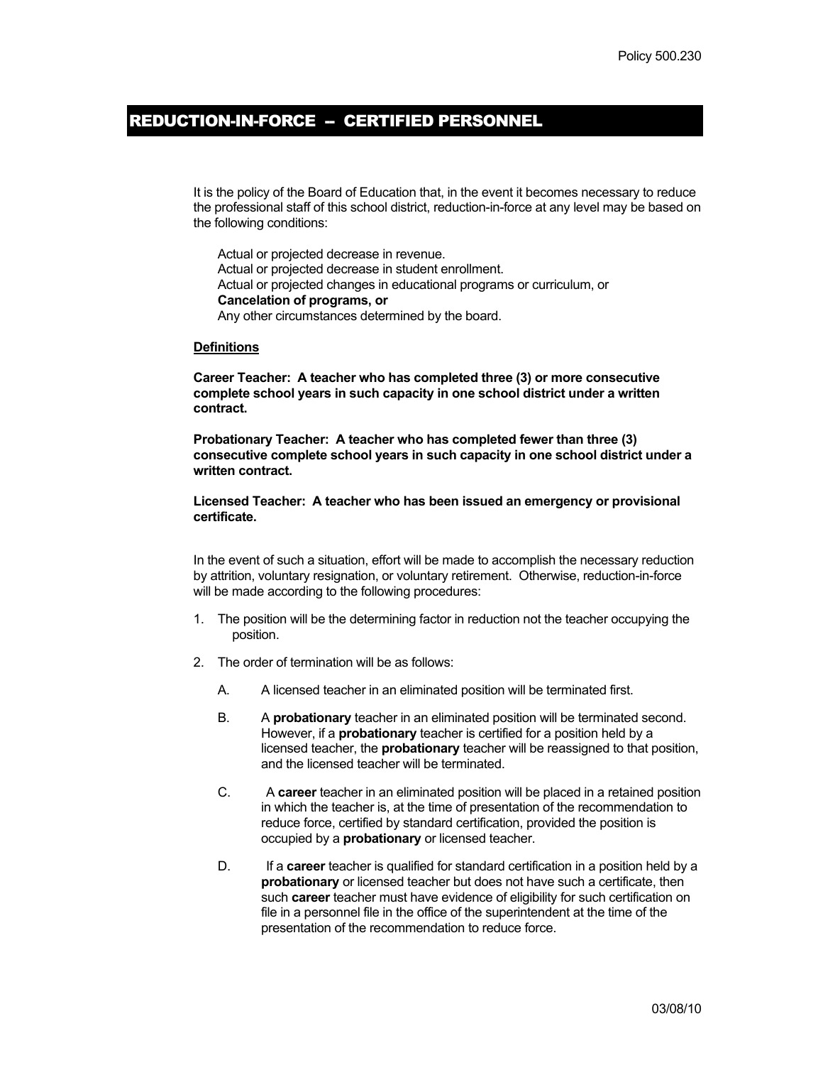Policy 500.230

# REDUCTION-IN-FORCE – CERTIFIED PERSONNEL

It is the policy of the Board of Education that, in the event it becomes necessary to reduce the professional staff of this school district, reduction-in-force at any level may be based on the following conditions:

Actual or projected decrease in revenue.
Actual or projected decrease in student enrollment.
Actual or projected changes in educational programs or curriculum, or
**Cancelation of programs, or**
Any other circumstances determined by the board.

**Definitions**

**Career Teacher: A teacher who has completed three (3) or more consecutive complete school years in such capacity in one school district under a written contract.**

**Probationary Teacher: A teacher who has completed fewer than three (3) consecutive complete school years in such capacity in one school district under a written contract.**

**Licensed Teacher: A teacher who has been issued an emergency or provisional certificate.**

In the event of such a situation, effort will be made to accomplish the necessary reduction by attrition, voluntary resignation, or voluntary retirement. Otherwise, reduction-in-force will be made according to the following procedures:

1. The position will be the determining factor in reduction not the teacher occupying the position.

2. The order of termination will be as follows:

   A. A licensed teacher in an eliminated position will be terminated first.

   B. A **probationary** teacher in an eliminated position will be terminated second. However, if a **probationary** teacher is certified for a position held by a licensed teacher, the **probationary** teacher will be reassigned to that position, and the licensed teacher will be terminated.

   C. A **career** teacher in an eliminated position will be placed in a retained position in which the teacher is, at the time of presentation of the recommendation to reduce force, certified by standard certification, provided the position is occupied by a **probationary** or licensed teacher.

   D. If a **career** teacher is qualified for standard certification in a position held by a **probationary** or licensed teacher but does not have such a certificate, then such **career** teacher must have evidence of eligibility for such certification on file in a personnel file in the office of the superintendent at the time of the presentation of the recommendation to reduce force.

03/08/10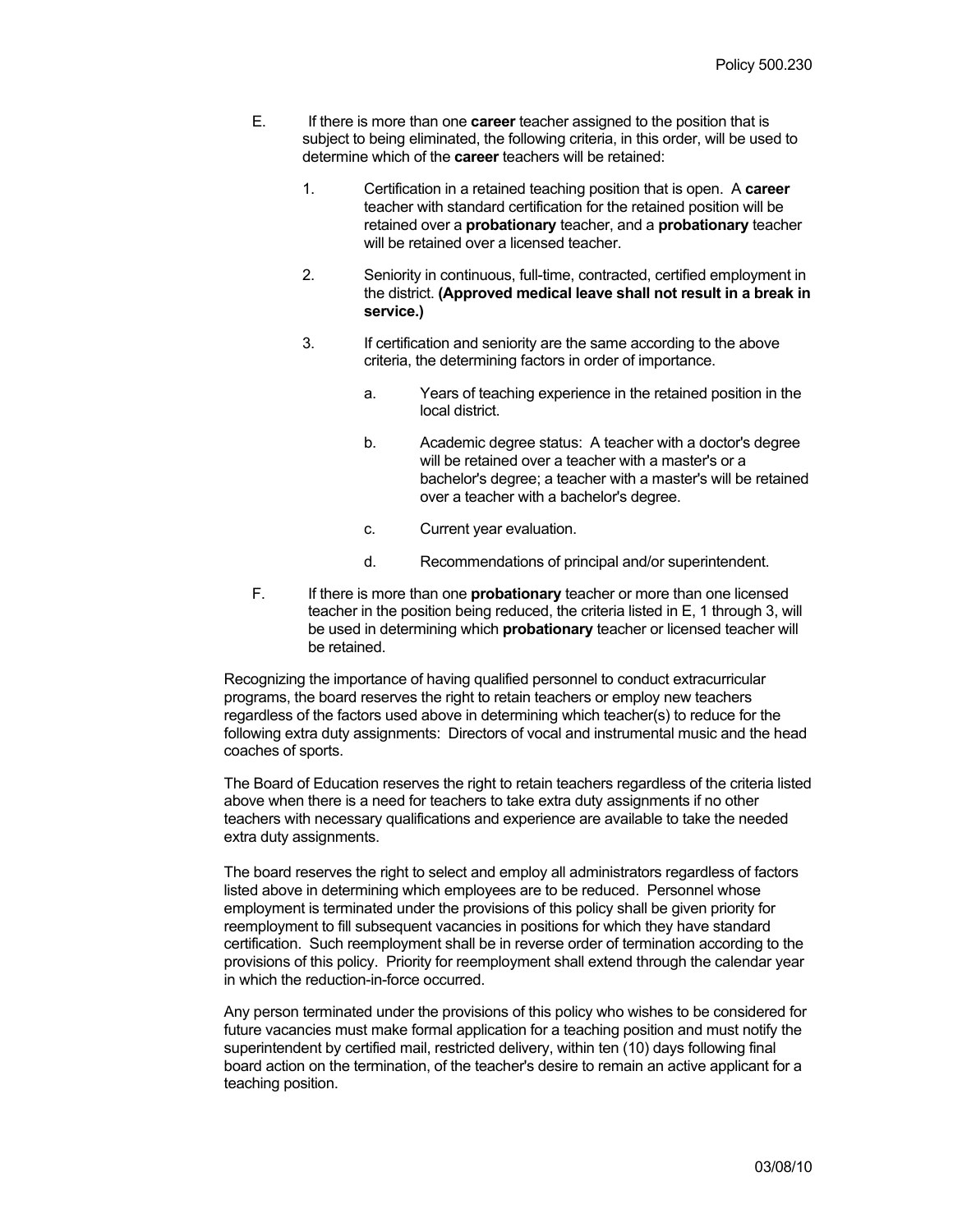E. If there is more than one **career** teacher assigned to the position that is subject to being eliminated, the following criteria, in this order, will be used to determine which of the **career** teachers will be retained:

   1. Certification in a retained teaching position that is open. A **career** teacher with standard certification for the retained position will be retained over a **probationary** teacher, and a **probationary** teacher will be retained over a licensed teacher.

   2. Seniority in continuous, full-time, contracted, certified employment in the district. **(Approved medical leave shall not result in a break in service.)**

   3. If certification and seniority are the same according to the above criteria, the determining factors in order of importance.

      a. Years of teaching experience in the retained position in the local district.

      b. Academic degree status: A teacher with a doctor's degree will be retained over a teacher with a master's or a bachelor's degree; a teacher with a master's will be retained over a teacher with a bachelor's degree.

      c. Current year evaluation.

      d. Recommendations of principal and/or superintendent.

F. If there is more than one **probationary** teacher or more than one licensed teacher in the position being reduced, the criteria listed in E, 1 through 3, will be used in determining which **probationary** teacher or licensed teacher will be retained.

Recognizing the importance of having qualified personnel to conduct extracurricular programs, the board reserves the right to retain teachers or employ new teachers regardless of the factors used above in determining which teacher(s) to reduce for the following extra duty assignments: Directors of vocal and instrumental music and the head coaches of sports.

The Board of Education reserves the right to retain teachers regardless of the criteria listed above when there is a need for teachers to take extra duty assignments if no other teachers with necessary qualifications and experience are available to take the needed extra duty assignments.

The board reserves the right to select and employ all administrators regardless of factors listed above in determining which employees are to be reduced. Personnel whose employment is terminated under the provisions of this policy shall be given priority for reemployment to fill subsequent vacancies in positions for which they have standard certification. Such reemployment shall be in reverse order of termination according to the provisions of this policy. Priority for reemployment shall extend through the calendar year in which the reduction-in-force occurred.

Any person terminated under the provisions of this policy who wishes to be considered for future vacancies must make formal application for a teaching position and must notify the superintendent by certified mail, restricted delivery, within ten (10) days following final board action on the termination, of the teacher's desire to remain an active applicant for a teaching position.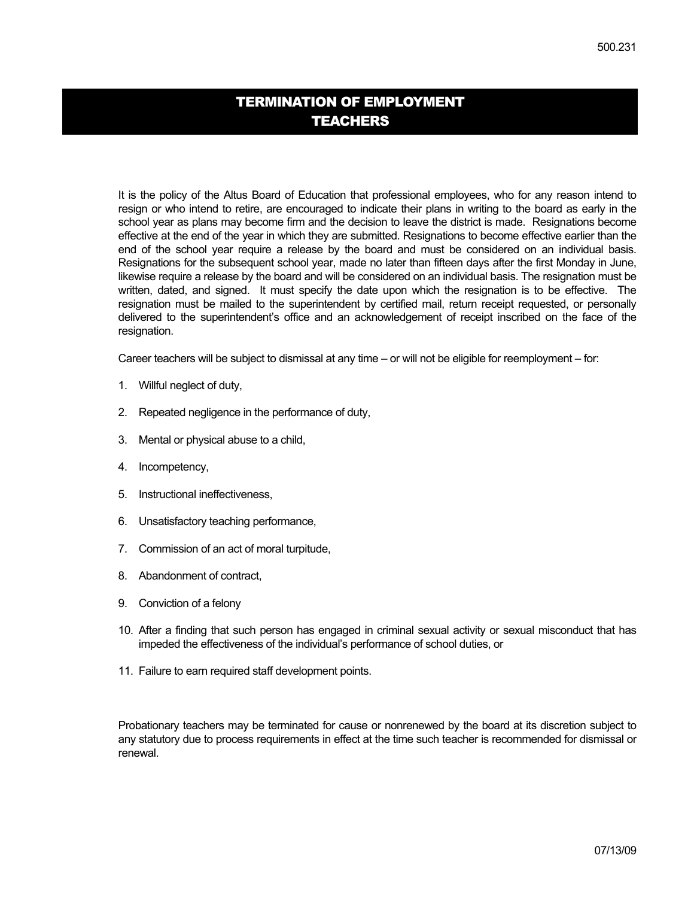# TERMINATION OF EMPLOYMENT TEACHERS

It is the policy of the Altus Board of Education that professional employees, who for any reason intend to resign or who intend to retire, are encouraged to indicate their plans in writing to the board as early in the school year as plans may become firm and the decision to leave the district is made. Resignations become effective at the end of the year in which they are submitted. Resignations to become effective earlier than the end of the school year require a release by the board and must be considered on an individual basis. Resignations for the subsequent school year, made no later than fifteen days after the first Monday in June, likewise require a release by the board and will be considered on an individual basis. The resignation must be written, dated, and signed. It must specify the date upon which the resignation is to be effective. The resignation must be mailed to the superintendent by certified mail, return receipt requested, or personally delivered to the superintendent's office and an acknowledgement of receipt inscribed on the face of the resignation.

Career teachers will be subject to dismissal at any time – or will not be eligible for reemployment – for:

1. Willful neglect of duty,
2. Repeated negligence in the performance of duty,
3. Mental or physical abuse to a child,
4. Incompetency,
5. Instructional ineffectiveness,
6. Unsatisfactory teaching performance,
7. Commission of an act of moral turpitude,
8. Abandonment of contract,
9. Conviction of a felony
10. After a finding that such person has engaged in criminal sexual activity or sexual misconduct that has impeded the effectiveness of the individual's performance of school duties, or
11. Failure to earn required staff development points.

Probationary teachers may be terminated for cause or nonrenewed by the board at its discretion subject to any statutory due to process requirements in effect at the time such teacher is recommended for dismissal or renewal.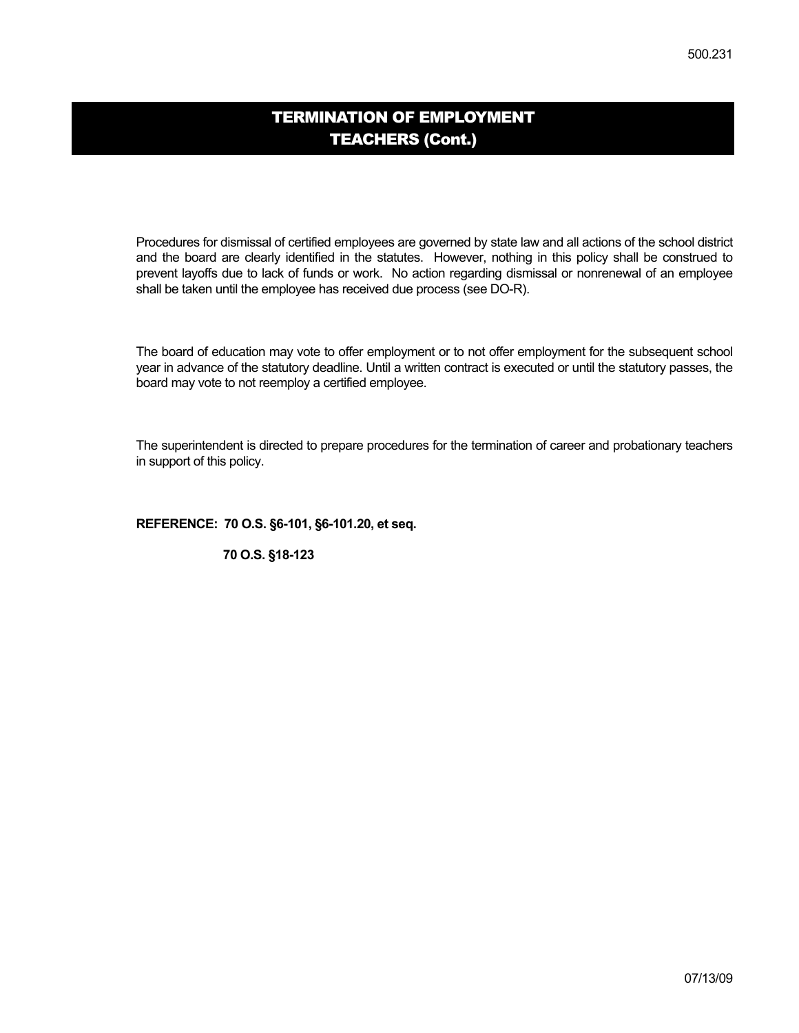## TERMINATION OF EMPLOYMENT TEACHERS (Cont.)

Procedures for dismissal of certified employees are governed by state law and all actions of the school district and the board are clearly identified in the statutes. However, nothing in this policy shall be construed to prevent layoffs due to lack of funds or work. No action regarding dismissal or nonrenewal of an employee shall be taken until the employee has received due process (see DO-R).

The board of education may vote to offer employment or to not offer employment for the subsequent school year in advance of the statutory deadline. Until a written contract is executed or until the statutory passes, the board may vote to not reemploy a certified employee.

The superintendent is directed to prepare procedures for the termination of career and probationary teachers in support of this policy.

**REFERENCE: 70 O.S. §6-101, §6-101.20, et seq.**

**70 O.S. §18-123**

07/13/09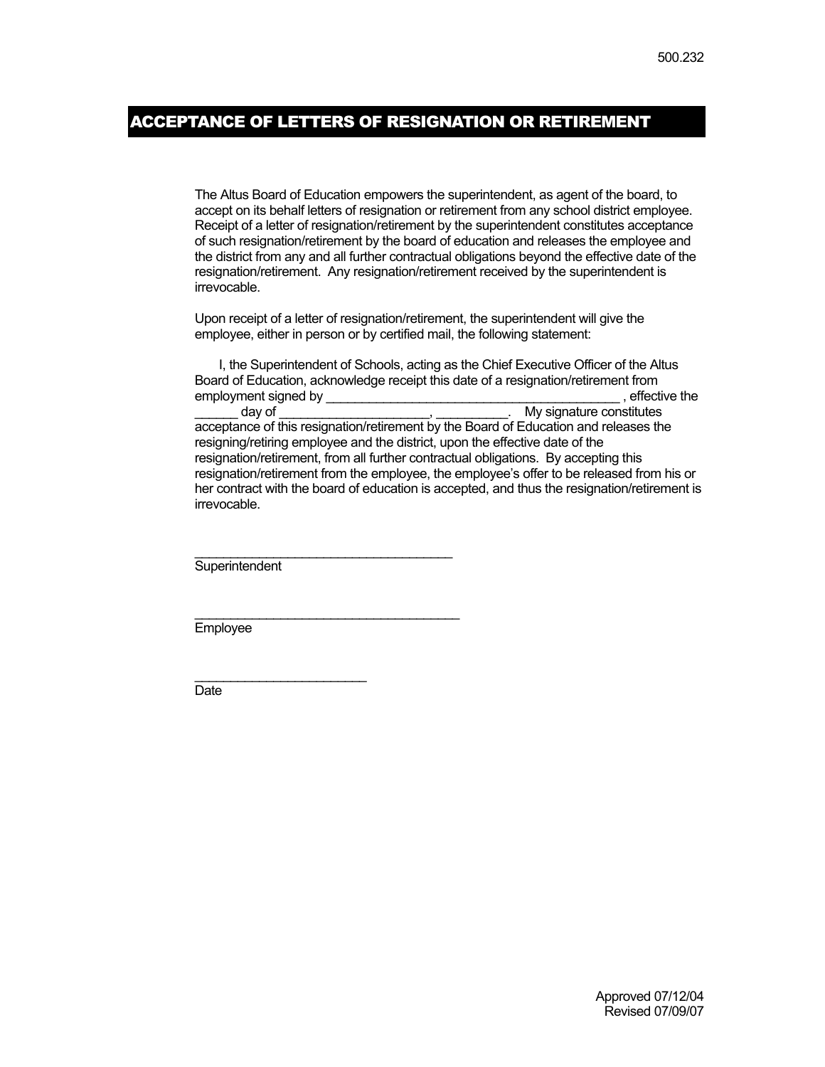500.232

# ACCEPTANCE OF LETTERS OF RESIGNATION OR RETIREMENT

The Altus Board of Education empowers the superintendent, as agent of the board, to accept on its behalf letters of resignation or retirement from any school district employee. Receipt of a letter of resignation/retirement by the superintendent constitutes acceptance of such resignation/retirement by the board of education and releases the employee and the district from any and all further contractual obligations beyond the effective date of the resignation/retirement. Any resignation/retirement received by the superintendent is irrevocable.

Upon receipt of a letter of resignation/retirement, the superintendent will give the employee, either in person or by certified mail, the following statement:

I, the Superintendent of Schools, acting as the Chief Executive Officer of the Altus Board of Education, acknowledge receipt this date of a resignation/retirement from employment signed by \_\_\_\_\_\_\_\_\_\_\_\_\_\_\_\_\_\_\_\_\_\_\_\_\_\_\_\_\_\_\_\_\_\_\_\_\_\_\_\_\_\_ , effective the \_\_\_\_\_\_ day of \_\_\_\_\_\_\_\_\_\_\_\_\_\_\_\_\_\_\_\_\_, \_\_\_\_\_\_\_\_\_\_. My signature constitutes acceptance of this resignation/retirement by the Board of Education and releases the resigning/retiring employee and the district, upon the effective date of the resignation/retirement, from all further contractual obligations. By accepting this resignation/retirement from the employee, the employee's offer to be released from his or her contract with the board of education is accepted, and thus the resignation/retirement is irrevocable.

\_\_\_\_\_\_\_\_\_\_\_\_\_\_\_\_\_\_\_\_\_\_\_\_\_\_\_\_\_\_\_\_\_\_\_\_\_\_
Superintendent

\_\_\_\_\_\_\_\_\_\_\_\_\_\_\_\_\_\_\_\_\_\_\_\_\_\_\_\_\_\_\_\_\_\_\_\_\_\_
Employee

\_\_\_\_\_\_\_\_\_\_\_\_\_\_\_\_\_\_\_\_\_\_\_\_\_
Date

Approved 07/12/04
Revised 07/09/07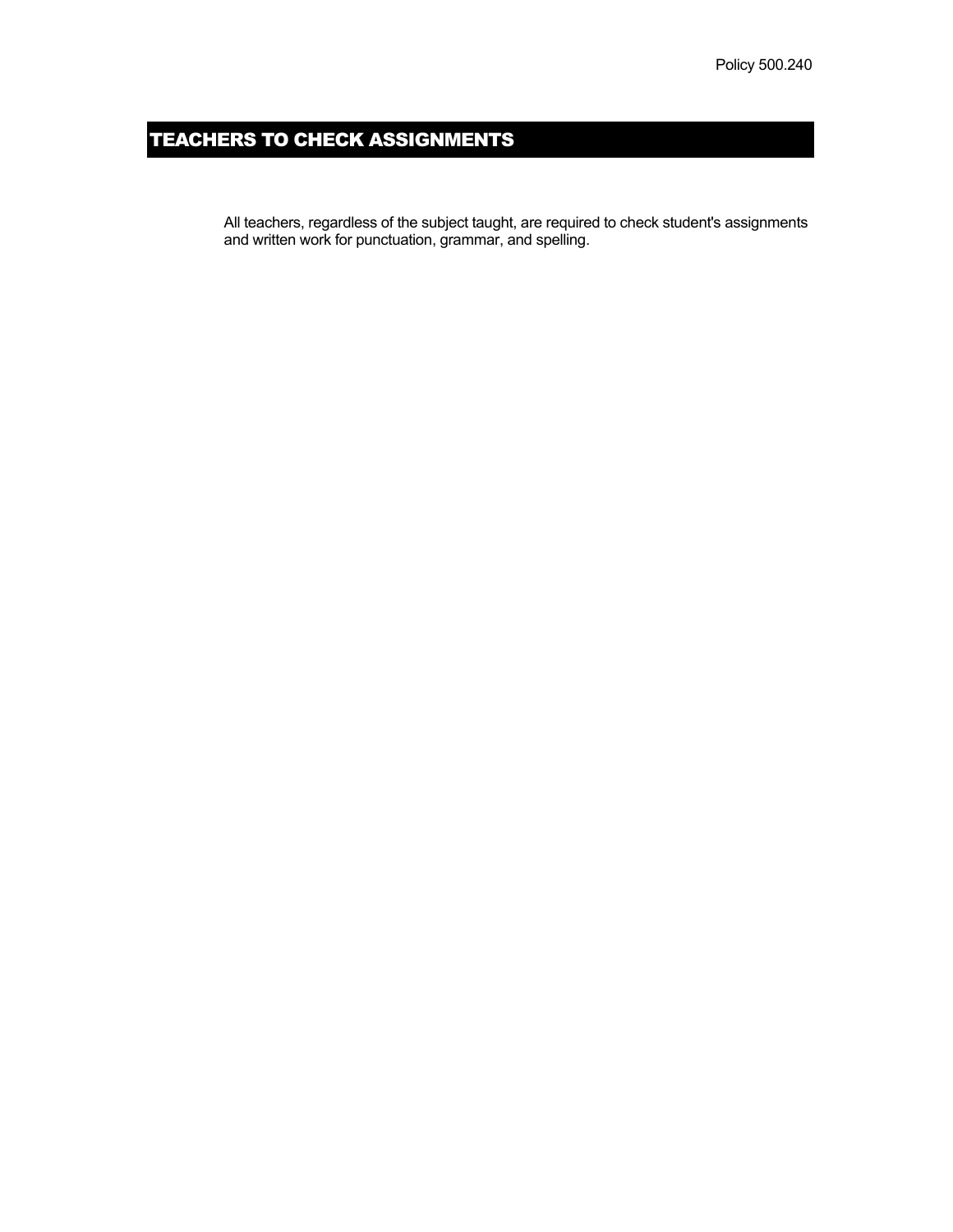Policy 500.240

# TEACHERS TO CHECK ASSIGNMENTS

All teachers, regardless of the subject taught, are required to check student's assignments and written work for punctuation, grammar, and spelling.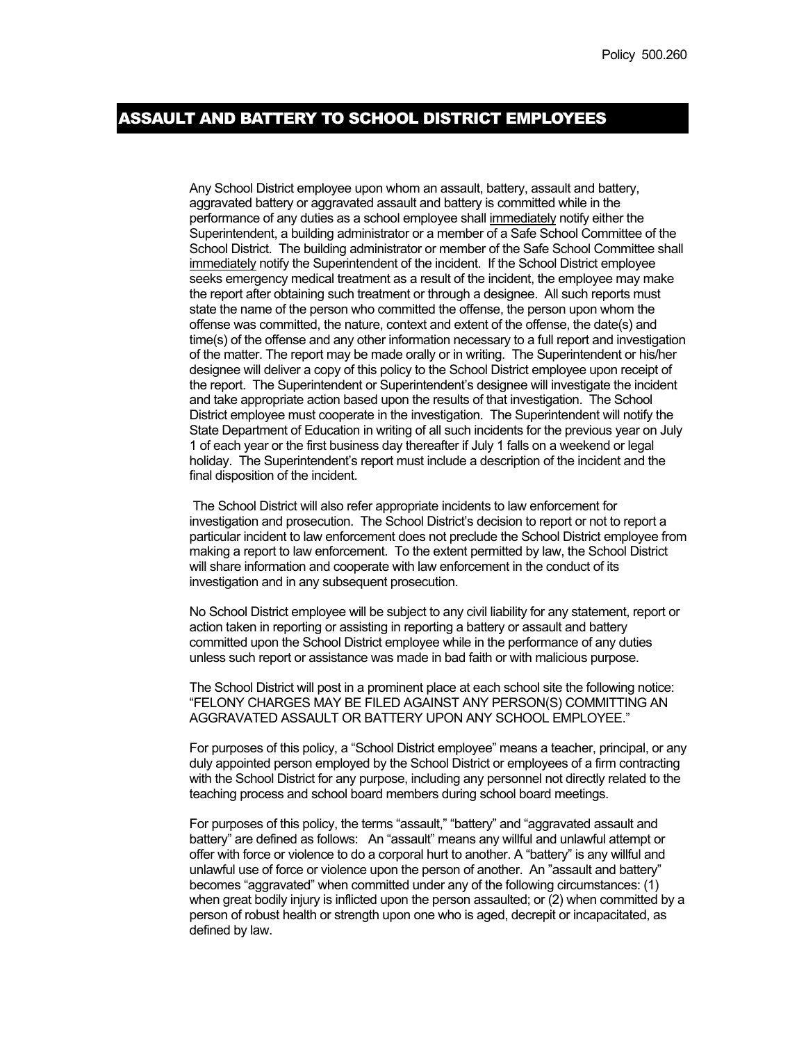Policy 500.260

# ASSAULT AND BATTERY TO SCHOOL DISTRICT EMPLOYEES

Any School District employee upon whom an assault, battery, assault and battery, aggravated battery or aggravated assault and battery is committed while in the performance of any duties as a school employee shall immediately notify either the Superintendent, a building administrator or a member of a Safe School Committee of the School District. The building administrator or member of the Safe School Committee shall immediately notify the Superintendent of the incident. If the School District employee seeks emergency medical treatment as a result of the incident, the employee may make the report after obtaining such treatment or through a designee. All such reports must state the name of the person who committed the offense, the person upon whom the offense was committed, the nature, context and extent of the offense, the date(s) and time(s) of the offense and any other information necessary to a full report and investigation of the matter. The report may be made orally or in writing. The Superintendent or his/her designee will deliver a copy of this policy to the School District employee upon receipt of the report. The Superintendent or Superintendent's designee will investigate the incident and take appropriate action based upon the results of that investigation. The School District employee must cooperate in the investigation. The Superintendent will notify the State Department of Education in writing of all such incidents for the previous year on July 1 of each year or the first business day thereafter if July 1 falls on a weekend or legal holiday. The Superintendent's report must include a description of the incident and the final disposition of the incident.

The School District will also refer appropriate incidents to law enforcement for investigation and prosecution. The School District's decision to report or not to report a particular incident to law enforcement does not preclude the School District employee from making a report to law enforcement. To the extent permitted by law, the School District will share information and cooperate with law enforcement in the conduct of its investigation and in any subsequent prosecution.

No School District employee will be subject to any civil liability for any statement, report or action taken in reporting or assisting in reporting a battery or assault and battery committed upon the School District employee while in the performance of any duties unless such report or assistance was made in bad faith or with malicious purpose.

The School District will post in a prominent place at each school site the following notice: "FELONY CHARGES MAY BE FILED AGAINST ANY PERSON(S) COMMITTING AN AGGRAVATED ASSAULT OR BATTERY UPON ANY SCHOOL EMPLOYEE."

For purposes of this policy, a "School District employee" means a teacher, principal, or any duly appointed person employed by the School District or employees of a firm contracting with the School District for any purpose, including any personnel not directly related to the teaching process and school board members during school board meetings.

For purposes of this policy, the terms "assault," "battery" and "aggravated assault and battery" are defined as follows: An "assault" means any willful and unlawful attempt or offer with force or violence to do a corporal hurt to another. A "battery" is any willful and unlawful use of force or violence upon the person of another. An "assault and battery" becomes "aggravated" when committed under any of the following circumstances: (1) when great bodily injury is inflicted upon the person assaulted; or (2) when committed by a person of robust health or strength upon one who is aged, decrepit or incapacitated, as defined by law.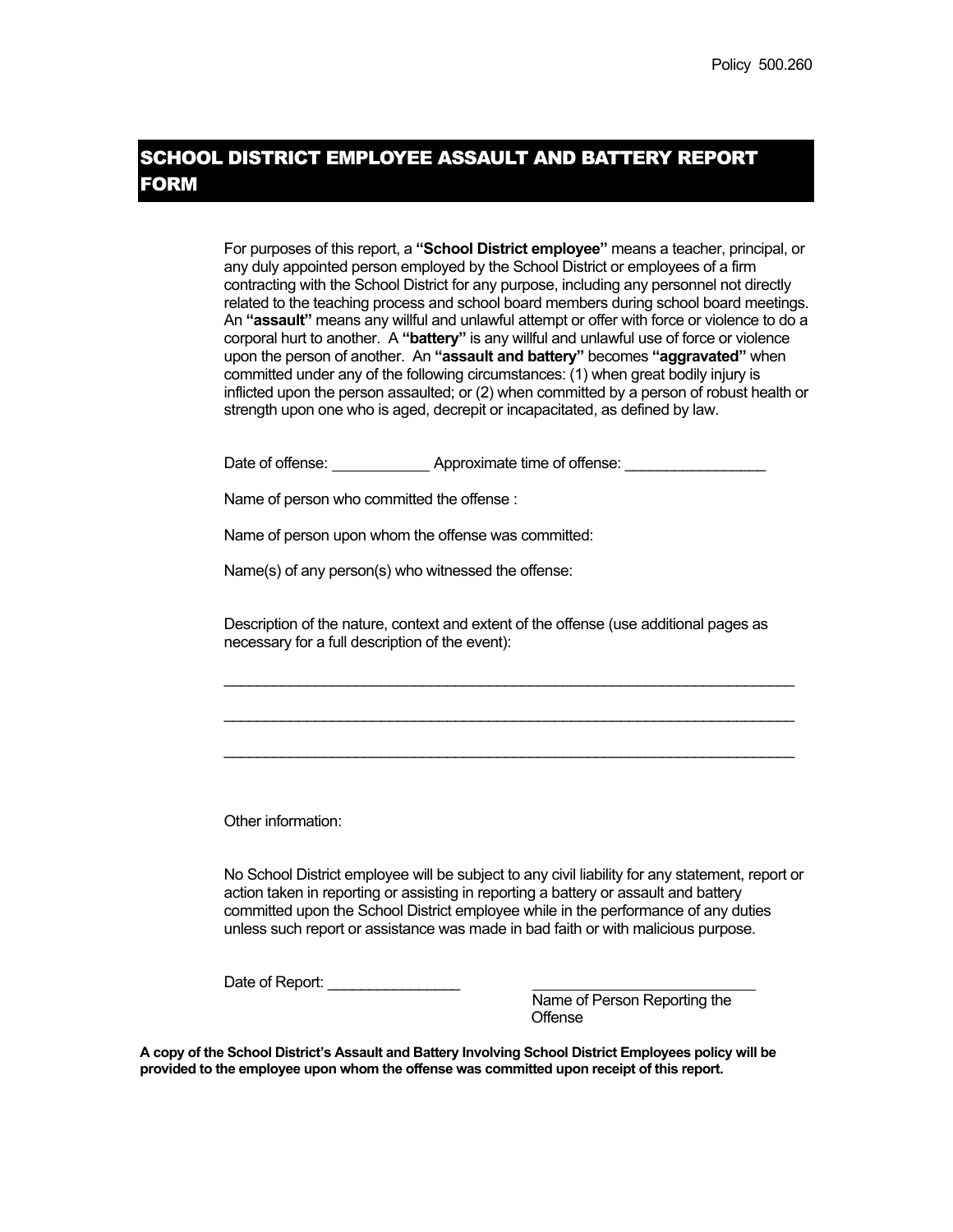Policy 500.260

# SCHOOL DISTRICT EMPLOYEE ASSAULT AND BATTERY REPORT FORM

For purposes of this report, a **"School District employee"** means a teacher, principal, or any duly appointed person employed by the School District or employees of a firm contracting with the School District for any purpose, including any personnel not directly related to the teaching process and school board members during school board meetings. An **"assault"** means any willful and unlawful attempt or offer with force or violence to do a corporal hurt to another. A **"battery"** is any willful and unlawful use of force or violence upon the person of another. An **"assault and battery"** becomes **"aggravated"** when committed under any of the following circumstances: (1) when great bodily injury is inflicted upon the person assaulted; or (2) when committed by a person of robust health or strength upon one who is aged, decrepit or incapacitated, as defined by law.

Date of offense: ____________ Approximate time of offense: _________________

Name of person who committed the offense :

Name of person upon whom the offense was committed:

Name(s) of any person(s) who witnessed the offense:

Description of the nature, context and extent of the offense (use additional pages as necessary for a full description of the event):

______________________________________________________________________

______________________________________________________________________

______________________________________________________________________

Other information:

No School District employee will be subject to any civil liability for any statement, report or action taken in reporting or assisting in reporting a battery or assault and battery committed upon the School District employee while in the performance of any duties unless such report or assistance was made in bad faith or with malicious purpose.

Date of Report: ________________

___________________________
Name of Person Reporting the Offense

**A copy of the School District's Assault and Battery Involving School District Employees policy will be provided to the employee upon whom the offense was committed upon receipt of this report.**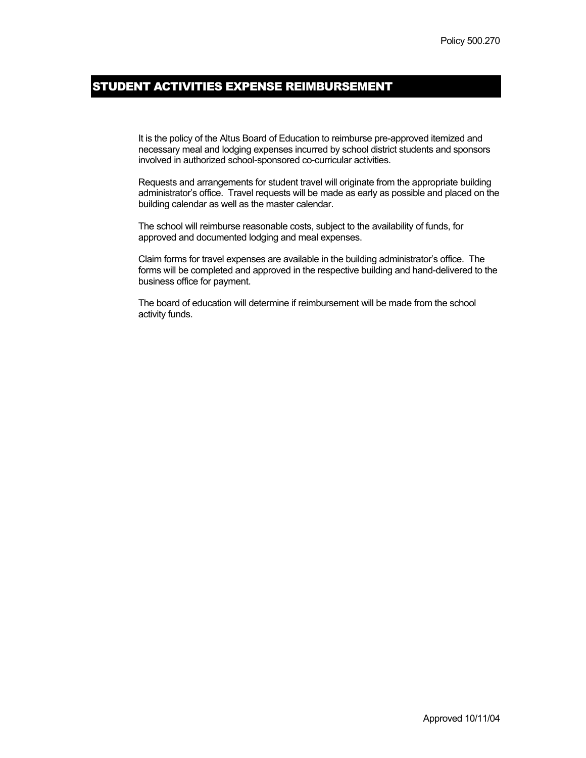Policy 500.270

# STUDENT ACTIVITIES EXPENSE REIMBURSEMENT

It is the policy of the Altus Board of Education to reimburse pre-approved itemized and necessary meal and lodging expenses incurred by school district students and sponsors involved in authorized school-sponsored co-curricular activities.

Requests and arrangements for student travel will originate from the appropriate building administrator's office. Travel requests will be made as early as possible and placed on the building calendar as well as the master calendar.

The school will reimburse reasonable costs, subject to the availability of funds, for approved and documented lodging and meal expenses.

Claim forms for travel expenses are available in the building administrator's office. The forms will be completed and approved in the respective building and hand-delivered to the business office for payment.

The board of education will determine if reimbursement will be made from the school activity funds.

Approved 10/11/04